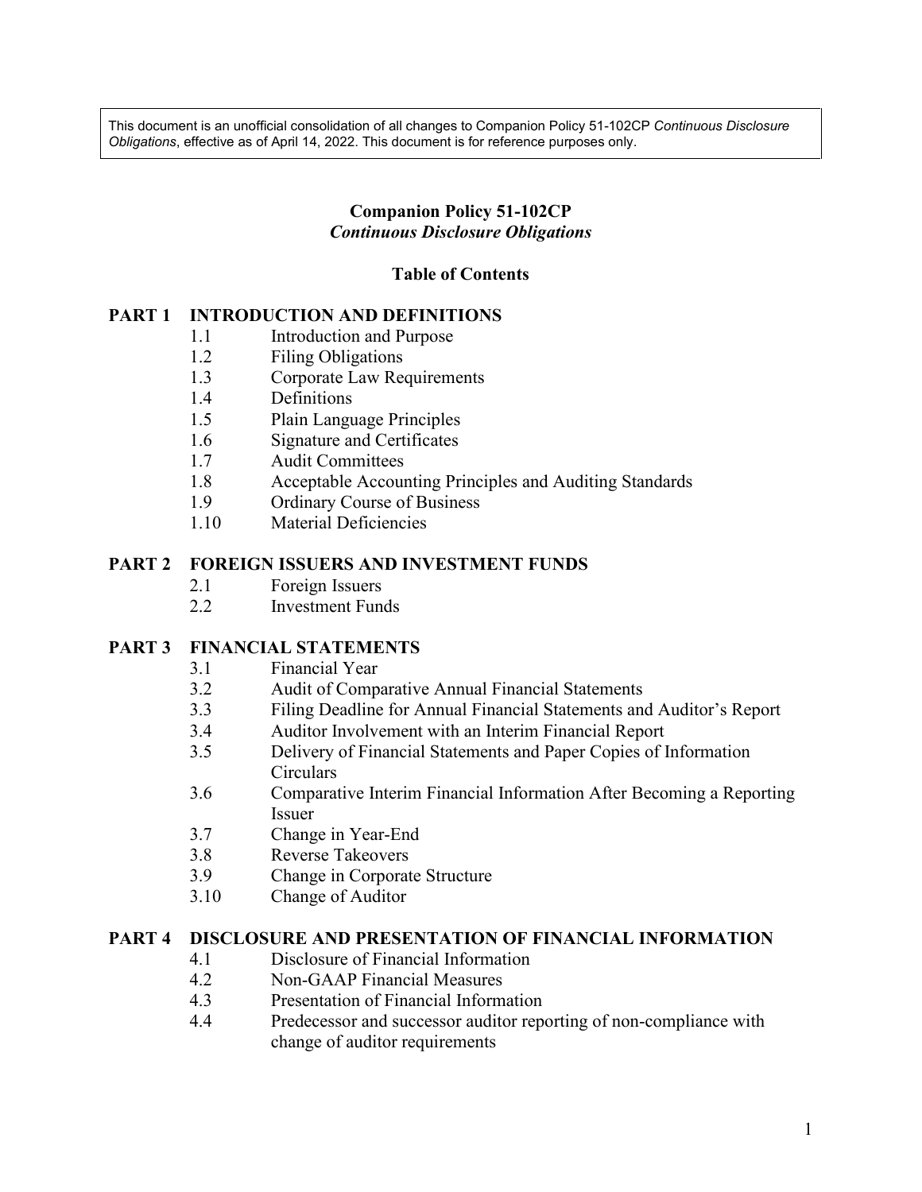This document is an unofficial consolidation of all changes to Companion Policy 51-102CP *Continuous Disclosure Obligations*, effective as of April 14, 2022. This document is for reference purposes only.

# Companion Policy 51-102CP
## *Continuous Disclosure Obligations*

### Table of Contents

**PART 1 INTRODUCTION AND DEFINITIONS**
- 1.1 Introduction and Purpose
- 1.2 Filing Obligations
- 1.3 Corporate Law Requirements
- 1.4 Definitions
- 1.5 Plain Language Principles
- 1.6 Signature and Certificates
- 1.7 Audit Committees
- 1.8 Acceptable Accounting Principles and Auditing Standards
- 1.9 Ordinary Course of Business
- 1.10 Material Deficiencies

**PART 2 FOREIGN ISSUERS AND INVESTMENT FUNDS**
- 2.1 Foreign Issuers
- 2.2 Investment Funds

**PART 3 FINANCIAL STATEMENTS**
- 3.1 Financial Year
- 3.2 Audit of Comparative Annual Financial Statements
- 3.3 Filing Deadline for Annual Financial Statements and Auditor's Report
- 3.4 Auditor Involvement with an Interim Financial Report
- 3.5 Delivery of Financial Statements and Paper Copies of Information Circulars
- 3.6 Comparative Interim Financial Information After Becoming a Reporting Issuer
- 3.7 Change in Year-End
- 3.8 Reverse Takeovers
- 3.9 Change in Corporate Structure
- 3.10 Change of Auditor

**PART 4 DISCLOSURE AND PRESENTATION OF FINANCIAL INFORMATION**
- 4.1 Disclosure of Financial Information
- 4.2 Non-GAAP Financial Measures
- 4.3 Presentation of Financial Information
- 4.4 Predecessor and successor auditor reporting of non-compliance with change of auditor requirements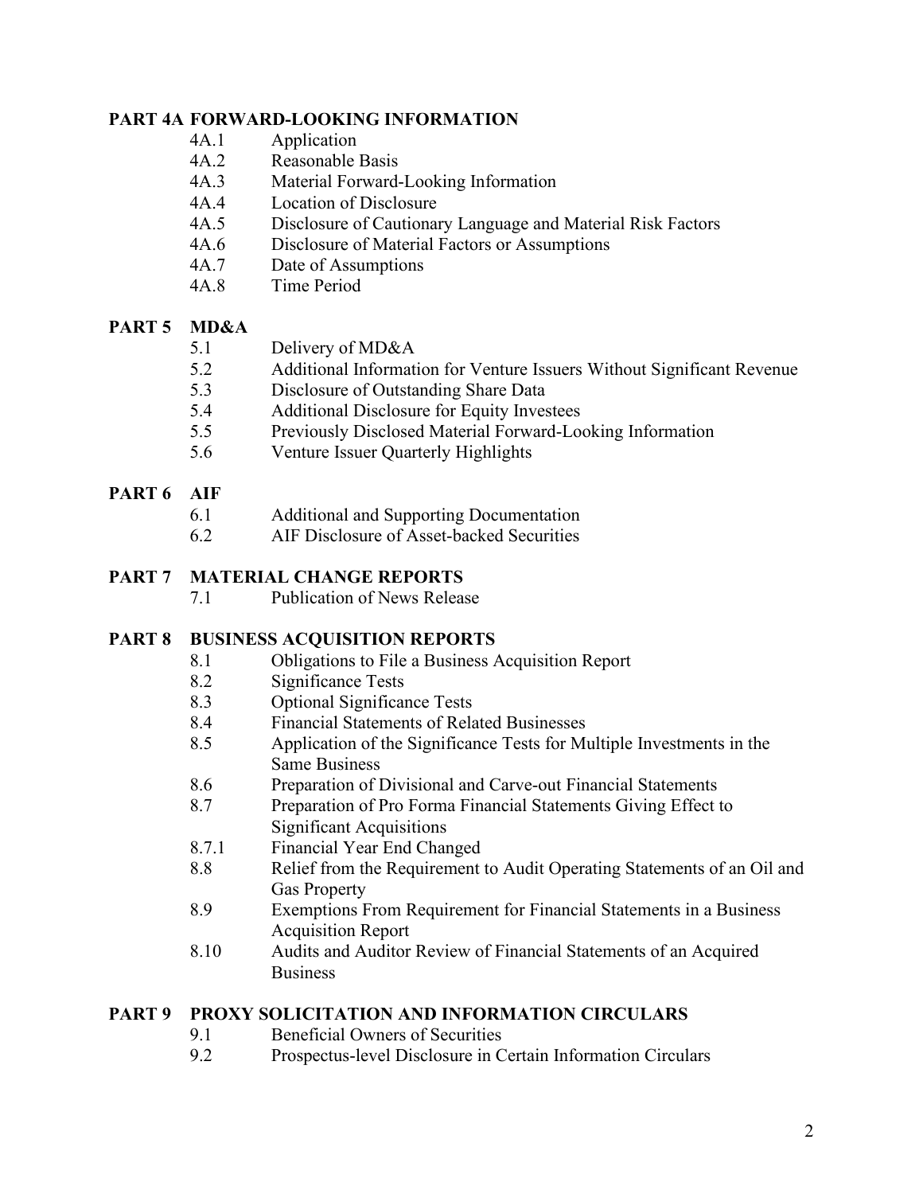**PART 4A FORWARD-LOOKING INFORMATION**

- 4A.1 Application
- 4A.2 Reasonable Basis
- 4A.3 Material Forward-Looking Information
- 4A.4 Location of Disclosure
- 4A.5 Disclosure of Cautionary Language and Material Risk Factors
- 4A.6 Disclosure of Material Factors or Assumptions
- 4A.7 Date of Assumptions
- 4A.8 Time Period

**PART 5 MD&A**

- 5.1 Delivery of MD&A
- 5.2 Additional Information for Venture Issuers Without Significant Revenue
- 5.3 Disclosure of Outstanding Share Data
- 5.4 Additional Disclosure for Equity Investees
- 5.5 Previously Disclosed Material Forward-Looking Information
- 5.6 Venture Issuer Quarterly Highlights

**PART 6 AIF**

- 6.1 Additional and Supporting Documentation
- 6.2 AIF Disclosure of Asset-backed Securities

**PART 7 MATERIAL CHANGE REPORTS**

- 7.1 Publication of News Release

**PART 8 BUSINESS ACQUISITION REPORTS**

- 8.1 Obligations to File a Business Acquisition Report
- 8.2 Significance Tests
- 8.3 Optional Significance Tests
- 8.4 Financial Statements of Related Businesses
- 8.5 Application of the Significance Tests for Multiple Investments in the Same Business
- 8.6 Preparation of Divisional and Carve-out Financial Statements
- 8.7 Preparation of Pro Forma Financial Statements Giving Effect to Significant Acquisitions
- 8.7.1 Financial Year End Changed
- 8.8 Relief from the Requirement to Audit Operating Statements of an Oil and Gas Property
- 8.9 Exemptions From Requirement for Financial Statements in a Business Acquisition Report
- 8.10 Audits and Auditor Review of Financial Statements of an Acquired Business

**PART 9 PROXY SOLICITATION AND INFORMATION CIRCULARS**

- 9.1 Beneficial Owners of Securities
- 9.2 Prospectus-level Disclosure in Certain Information Circulars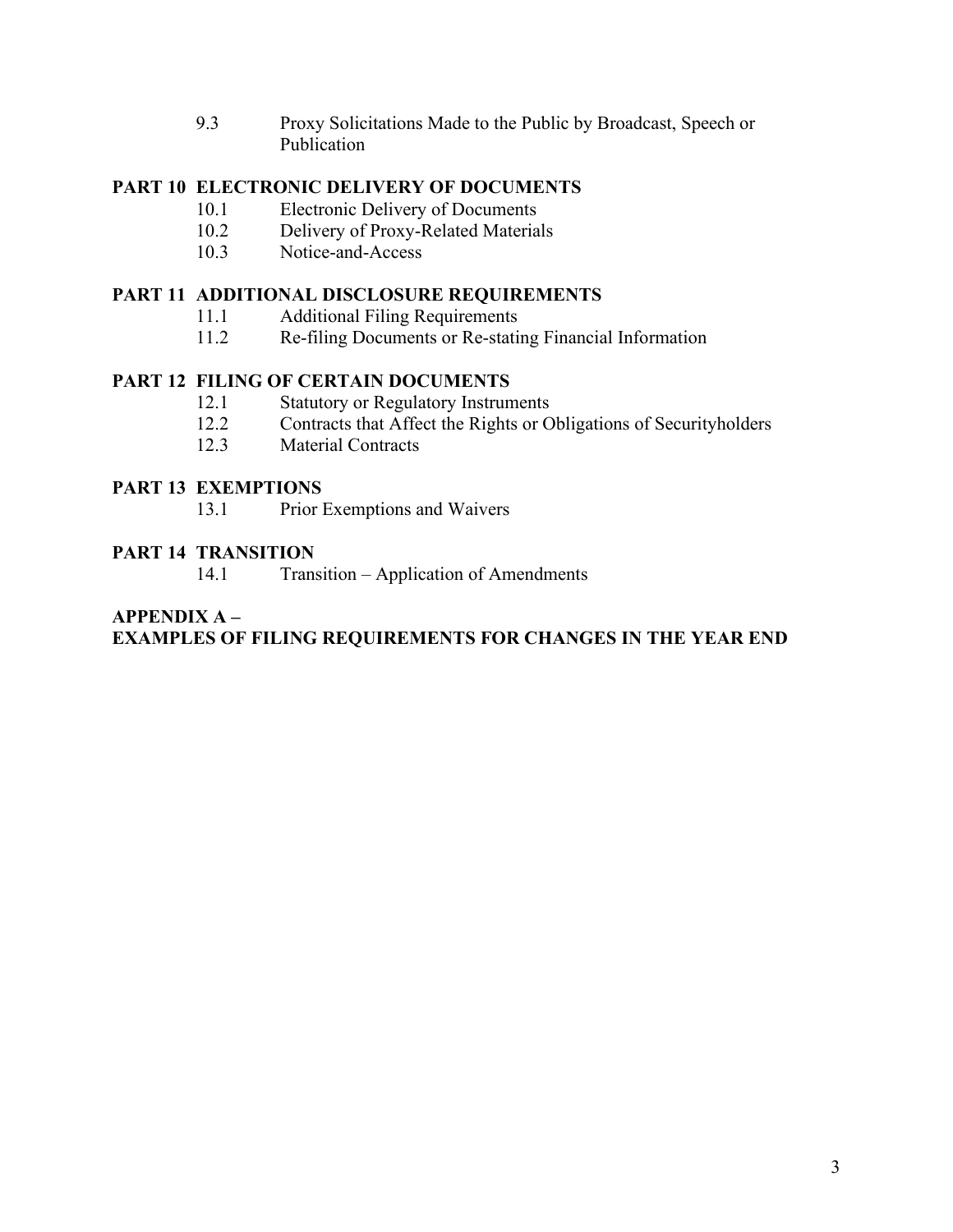9.3 Proxy Solicitations Made to the Public by Broadcast, Speech or Publication

**PART 10 ELECTRONIC DELIVERY OF DOCUMENTS**

10.1 Electronic Delivery of Documents
10.2 Delivery of Proxy-Related Materials
10.3 Notice-and-Access

**PART 11 ADDITIONAL DISCLOSURE REQUIREMENTS**

11.1 Additional Filing Requirements
11.2 Re-filing Documents or Re-stating Financial Information

**PART 12 FILING OF CERTAIN DOCUMENTS**

12.1 Statutory or Regulatory Instruments
12.2 Contracts that Affect the Rights or Obligations of Securityholders
12.3 Material Contracts

**PART 13 EXEMPTIONS**

13.1 Prior Exemptions and Waivers

**PART 14 TRANSITION**

14.1 Transition – Application of Amendments

**APPENDIX A –**
**EXAMPLES OF FILING REQUIREMENTS FOR CHANGES IN THE YEAR END**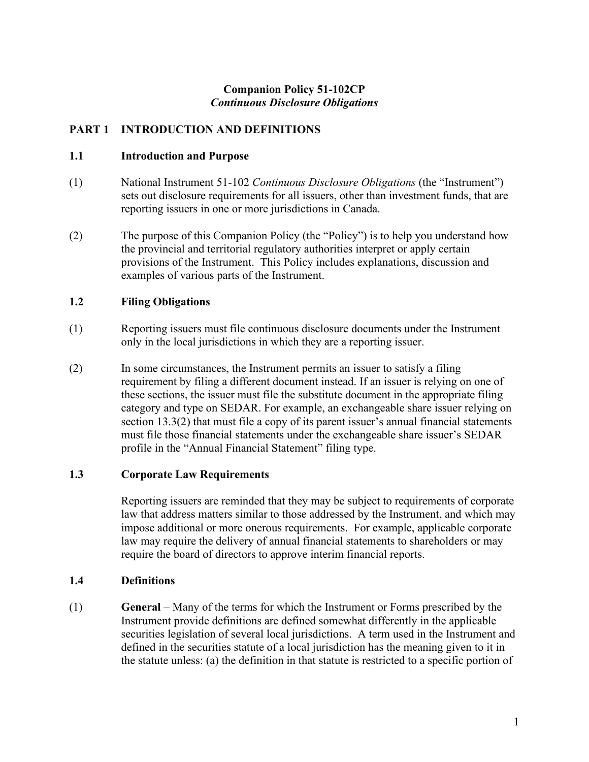# Companion Policy 51-102CP
## *Continuous Disclosure Obligations*

## PART 1 INTRODUCTION AND DEFINITIONS

### 1.1 Introduction and Purpose

(1) National Instrument 51-102 *Continuous Disclosure Obligations* (the "Instrument") sets out disclosure requirements for all issuers, other than investment funds, that are reporting issuers in one or more jurisdictions in Canada.

(2) The purpose of this Companion Policy (the "Policy") is to help you understand how the provincial and territorial regulatory authorities interpret or apply certain provisions of the Instrument. This Policy includes explanations, discussion and examples of various parts of the Instrument.

### 1.2 Filing Obligations

(1) Reporting issuers must file continuous disclosure documents under the Instrument only in the local jurisdictions in which they are a reporting issuer.

(2) In some circumstances, the Instrument permits an issuer to satisfy a filing requirement by filing a different document instead. If an issuer is relying on one of these sections, the issuer must file the substitute document in the appropriate filing category and type on SEDAR. For example, an exchangeable share issuer relying on section 13.3(2) that must file a copy of its parent issuer's annual financial statements must file those financial statements under the exchangeable share issuer's SEDAR profile in the "Annual Financial Statement" filing type.

### 1.3 Corporate Law Requirements

Reporting issuers are reminded that they may be subject to requirements of corporate law that address matters similar to those addressed by the Instrument, and which may impose additional or more onerous requirements. For example, applicable corporate law may require the delivery of annual financial statements to shareholders or may require the board of directors to approve interim financial reports.

### 1.4 Definitions

(1) **General** – Many of the terms for which the Instrument or Forms prescribed by the Instrument provide definitions are defined somewhat differently in the applicable securities legislation of several local jurisdictions. A term used in the Instrument and defined in the securities statute of a local jurisdiction has the meaning given to it in the statute unless: (a) the definition in that statute is restricted to a specific portion of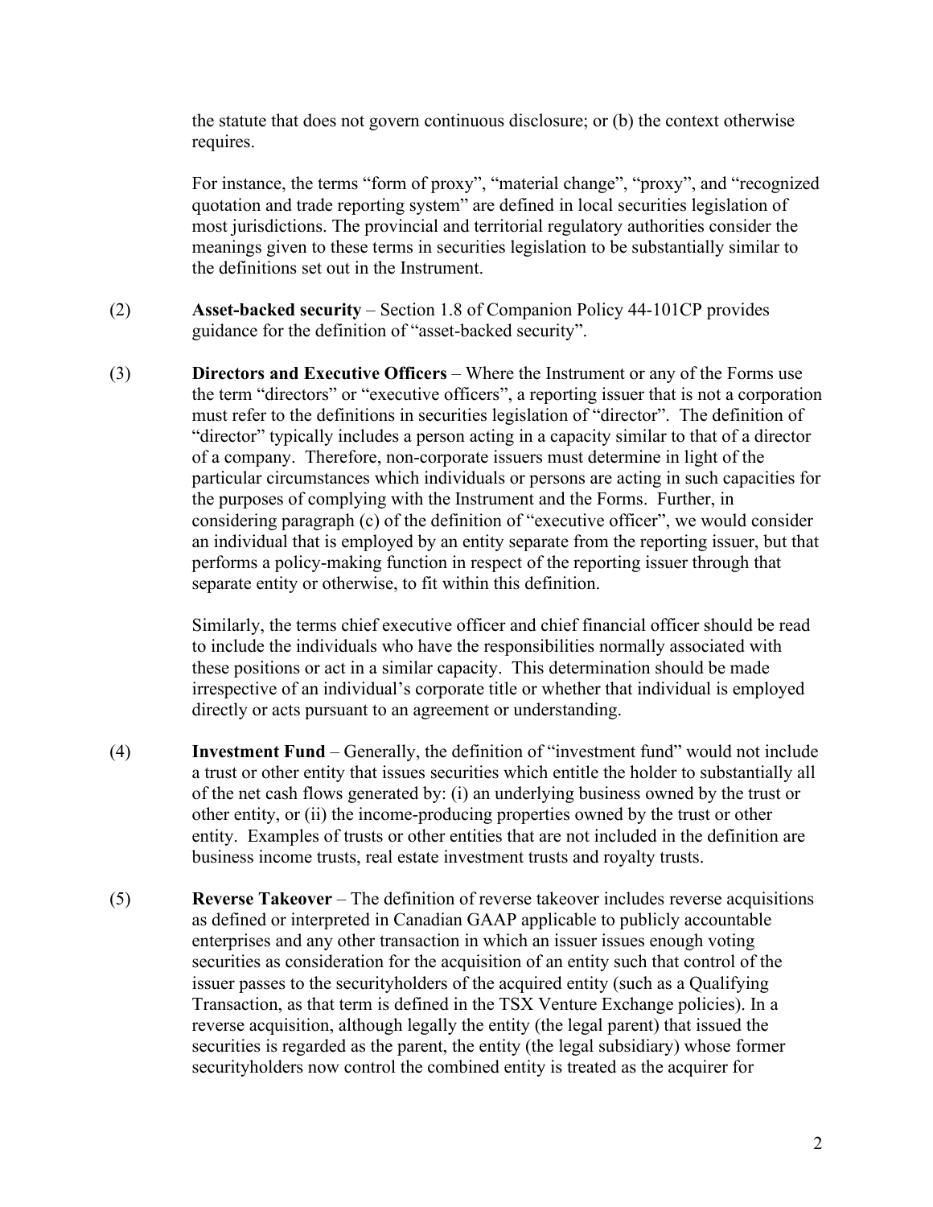the statute that does not govern continuous disclosure; or (b) the context otherwise requires.

For instance, the terms "form of proxy", "material change", "proxy", and "recognized quotation and trade reporting system" are defined in local securities legislation of most jurisdictions. The provincial and territorial regulatory authorities consider the meanings given to these terms in securities legislation to be substantially similar to the definitions set out in the Instrument.

(2) **Asset-backed security** – Section 1.8 of Companion Policy 44-101CP provides guidance for the definition of "asset-backed security".

(3) **Directors and Executive Officers** – Where the Instrument or any of the Forms use the term "directors" or "executive officers", a reporting issuer that is not a corporation must refer to the definitions in securities legislation of "director". The definition of "director" typically includes a person acting in a capacity similar to that of a director of a company. Therefore, non-corporate issuers must determine in light of the particular circumstances which individuals or persons are acting in such capacities for the purposes of complying with the Instrument and the Forms. Further, in considering paragraph (c) of the definition of "executive officer", we would consider an individual that is employed by an entity separate from the reporting issuer, but that performs a policy-making function in respect of the reporting issuer through that separate entity or otherwise, to fit within this definition.

Similarly, the terms chief executive officer and chief financial officer should be read to include the individuals who have the responsibilities normally associated with these positions or act in a similar capacity. This determination should be made irrespective of an individual's corporate title or whether that individual is employed directly or acts pursuant to an agreement or understanding.

(4) **Investment Fund** – Generally, the definition of "investment fund" would not include a trust or other entity that issues securities which entitle the holder to substantially all of the net cash flows generated by: (i) an underlying business owned by the trust or other entity, or (ii) the income-producing properties owned by the trust or other entity. Examples of trusts or other entities that are not included in the definition are business income trusts, real estate investment trusts and royalty trusts.

(5) **Reverse Takeover** – The definition of reverse takeover includes reverse acquisitions as defined or interpreted in Canadian GAAP applicable to publicly accountable enterprises and any other transaction in which an issuer issues enough voting securities as consideration for the acquisition of an entity such that control of the issuer passes to the securityholders of the acquired entity (such as a Qualifying Transaction, as that term is defined in the TSX Venture Exchange policies). In a reverse acquisition, although legally the entity (the legal parent) that issued the securities is regarded as the parent, the entity (the legal subsidiary) whose former securityholders now control the combined entity is treated as the acquirer for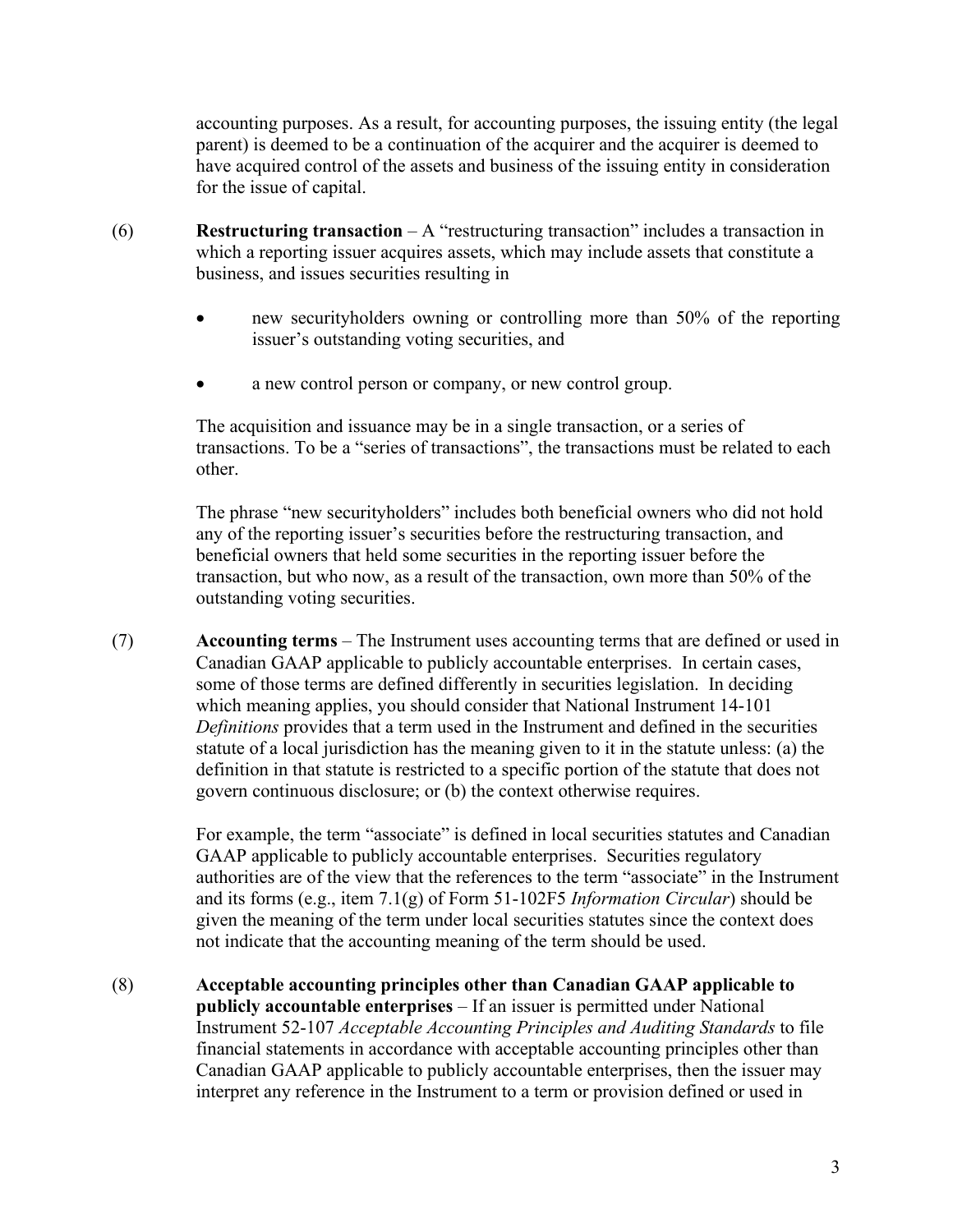accounting purposes. As a result, for accounting purposes, the issuing entity (the legal parent) is deemed to be a continuation of the acquirer and the acquirer is deemed to have acquired control of the assets and business of the issuing entity in consideration for the issue of capital.

(6) **Restructuring transaction** – A "restructuring transaction" includes a transaction in which a reporting issuer acquires assets, which may include assets that constitute a business, and issues securities resulting in

- new securityholders owning or controlling more than 50% of the reporting issuer's outstanding voting securities, and
- a new control person or company, or new control group.

The acquisition and issuance may be in a single transaction, or a series of transactions. To be a "series of transactions", the transactions must be related to each other.

The phrase "new securityholders" includes both beneficial owners who did not hold any of the reporting issuer's securities before the restructuring transaction, and beneficial owners that held some securities in the reporting issuer before the transaction, but who now, as a result of the transaction, own more than 50% of the outstanding voting securities.

(7) **Accounting terms** – The Instrument uses accounting terms that are defined or used in Canadian GAAP applicable to publicly accountable enterprises. In certain cases, some of those terms are defined differently in securities legislation. In deciding which meaning applies, you should consider that National Instrument 14-101 *Definitions* provides that a term used in the Instrument and defined in the securities statute of a local jurisdiction has the meaning given to it in the statute unless: (a) the definition in that statute is restricted to a specific portion of the statute that does not govern continuous disclosure; or (b) the context otherwise requires.

For example, the term "associate" is defined in local securities statutes and Canadian GAAP applicable to publicly accountable enterprises. Securities regulatory authorities are of the view that the references to the term "associate" in the Instrument and its forms (e.g., item 7.1(g) of Form 51-102F5 *Information Circular*) should be given the meaning of the term under local securities statutes since the context does not indicate that the accounting meaning of the term should be used.

(8) **Acceptable accounting principles other than Canadian GAAP applicable to publicly accountable enterprises** – If an issuer is permitted under National Instrument 52-107 *Acceptable Accounting Principles and Auditing Standards* to file financial statements in accordance with acceptable accounting principles other than Canadian GAAP applicable to publicly accountable enterprises, then the issuer may interpret any reference in the Instrument to a term or provision defined or used in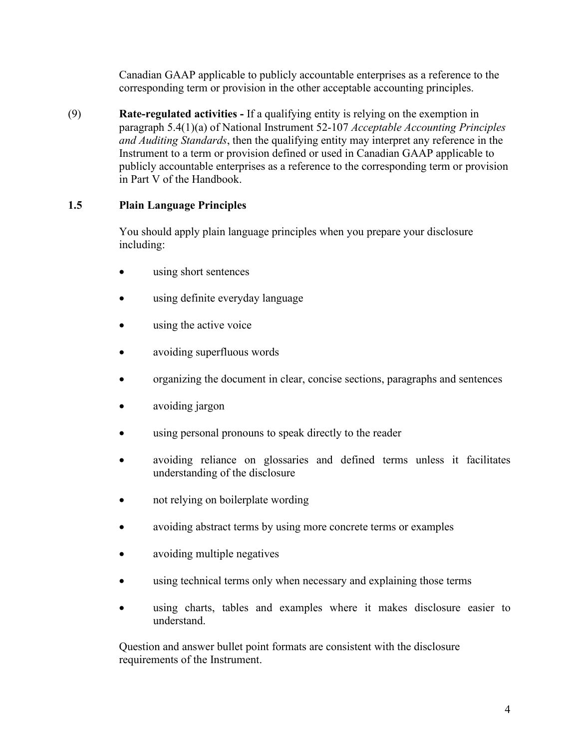Canadian GAAP applicable to publicly accountable enterprises as a reference to the corresponding term or provision in the other acceptable accounting principles.

(9) **Rate-regulated activities -** If a qualifying entity is relying on the exemption in paragraph 5.4(1)(a) of National Instrument 52-107 *Acceptable Accounting Principles and Auditing Standards*, then the qualifying entity may interpret any reference in the Instrument to a term or provision defined or used in Canadian GAAP applicable to publicly accountable enterprises as a reference to the corresponding term or provision in Part V of the Handbook.

### 1.5 Plain Language Principles

You should apply plain language principles when you prepare your disclosure including:

- using short sentences
- using definite everyday language
- using the active voice
- avoiding superfluous words
- organizing the document in clear, concise sections, paragraphs and sentences
- avoiding jargon
- using personal pronouns to speak directly to the reader
- avoiding reliance on glossaries and defined terms unless it facilitates understanding of the disclosure
- not relying on boilerplate wording
- avoiding abstract terms by using more concrete terms or examples
- avoiding multiple negatives
- using technical terms only when necessary and explaining those terms
- using charts, tables and examples where it makes disclosure easier to understand.

Question and answer bullet point formats are consistent with the disclosure requirements of the Instrument.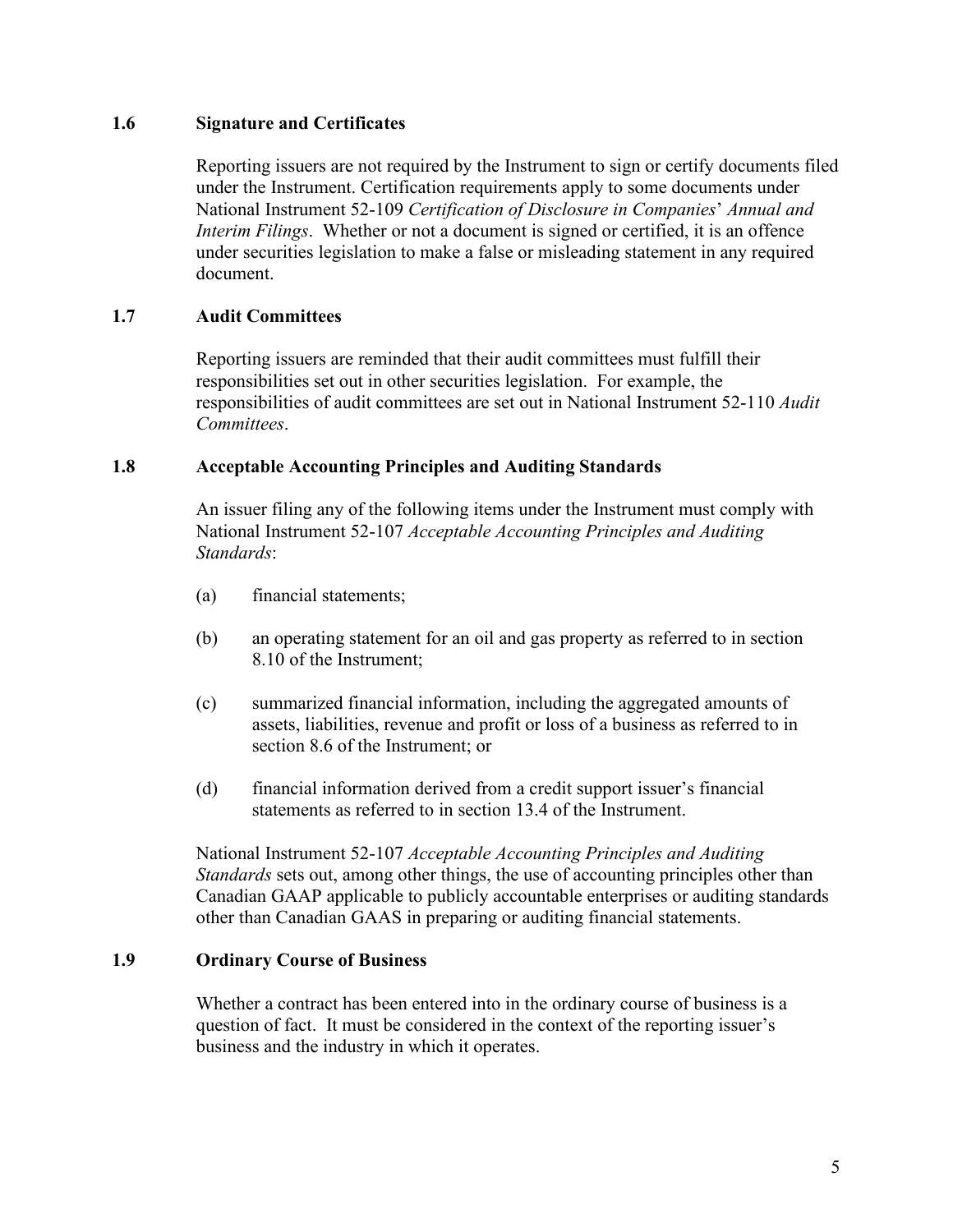### 1.6 Signature and Certificates

Reporting issuers are not required by the Instrument to sign or certify documents filed under the Instrument. Certification requirements apply to some documents under National Instrument 52-109 *Certification of Disclosure in Companies*' *Annual and Interim Filings*. Whether or not a document is signed or certified, it is an offence under securities legislation to make a false or misleading statement in any required document.

### 1.7 Audit Committees

Reporting issuers are reminded that their audit committees must fulfill their responsibilities set out in other securities legislation. For example, the responsibilities of audit committees are set out in National Instrument 52-110 *Audit Committees*.

### 1.8 Acceptable Accounting Principles and Auditing Standards

An issuer filing any of the following items under the Instrument must comply with National Instrument 52-107 *Acceptable Accounting Principles and Auditing Standards*:

(a) financial statements;

(b) an operating statement for an oil and gas property as referred to in section 8.10 of the Instrument;

(c) summarized financial information, including the aggregated amounts of assets, liabilities, revenue and profit or loss of a business as referred to in section 8.6 of the Instrument; or

(d) financial information derived from a credit support issuer's financial statements as referred to in section 13.4 of the Instrument.

National Instrument 52-107 *Acceptable Accounting Principles and Auditing Standards* sets out, among other things, the use of accounting principles other than Canadian GAAP applicable to publicly accountable enterprises or auditing standards other than Canadian GAAS in preparing or auditing financial statements.

### 1.9 Ordinary Course of Business

Whether a contract has been entered into in the ordinary course of business is a question of fact. It must be considered in the context of the reporting issuer's business and the industry in which it operates.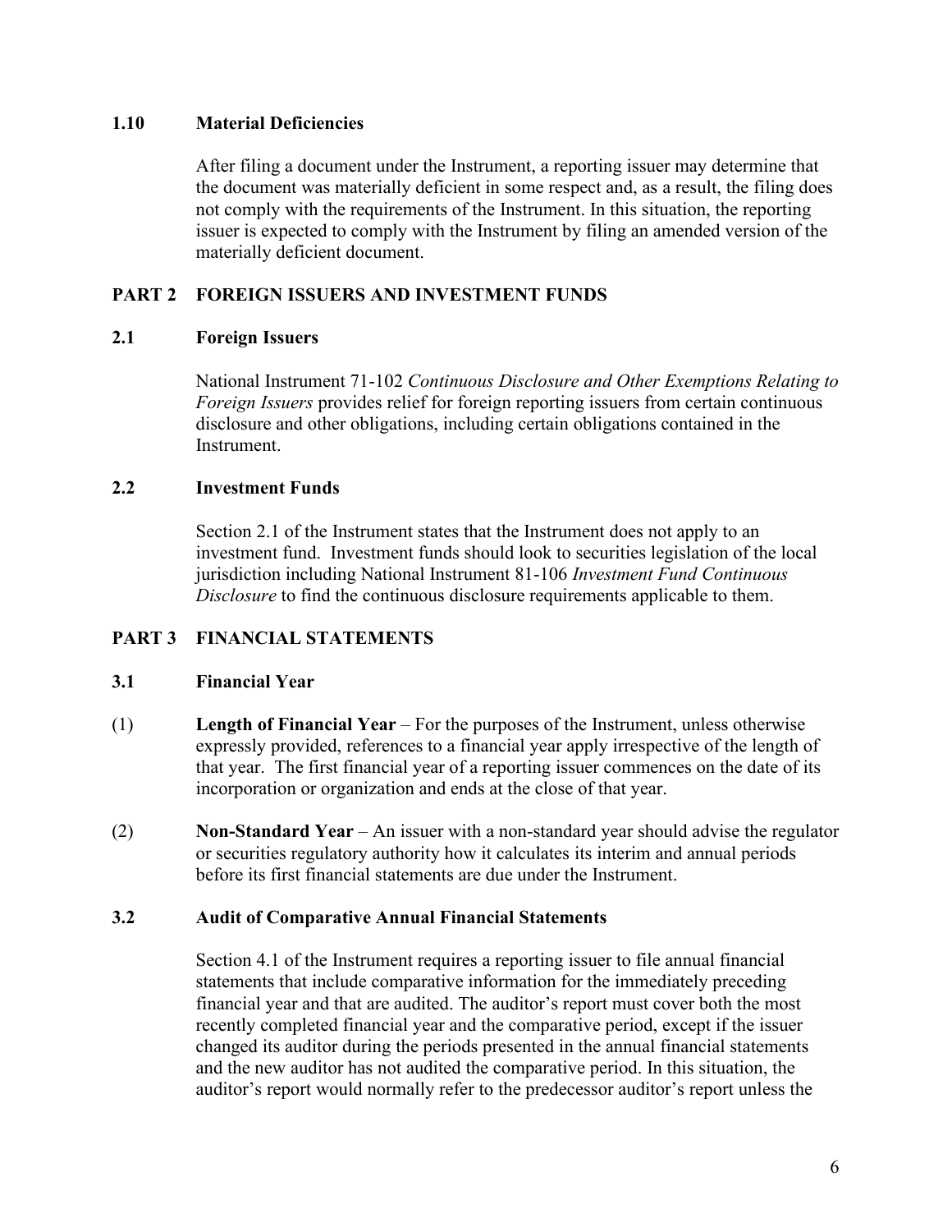### 1.10 Material Deficiencies

After filing a document under the Instrument, a reporting issuer may determine that the document was materially deficient in some respect and, as a result, the filing does not comply with the requirements of the Instrument. In this situation, the reporting issuer is expected to comply with the Instrument by filing an amended version of the materially deficient document.

## PART 2 FOREIGN ISSUERS AND INVESTMENT FUNDS

### 2.1 Foreign Issuers

National Instrument 71-102 *Continuous Disclosure and Other Exemptions Relating to Foreign Issuers* provides relief for foreign reporting issuers from certain continuous disclosure and other obligations, including certain obligations contained in the Instrument.

### 2.2 Investment Funds

Section 2.1 of the Instrument states that the Instrument does not apply to an investment fund. Investment funds should look to securities legislation of the local jurisdiction including National Instrument 81-106 *Investment Fund Continuous Disclosure* to find the continuous disclosure requirements applicable to them.

## PART 3 FINANCIAL STATEMENTS

### 3.1 Financial Year

(1) **Length of Financial Year** – For the purposes of the Instrument, unless otherwise expressly provided, references to a financial year apply irrespective of the length of that year. The first financial year of a reporting issuer commences on the date of its incorporation or organization and ends at the close of that year.

(2) **Non-Standard Year** – An issuer with a non-standard year should advise the regulator or securities regulatory authority how it calculates its interim and annual periods before its first financial statements are due under the Instrument.

### 3.2 Audit of Comparative Annual Financial Statements

Section 4.1 of the Instrument requires a reporting issuer to file annual financial statements that include comparative information for the immediately preceding financial year and that are audited. The auditor's report must cover both the most recently completed financial year and the comparative period, except if the issuer changed its auditor during the periods presented in the annual financial statements and the new auditor has not audited the comparative period. In this situation, the auditor's report would normally refer to the predecessor auditor's report unless the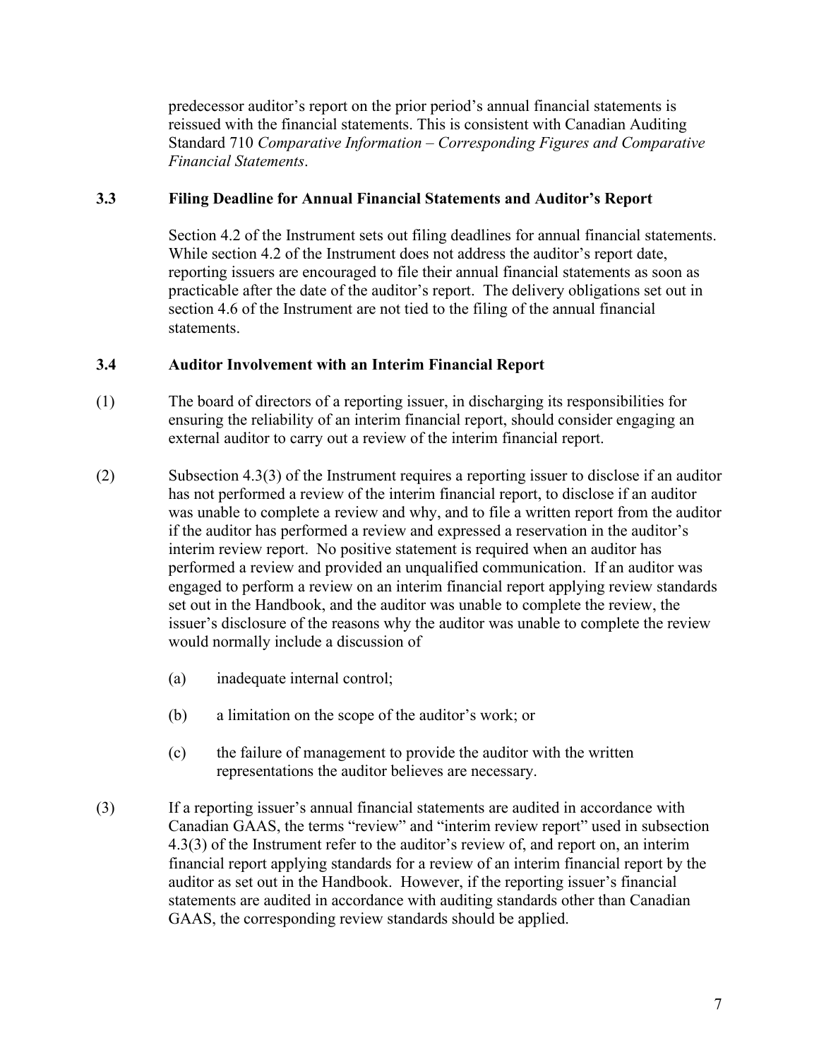predecessor auditor's report on the prior period's annual financial statements is reissued with the financial statements. This is consistent with Canadian Auditing Standard 710 *Comparative Information – Corresponding Figures and Comparative Financial Statements*.

### 3.3 Filing Deadline for Annual Financial Statements and Auditor's Report

Section 4.2 of the Instrument sets out filing deadlines for annual financial statements. While section 4.2 of the Instrument does not address the auditor's report date, reporting issuers are encouraged to file their annual financial statements as soon as practicable after the date of the auditor's report. The delivery obligations set out in section 4.6 of the Instrument are not tied to the filing of the annual financial statements.

### 3.4 Auditor Involvement with an Interim Financial Report

(1) The board of directors of a reporting issuer, in discharging its responsibilities for ensuring the reliability of an interim financial report, should consider engaging an external auditor to carry out a review of the interim financial report.

(2) Subsection 4.3(3) of the Instrument requires a reporting issuer to disclose if an auditor has not performed a review of the interim financial report, to disclose if an auditor was unable to complete a review and why, and to file a written report from the auditor if the auditor has performed a review and expressed a reservation in the auditor's interim review report. No positive statement is required when an auditor has performed a review and provided an unqualified communication. If an auditor was engaged to perform a review on an interim financial report applying review standards set out in the Handbook, and the auditor was unable to complete the review, the issuer's disclosure of the reasons why the auditor was unable to complete the review would normally include a discussion of

- (a) inadequate internal control;
- (b) a limitation on the scope of the auditor's work; or
- (c) the failure of management to provide the auditor with the written representations the auditor believes are necessary.

(3) If a reporting issuer's annual financial statements are audited in accordance with Canadian GAAS, the terms "review" and "interim review report" used in subsection 4.3(3) of the Instrument refer to the auditor's review of, and report on, an interim financial report applying standards for a review of an interim financial report by the auditor as set out in the Handbook. However, if the reporting issuer's financial statements are audited in accordance with auditing standards other than Canadian GAAS, the corresponding review standards should be applied.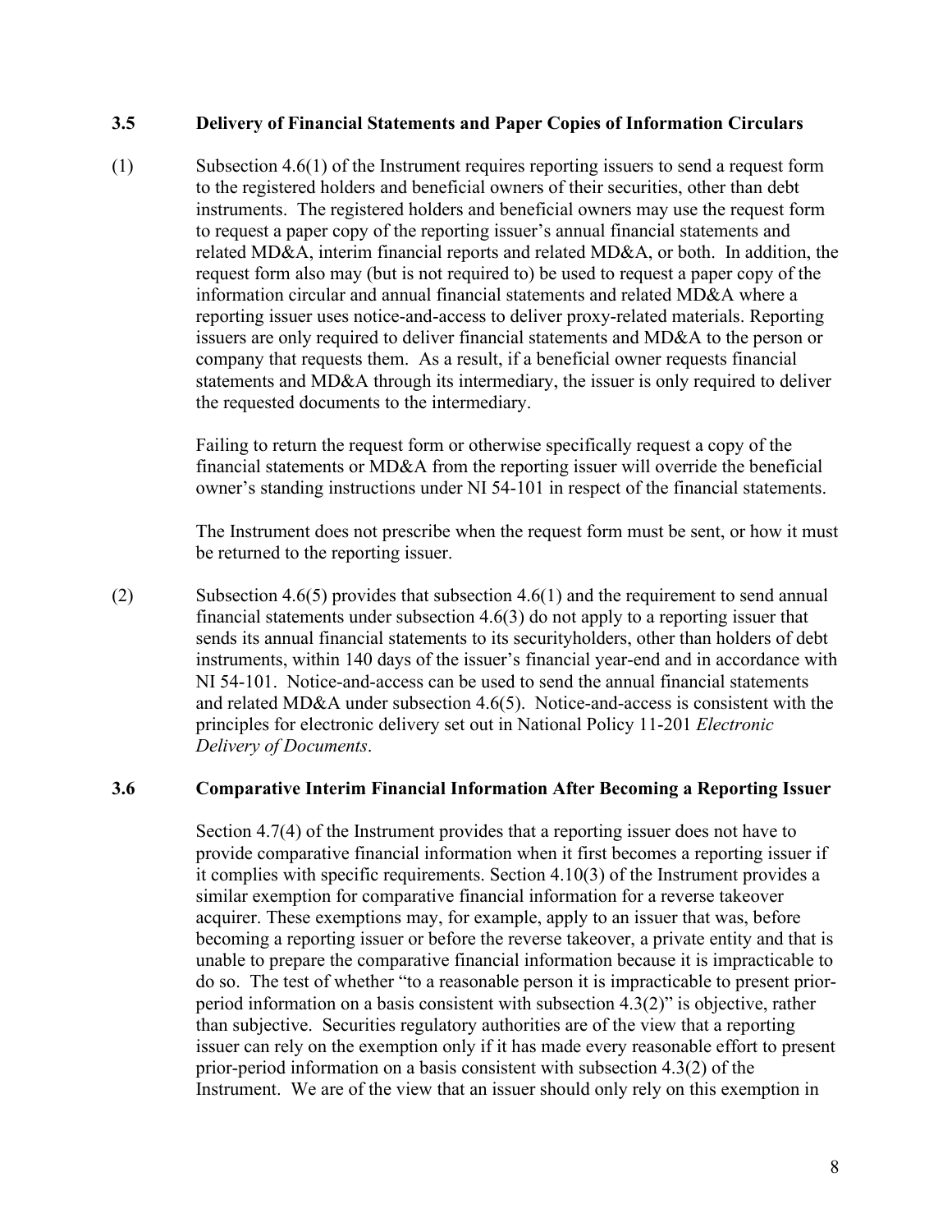### 3.5 Delivery of Financial Statements and Paper Copies of Information Circulars

(1) Subsection 4.6(1) of the Instrument requires reporting issuers to send a request form to the registered holders and beneficial owners of their securities, other than debt instruments. The registered holders and beneficial owners may use the request form to request a paper copy of the reporting issuer's annual financial statements and related MD&A, interim financial reports and related MD&A, or both. In addition, the request form also may (but is not required to) be used to request a paper copy of the information circular and annual financial statements and related MD&A where a reporting issuer uses notice-and-access to deliver proxy-related materials. Reporting issuers are only required to deliver financial statements and MD&A to the person or company that requests them. As a result, if a beneficial owner requests financial statements and MD&A through its intermediary, the issuer is only required to deliver the requested documents to the intermediary.

Failing to return the request form or otherwise specifically request a copy of the financial statements or MD&A from the reporting issuer will override the beneficial owner's standing instructions under NI 54-101 in respect of the financial statements.

The Instrument does not prescribe when the request form must be sent, or how it must be returned to the reporting issuer.

(2) Subsection 4.6(5) provides that subsection 4.6(1) and the requirement to send annual financial statements under subsection 4.6(3) do not apply to a reporting issuer that sends its annual financial statements to its securityholders, other than holders of debt instruments, within 140 days of the issuer's financial year-end and in accordance with NI 54-101. Notice-and-access can be used to send the annual financial statements and related MD&A under subsection 4.6(5). Notice-and-access is consistent with the principles for electronic delivery set out in National Policy 11-201 *Electronic Delivery of Documents*.

### 3.6 Comparative Interim Financial Information After Becoming a Reporting Issuer

Section 4.7(4) of the Instrument provides that a reporting issuer does not have to provide comparative financial information when it first becomes a reporting issuer if it complies with specific requirements. Section 4.10(3) of the Instrument provides a similar exemption for comparative financial information for a reverse takeover acquirer. These exemptions may, for example, apply to an issuer that was, before becoming a reporting issuer or before the reverse takeover, a private entity and that is unable to prepare the comparative financial information because it is impracticable to do so. The test of whether "to a reasonable person it is impracticable to present prior-period information on a basis consistent with subsection 4.3(2)" is objective, rather than subjective. Securities regulatory authorities are of the view that a reporting issuer can rely on the exemption only if it has made every reasonable effort to present prior-period information on a basis consistent with subsection 4.3(2) of the Instrument. We are of the view that an issuer should only rely on this exemption in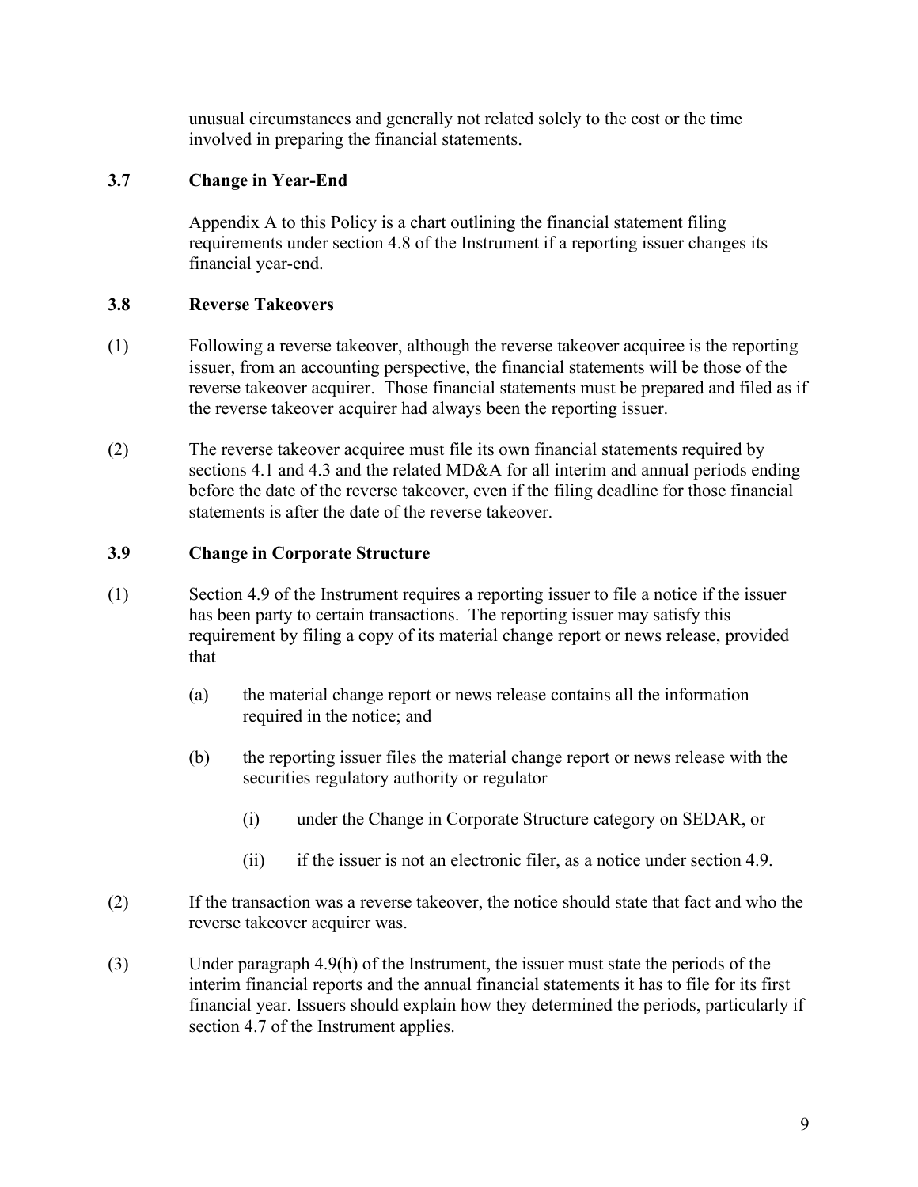unusual circumstances and generally not related solely to the cost or the time involved in preparing the financial statements.

### 3.7 Change in Year-End

Appendix A to this Policy is a chart outlining the financial statement filing requirements under section 4.8 of the Instrument if a reporting issuer changes its financial year-end.

### 3.8 Reverse Takeovers

(1) Following a reverse takeover, although the reverse takeover acquiree is the reporting issuer, from an accounting perspective, the financial statements will be those of the reverse takeover acquirer. Those financial statements must be prepared and filed as if the reverse takeover acquirer had always been the reporting issuer.

(2) The reverse takeover acquiree must file its own financial statements required by sections 4.1 and 4.3 and the related MD&A for all interim and annual periods ending before the date of the reverse takeover, even if the filing deadline for those financial statements is after the date of the reverse takeover.

### 3.9 Change in Corporate Structure

(1) Section 4.9 of the Instrument requires a reporting issuer to file a notice if the issuer has been party to certain transactions. The reporting issuer may satisfy this requirement by filing a copy of its material change report or news release, provided that

   (a) the material change report or news release contains all the information required in the notice; and

   (b) the reporting issuer files the material change report or news release with the securities regulatory authority or regulator

      (i) under the Change in Corporate Structure category on SEDAR, or

      (ii) if the issuer is not an electronic filer, as a notice under section 4.9.

(2) If the transaction was a reverse takeover, the notice should state that fact and who the reverse takeover acquirer was.

(3) Under paragraph 4.9(h) of the Instrument, the issuer must state the periods of the interim financial reports and the annual financial statements it has to file for its first financial year. Issuers should explain how they determined the periods, particularly if section 4.7 of the Instrument applies.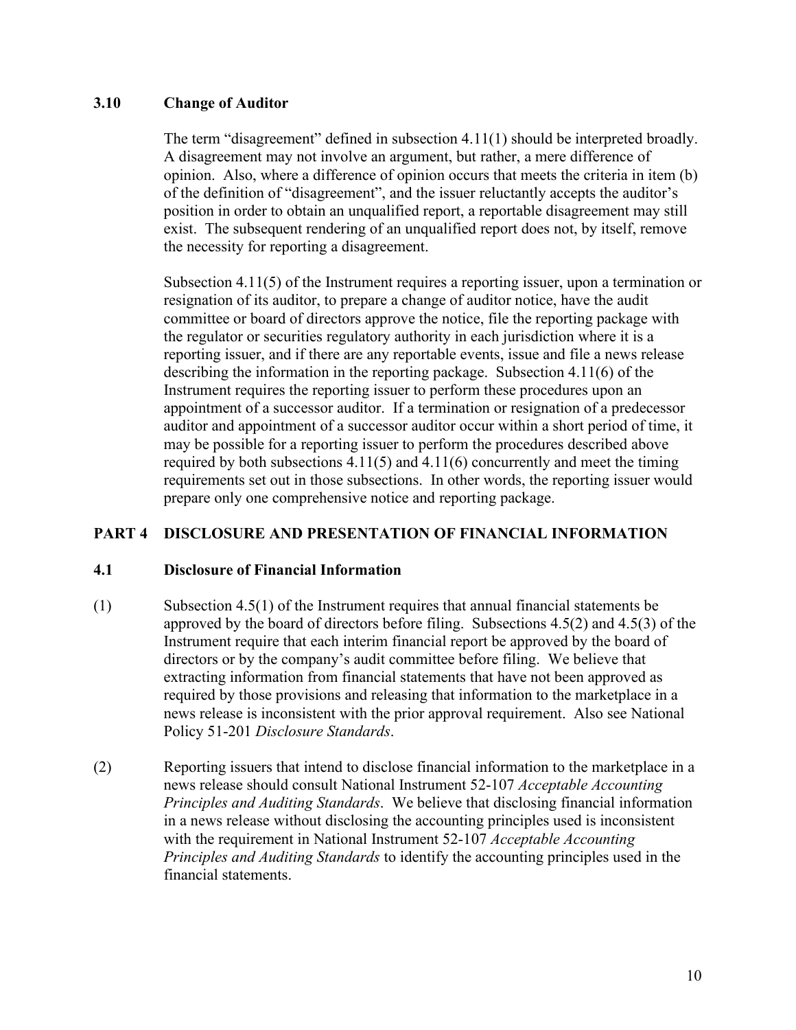### 3.10 Change of Auditor

The term "disagreement" defined in subsection 4.11(1) should be interpreted broadly. A disagreement may not involve an argument, but rather, a mere difference of opinion. Also, where a difference of opinion occurs that meets the criteria in item (b) of the definition of "disagreement", and the issuer reluctantly accepts the auditor's position in order to obtain an unqualified report, a reportable disagreement may still exist. The subsequent rendering of an unqualified report does not, by itself, remove the necessity for reporting a disagreement.

Subsection 4.11(5) of the Instrument requires a reporting issuer, upon a termination or resignation of its auditor, to prepare a change of auditor notice, have the audit committee or board of directors approve the notice, file the reporting package with the regulator or securities regulatory authority in each jurisdiction where it is a reporting issuer, and if there are any reportable events, issue and file a news release describing the information in the reporting package. Subsection 4.11(6) of the Instrument requires the reporting issuer to perform these procedures upon an appointment of a successor auditor. If a termination or resignation of a predecessor auditor and appointment of a successor auditor occur within a short period of time, it may be possible for a reporting issuer to perform the procedures described above required by both subsections 4.11(5) and 4.11(6) concurrently and meet the timing requirements set out in those subsections. In other words, the reporting issuer would prepare only one comprehensive notice and reporting package.

## PART 4 DISCLOSURE AND PRESENTATION OF FINANCIAL INFORMATION

### 4.1 Disclosure of Financial Information

(1) Subsection 4.5(1) of the Instrument requires that annual financial statements be approved by the board of directors before filing. Subsections 4.5(2) and 4.5(3) of the Instrument require that each interim financial report be approved by the board of directors or by the company's audit committee before filing. We believe that extracting information from financial statements that have not been approved as required by those provisions and releasing that information to the marketplace in a news release is inconsistent with the prior approval requirement. Also see National Policy 51-201 *Disclosure Standards*.

(2) Reporting issuers that intend to disclose financial information to the marketplace in a news release should consult National Instrument 52-107 *Acceptable Accounting Principles and Auditing Standards*. We believe that disclosing financial information in a news release without disclosing the accounting principles used is inconsistent with the requirement in National Instrument 52-107 *Acceptable Accounting Principles and Auditing Standards* to identify the accounting principles used in the financial statements.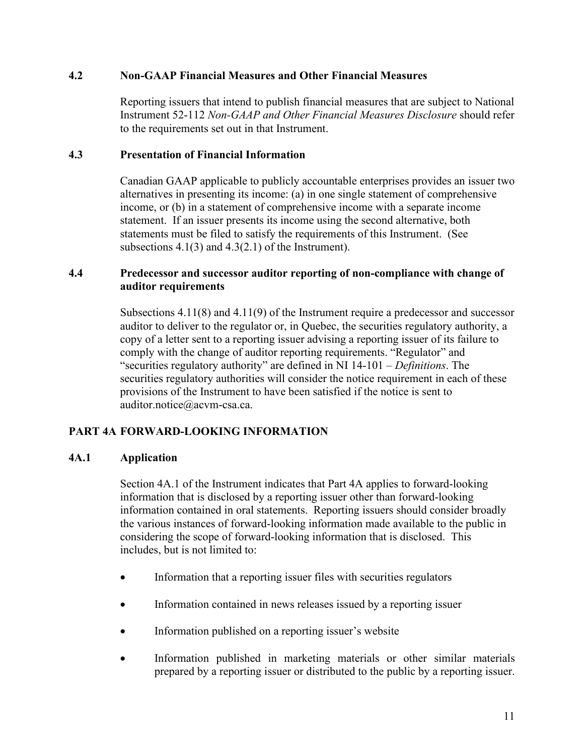### 4.2 Non-GAAP Financial Measures and Other Financial Measures

Reporting issuers that intend to publish financial measures that are subject to National Instrument 52-112 *Non-GAAP and Other Financial Measures Disclosure* should refer to the requirements set out in that Instrument.

### 4.3 Presentation of Financial Information

Canadian GAAP applicable to publicly accountable enterprises provides an issuer two alternatives in presenting its income: (a) in one single statement of comprehensive income, or (b) in a statement of comprehensive income with a separate income statement. If an issuer presents its income using the second alternative, both statements must be filed to satisfy the requirements of this Instrument. (See subsections 4.1(3) and 4.3(2.1) of the Instrument).

### 4.4 Predecessor and successor auditor reporting of non-compliance with change of auditor requirements

Subsections 4.11(8) and 4.11(9) of the Instrument require a predecessor and successor auditor to deliver to the regulator or, in Quebec, the securities regulatory authority, a copy of a letter sent to a reporting issuer advising a reporting issuer of its failure to comply with the change of auditor reporting requirements. "Regulator" and "securities regulatory authority" are defined in NI 14-101 – *Definitions*. The securities regulatory authorities will consider the notice requirement in each of these provisions of the Instrument to have been satisfied if the notice is sent to auditor.notice@acvm-csa.ca.

## PART 4A FORWARD-LOOKING INFORMATION

### 4A.1 Application

Section 4A.1 of the Instrument indicates that Part 4A applies to forward-looking information that is disclosed by a reporting issuer other than forward-looking information contained in oral statements. Reporting issuers should consider broadly the various instances of forward-looking information made available to the public in considering the scope of forward-looking information that is disclosed. This includes, but is not limited to:

- Information that a reporting issuer files with securities regulators
- Information contained in news releases issued by a reporting issuer
- Information published on a reporting issuer's website
- Information published in marketing materials or other similar materials prepared by a reporting issuer or distributed to the public by a reporting issuer.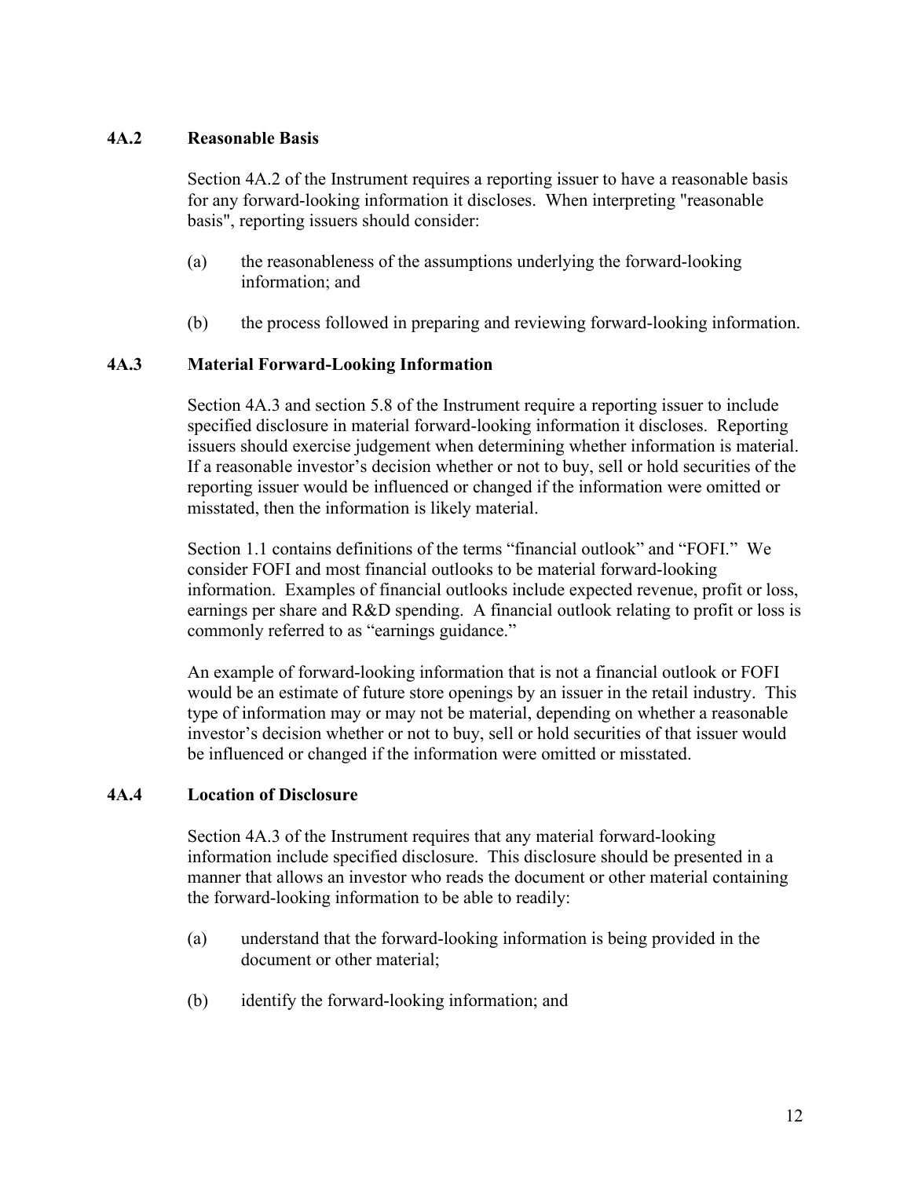### 4A.2 Reasonable Basis

Section 4A.2 of the Instrument requires a reporting issuer to have a reasonable basis for any forward-looking information it discloses. When interpreting "reasonable basis", reporting issuers should consider:

(a) the reasonableness of the assumptions underlying the forward-looking information; and

(b) the process followed in preparing and reviewing forward-looking information.

### 4A.3 Material Forward-Looking Information

Section 4A.3 and section 5.8 of the Instrument require a reporting issuer to include specified disclosure in material forward-looking information it discloses. Reporting issuers should exercise judgement when determining whether information is material. If a reasonable investor's decision whether or not to buy, sell or hold securities of the reporting issuer would be influenced or changed if the information were omitted or misstated, then the information is likely material.

Section 1.1 contains definitions of the terms "financial outlook" and "FOFI." We consider FOFI and most financial outlooks to be material forward-looking information. Examples of financial outlooks include expected revenue, profit or loss, earnings per share and R&D spending. A financial outlook relating to profit or loss is commonly referred to as "earnings guidance."

An example of forward-looking information that is not a financial outlook or FOFI would be an estimate of future store openings by an issuer in the retail industry. This type of information may or may not be material, depending on whether a reasonable investor's decision whether or not to buy, sell or hold securities of that issuer would be influenced or changed if the information were omitted or misstated.

### 4A.4 Location of Disclosure

Section 4A.3 of the Instrument requires that any material forward-looking information include specified disclosure. This disclosure should be presented in a manner that allows an investor who reads the document or other material containing the forward-looking information to be able to readily:

(a) understand that the forward-looking information is being provided in the document or other material;

(b) identify the forward-looking information; and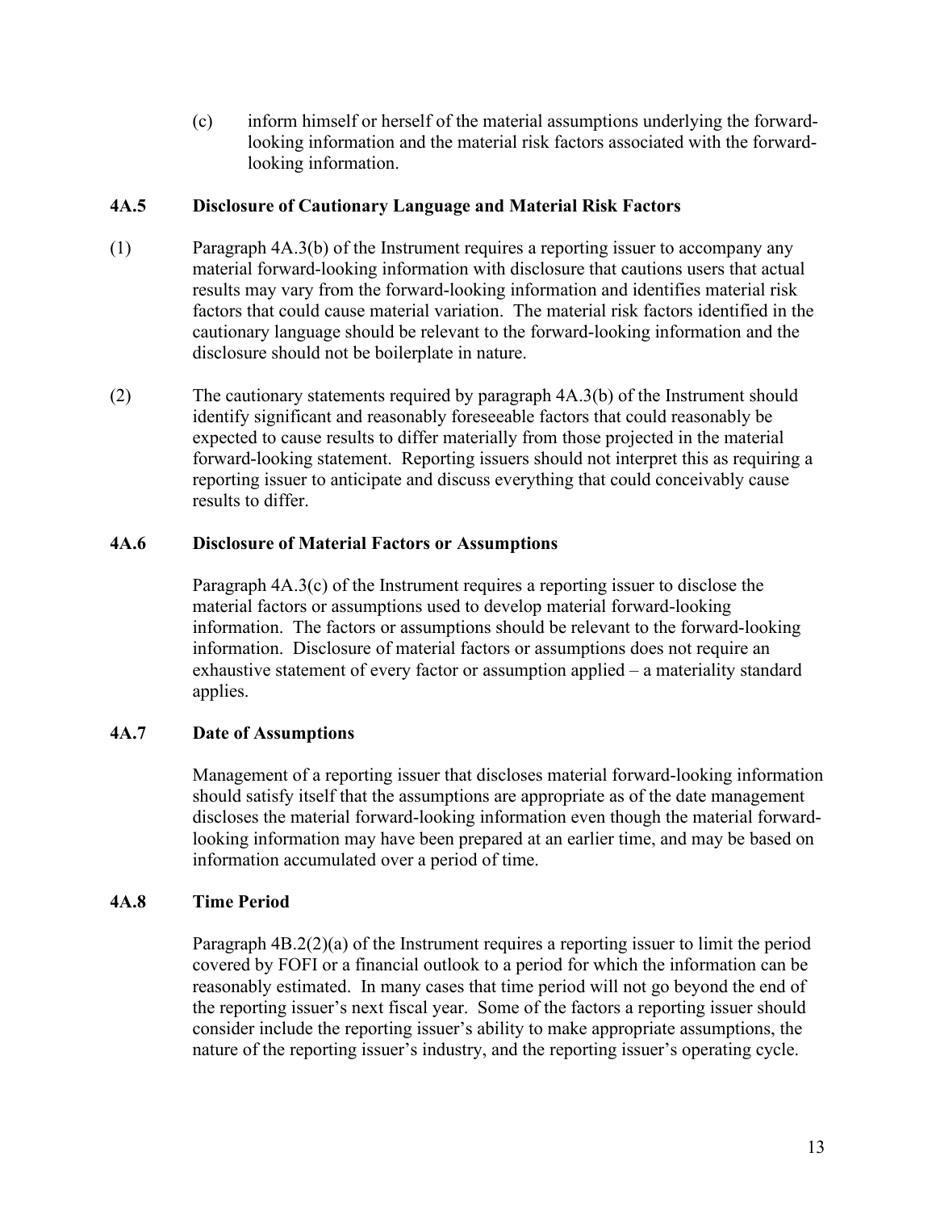(c) inform himself or herself of the material assumptions underlying the forward-looking information and the material risk factors associated with the forward-looking information.

### 4A.5 Disclosure of Cautionary Language and Material Risk Factors

(1) Paragraph 4A.3(b) of the Instrument requires a reporting issuer to accompany any material forward-looking information with disclosure that cautions users that actual results may vary from the forward-looking information and identifies material risk factors that could cause material variation. The material risk factors identified in the cautionary language should be relevant to the forward-looking information and the disclosure should not be boilerplate in nature.

(2) The cautionary statements required by paragraph 4A.3(b) of the Instrument should identify significant and reasonably foreseeable factors that could reasonably be expected to cause results to differ materially from those projected in the material forward-looking statement. Reporting issuers should not interpret this as requiring a reporting issuer to anticipate and discuss everything that could conceivably cause results to differ.

### 4A.6 Disclosure of Material Factors or Assumptions

Paragraph 4A.3(c) of the Instrument requires a reporting issuer to disclose the material factors or assumptions used to develop material forward-looking information. The factors or assumptions should be relevant to the forward-looking information. Disclosure of material factors or assumptions does not require an exhaustive statement of every factor or assumption applied – a materiality standard applies.

### 4A.7 Date of Assumptions

Management of a reporting issuer that discloses material forward-looking information should satisfy itself that the assumptions are appropriate as of the date management discloses the material forward-looking information even though the material forward-looking information may have been prepared at an earlier time, and may be based on information accumulated over a period of time.

### 4A.8 Time Period

Paragraph 4B.2(2)(a) of the Instrument requires a reporting issuer to limit the period covered by FOFI or a financial outlook to a period for which the information can be reasonably estimated. In many cases that time period will not go beyond the end of the reporting issuer's next fiscal year. Some of the factors a reporting issuer should consider include the reporting issuer's ability to make appropriate assumptions, the nature of the reporting issuer's industry, and the reporting issuer's operating cycle.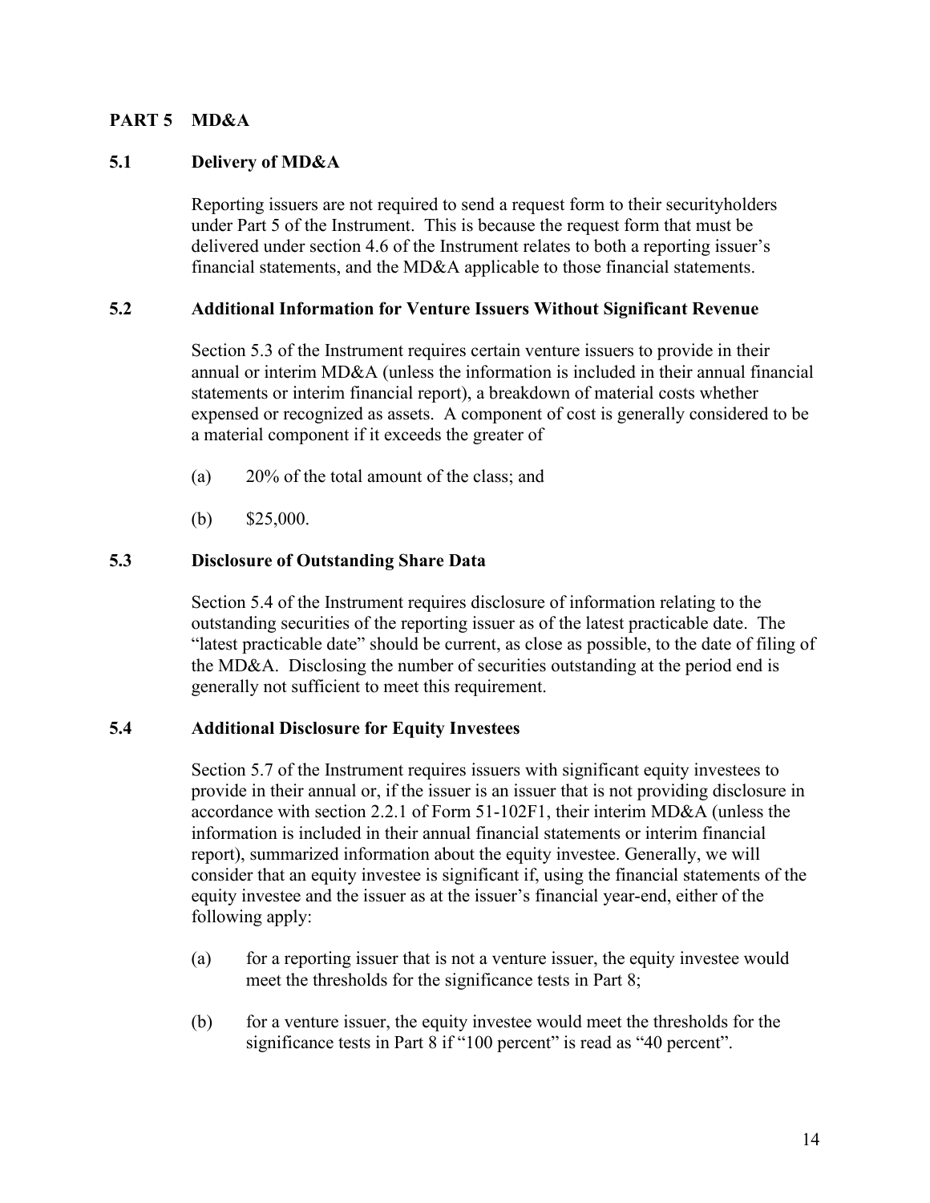## PART 5 MD&A

### 5.1 Delivery of MD&A

Reporting issuers are not required to send a request form to their securityholders under Part 5 of the Instrument. This is because the request form that must be delivered under section 4.6 of the Instrument relates to both a reporting issuer's financial statements, and the MD&A applicable to those financial statements.

### 5.2 Additional Information for Venture Issuers Without Significant Revenue

Section 5.3 of the Instrument requires certain venture issuers to provide in their annual or interim MD&A (unless the information is included in their annual financial statements or interim financial report), a breakdown of material costs whether expensed or recognized as assets. A component of cost is generally considered to be a material component if it exceeds the greater of

(a) 20% of the total amount of the class; and

(b) $25,000.

### 5.3 Disclosure of Outstanding Share Data

Section 5.4 of the Instrument requires disclosure of information relating to the outstanding securities of the reporting issuer as of the latest practicable date. The "latest practicable date" should be current, as close as possible, to the date of filing of the MD&A. Disclosing the number of securities outstanding at the period end is generally not sufficient to meet this requirement.

### 5.4 Additional Disclosure for Equity Investees

Section 5.7 of the Instrument requires issuers with significant equity investees to provide in their annual or, if the issuer is an issuer that is not providing disclosure in accordance with section 2.2.1 of Form 51-102F1, their interim MD&A (unless the information is included in their annual financial statements or interim financial report), summarized information about the equity investee. Generally, we will consider that an equity investee is significant if, using the financial statements of the equity investee and the issuer as at the issuer's financial year-end, either of the following apply:

(a) for a reporting issuer that is not a venture issuer, the equity investee would meet the thresholds for the significance tests in Part 8;

(b) for a venture issuer, the equity investee would meet the thresholds for the significance tests in Part 8 if "100 percent" is read as "40 percent".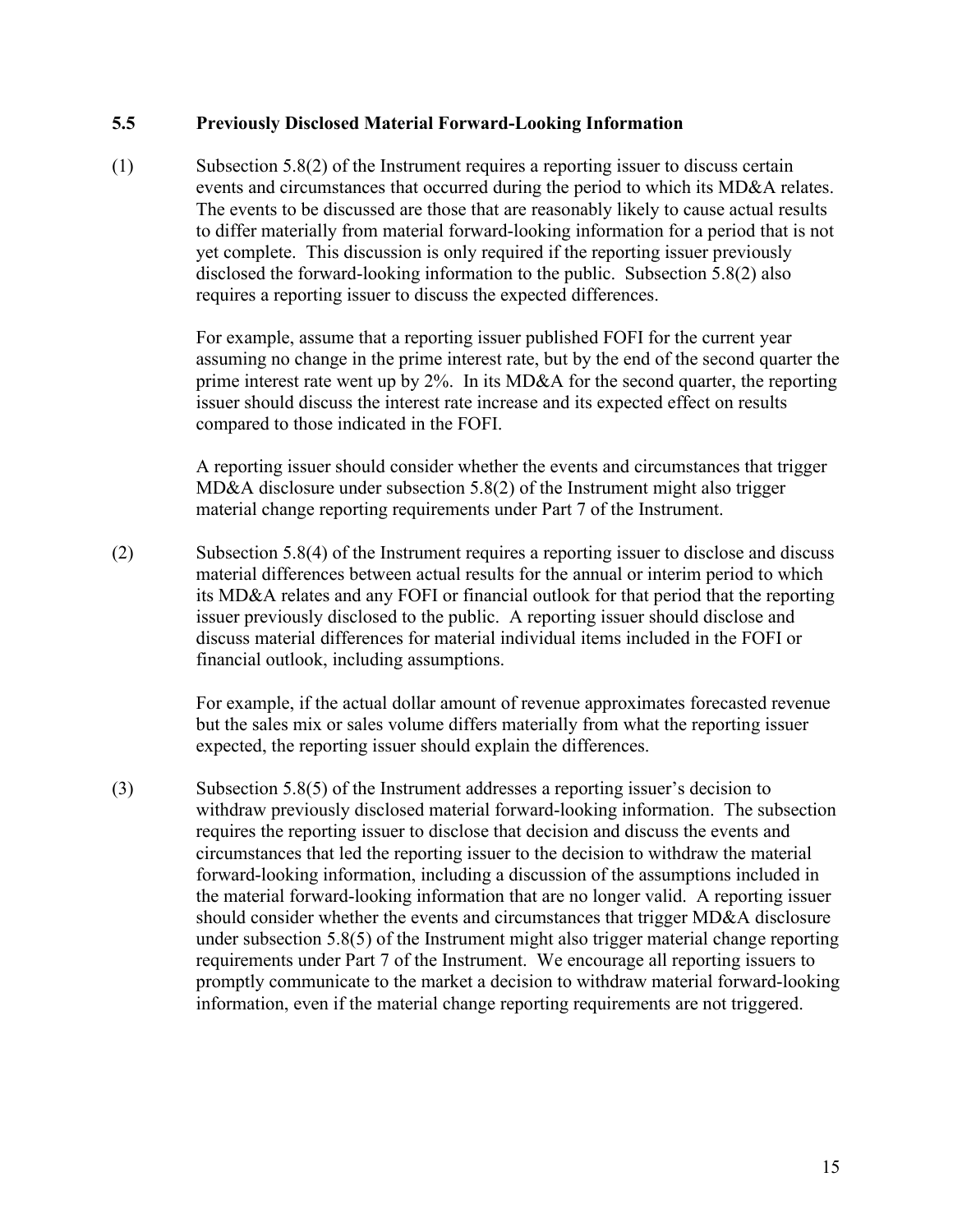### 5.5 Previously Disclosed Material Forward-Looking Information

(1) Subsection 5.8(2) of the Instrument requires a reporting issuer to discuss certain events and circumstances that occurred during the period to which its MD&A relates. The events to be discussed are those that are reasonably likely to cause actual results to differ materially from material forward-looking information for a period that is not yet complete. This discussion is only required if the reporting issuer previously disclosed the forward-looking information to the public. Subsection 5.8(2) also requires a reporting issuer to discuss the expected differences.

For example, assume that a reporting issuer published FOFI for the current year assuming no change in the prime interest rate, but by the end of the second quarter the prime interest rate went up by 2%. In its MD&A for the second quarter, the reporting issuer should discuss the interest rate increase and its expected effect on results compared to those indicated in the FOFI.

A reporting issuer should consider whether the events and circumstances that trigger MD&A disclosure under subsection 5.8(2) of the Instrument might also trigger material change reporting requirements under Part 7 of the Instrument.

(2) Subsection 5.8(4) of the Instrument requires a reporting issuer to disclose and discuss material differences between actual results for the annual or interim period to which its MD&A relates and any FOFI or financial outlook for that period that the reporting issuer previously disclosed to the public. A reporting issuer should disclose and discuss material differences for material individual items included in the FOFI or financial outlook, including assumptions.

For example, if the actual dollar amount of revenue approximates forecasted revenue but the sales mix or sales volume differs materially from what the reporting issuer expected, the reporting issuer should explain the differences.

(3) Subsection 5.8(5) of the Instrument addresses a reporting issuer's decision to withdraw previously disclosed material forward-looking information. The subsection requires the reporting issuer to disclose that decision and discuss the events and circumstances that led the reporting issuer to the decision to withdraw the material forward-looking information, including a discussion of the assumptions included in the material forward-looking information that are no longer valid. A reporting issuer should consider whether the events and circumstances that trigger MD&A disclosure under subsection 5.8(5) of the Instrument might also trigger material change reporting requirements under Part 7 of the Instrument. We encourage all reporting issuers to promptly communicate to the market a decision to withdraw material forward-looking information, even if the material change reporting requirements are not triggered.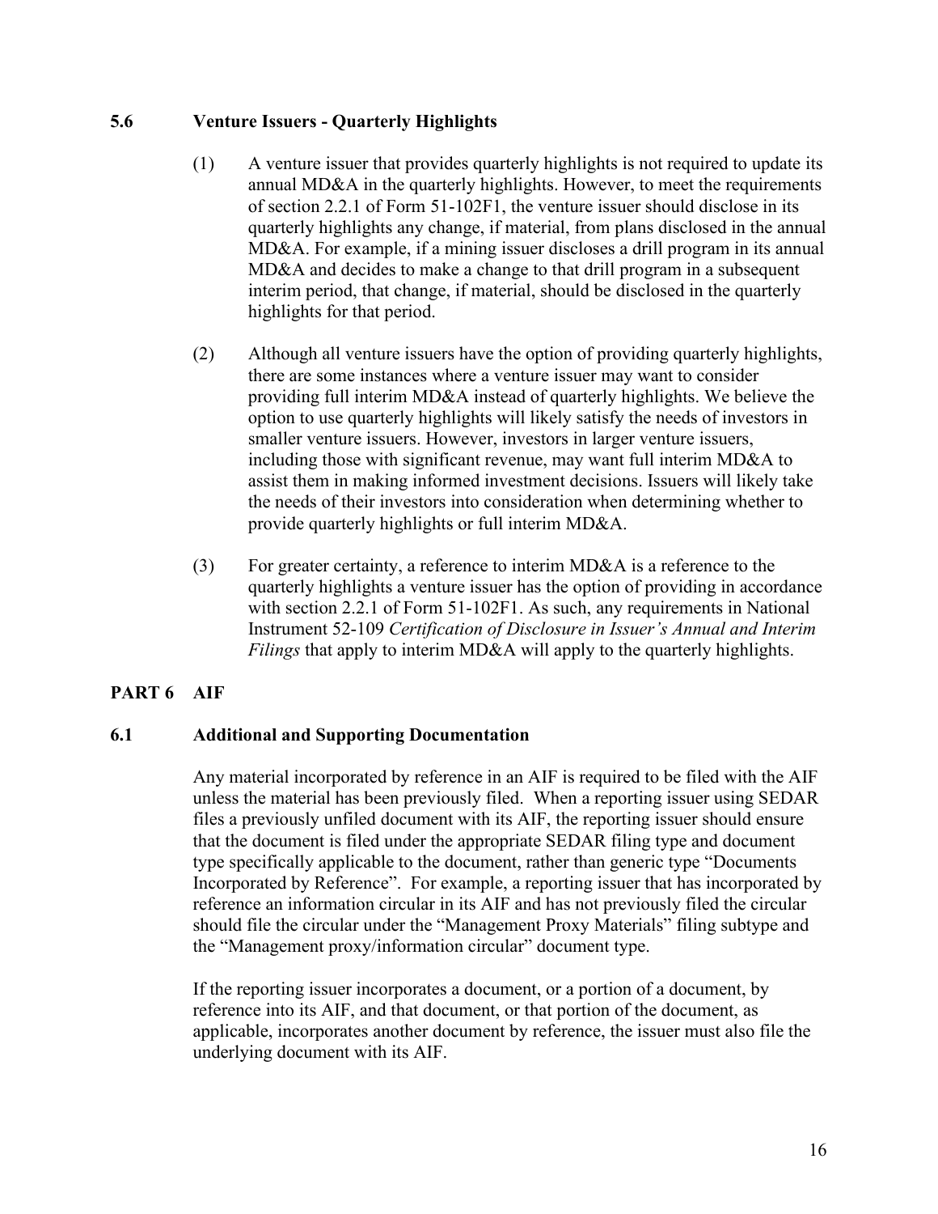### 5.6 Venture Issuers - Quarterly Highlights

(1) A venture issuer that provides quarterly highlights is not required to update its annual MD&A in the quarterly highlights. However, to meet the requirements of section 2.2.1 of Form 51-102F1, the venture issuer should disclose in its quarterly highlights any change, if material, from plans disclosed in the annual MD&A. For example, if a mining issuer discloses a drill program in its annual MD&A and decides to make a change to that drill program in a subsequent interim period, that change, if material, should be disclosed in the quarterly highlights for that period.

(2) Although all venture issuers have the option of providing quarterly highlights, there are some instances where a venture issuer may want to consider providing full interim MD&A instead of quarterly highlights. We believe the option to use quarterly highlights will likely satisfy the needs of investors in smaller venture issuers. However, investors in larger venture issuers, including those with significant revenue, may want full interim MD&A to assist them in making informed investment decisions. Issuers will likely take the needs of their investors into consideration when determining whether to provide quarterly highlights or full interim MD&A.

(3) For greater certainty, a reference to interim MD&A is a reference to the quarterly highlights a venture issuer has the option of providing in accordance with section 2.2.1 of Form 51-102F1. As such, any requirements in National Instrument 52-109 *Certification of Disclosure in Issuer's Annual and Interim Filings* that apply to interim MD&A will apply to the quarterly highlights.

## PART 6 AIF

### 6.1 Additional and Supporting Documentation

Any material incorporated by reference in an AIF is required to be filed with the AIF unless the material has been previously filed. When a reporting issuer using SEDAR files a previously unfiled document with its AIF, the reporting issuer should ensure that the document is filed under the appropriate SEDAR filing type and document type specifically applicable to the document, rather than generic type "Documents Incorporated by Reference". For example, a reporting issuer that has incorporated by reference an information circular in its AIF and has not previously filed the circular should file the circular under the "Management Proxy Materials" filing subtype and the "Management proxy/information circular" document type.

If the reporting issuer incorporates a document, or a portion of a document, by reference into its AIF, and that document, or that portion of the document, as applicable, incorporates another document by reference, the issuer must also file the underlying document with its AIF.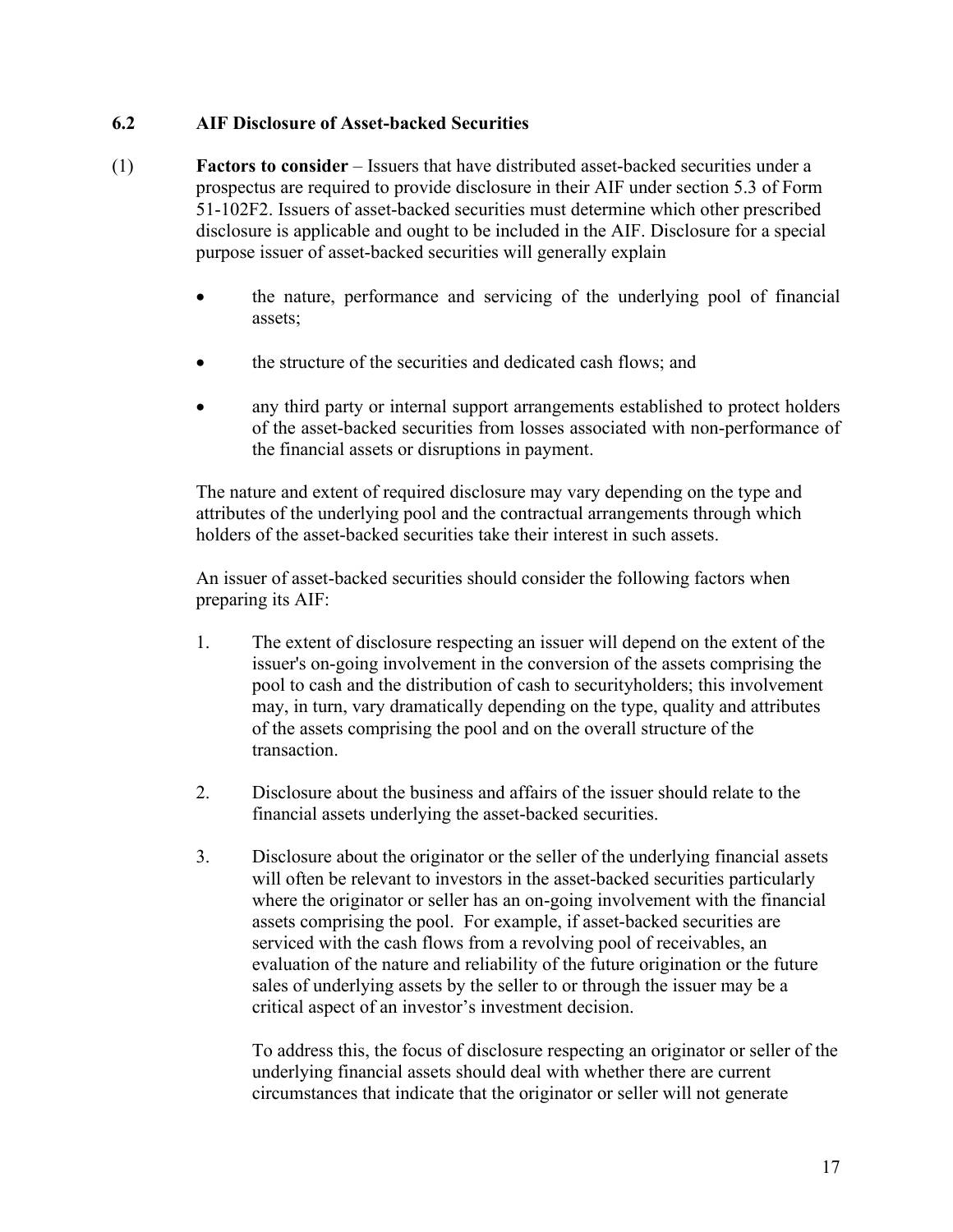### 6.2 AIF Disclosure of Asset-backed Securities

(1) **Factors to consider** – Issuers that have distributed asset-backed securities under a prospectus are required to provide disclosure in their AIF under section 5.3 of Form 51-102F2. Issuers of asset-backed securities must determine which other prescribed disclosure is applicable and ought to be included in the AIF. Disclosure for a special purpose issuer of asset-backed securities will generally explain

- the nature, performance and servicing of the underlying pool of financial assets;
- the structure of the securities and dedicated cash flows; and
- any third party or internal support arrangements established to protect holders of the asset-backed securities from losses associated with non-performance of the financial assets or disruptions in payment.

The nature and extent of required disclosure may vary depending on the type and attributes of the underlying pool and the contractual arrangements through which holders of the asset-backed securities take their interest in such assets.

An issuer of asset-backed securities should consider the following factors when preparing its AIF:

1. The extent of disclosure respecting an issuer will depend on the extent of the issuer's on-going involvement in the conversion of the assets comprising the pool to cash and the distribution of cash to securityholders; this involvement may, in turn, vary dramatically depending on the type, quality and attributes of the assets comprising the pool and on the overall structure of the transaction.

2. Disclosure about the business and affairs of the issuer should relate to the financial assets underlying the asset-backed securities.

3. Disclosure about the originator or the seller of the underlying financial assets will often be relevant to investors in the asset-backed securities particularly where the originator or seller has an on-going involvement with the financial assets comprising the pool. For example, if asset-backed securities are serviced with the cash flows from a revolving pool of receivables, an evaluation of the nature and reliability of the future origination or the future sales of underlying assets by the seller to or through the issuer may be a critical aspect of an investor's investment decision.

   To address this, the focus of disclosure respecting an originator or seller of the underlying financial assets should deal with whether there are current circumstances that indicate that the originator or seller will not generate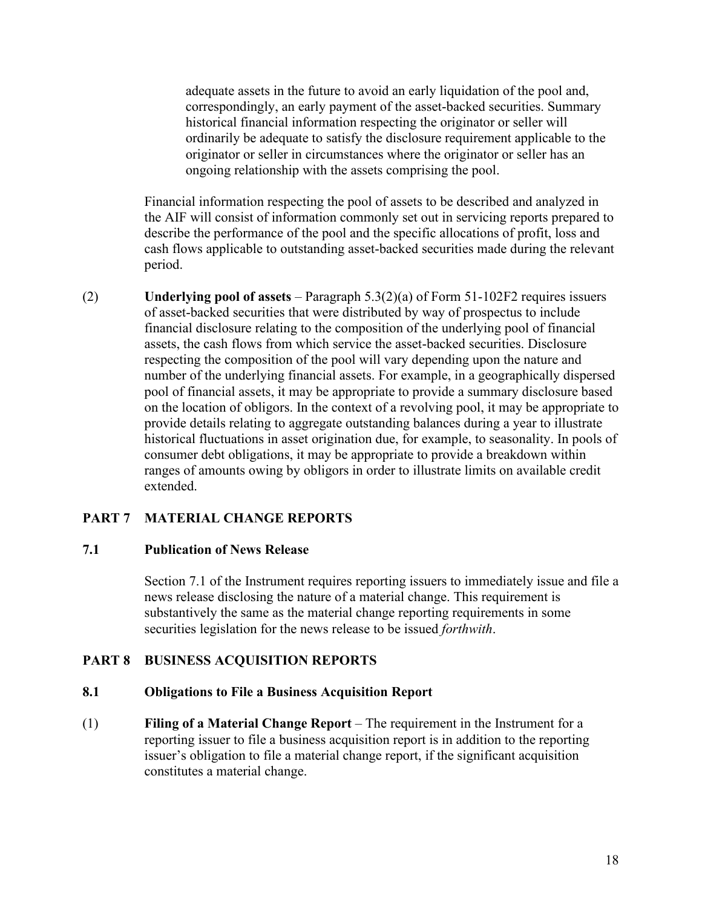adequate assets in the future to avoid an early liquidation of the pool and, correspondingly, an early payment of the asset-backed securities. Summary historical financial information respecting the originator or seller will ordinarily be adequate to satisfy the disclosure requirement applicable to the originator or seller in circumstances where the originator or seller has an ongoing relationship with the assets comprising the pool.

Financial information respecting the pool of assets to be described and analyzed in the AIF will consist of information commonly set out in servicing reports prepared to describe the performance of the pool and the specific allocations of profit, loss and cash flows applicable to outstanding asset-backed securities made during the relevant period.

(2) **Underlying pool of assets** – Paragraph 5.3(2)(a) of Form 51-102F2 requires issuers of asset-backed securities that were distributed by way of prospectus to include financial disclosure relating to the composition of the underlying pool of financial assets, the cash flows from which service the asset-backed securities. Disclosure respecting the composition of the pool will vary depending upon the nature and number of the underlying financial assets. For example, in a geographically dispersed pool of financial assets, it may be appropriate to provide a summary disclosure based on the location of obligors. In the context of a revolving pool, it may be appropriate to provide details relating to aggregate outstanding balances during a year to illustrate historical fluctuations in asset origination due, for example, to seasonality. In pools of consumer debt obligations, it may be appropriate to provide a breakdown within ranges of amounts owing by obligors in order to illustrate limits on available credit extended.

## PART 7 MATERIAL CHANGE REPORTS

### 7.1 Publication of News Release

Section 7.1 of the Instrument requires reporting issuers to immediately issue and file a news release disclosing the nature of a material change. This requirement is substantively the same as the material change reporting requirements in some securities legislation for the news release to be issued *forthwith*.

## PART 8 BUSINESS ACQUISITION REPORTS

### 8.1 Obligations to File a Business Acquisition Report

(1) **Filing of a Material Change Report** – The requirement in the Instrument for a reporting issuer to file a business acquisition report is in addition to the reporting issuer's obligation to file a material change report, if the significant acquisition constitutes a material change.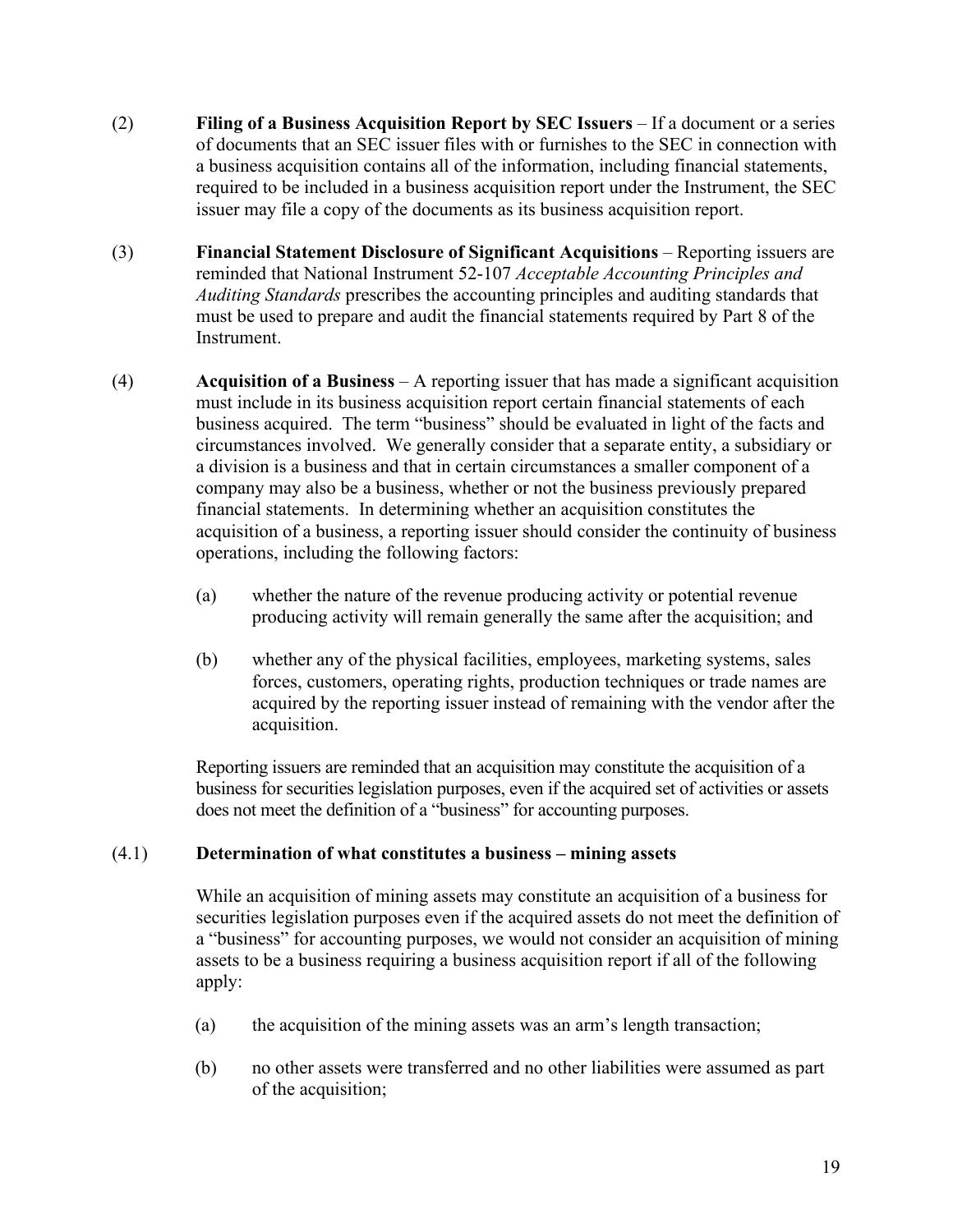(2) **Filing of a Business Acquisition Report by SEC Issuers** – If a document or a series of documents that an SEC issuer files with or furnishes to the SEC in connection with a business acquisition contains all of the information, including financial statements, required to be included in a business acquisition report under the Instrument, the SEC issuer may file a copy of the documents as its business acquisition report.

(3) **Financial Statement Disclosure of Significant Acquisitions** – Reporting issuers are reminded that National Instrument 52-107 *Acceptable Accounting Principles and Auditing Standards* prescribes the accounting principles and auditing standards that must be used to prepare and audit the financial statements required by Part 8 of the Instrument.

(4) **Acquisition of a Business** – A reporting issuer that has made a significant acquisition must include in its business acquisition report certain financial statements of each business acquired. The term "business" should be evaluated in light of the facts and circumstances involved. We generally consider that a separate entity, a subsidiary or a division is a business and that in certain circumstances a smaller component of a company may also be a business, whether or not the business previously prepared financial statements. In determining whether an acquisition constitutes the acquisition of a business, a reporting issuer should consider the continuity of business operations, including the following factors:

(a) whether the nature of the revenue producing activity or potential revenue producing activity will remain generally the same after the acquisition; and

(b) whether any of the physical facilities, employees, marketing systems, sales forces, customers, operating rights, production techniques or trade names are acquired by the reporting issuer instead of remaining with the vendor after the acquisition.

Reporting issuers are reminded that an acquisition may constitute the acquisition of a business for securities legislation purposes, even if the acquired set of activities or assets does not meet the definition of a "business" for accounting purposes.

(4.1) **Determination of what constitutes a business – mining assets**

While an acquisition of mining assets may constitute an acquisition of a business for securities legislation purposes even if the acquired assets do not meet the definition of a "business" for accounting purposes, we would not consider an acquisition of mining assets to be a business requiring a business acquisition report if all of the following apply:

(a) the acquisition of the mining assets was an arm's length transaction;

(b) no other assets were transferred and no other liabilities were assumed as part of the acquisition;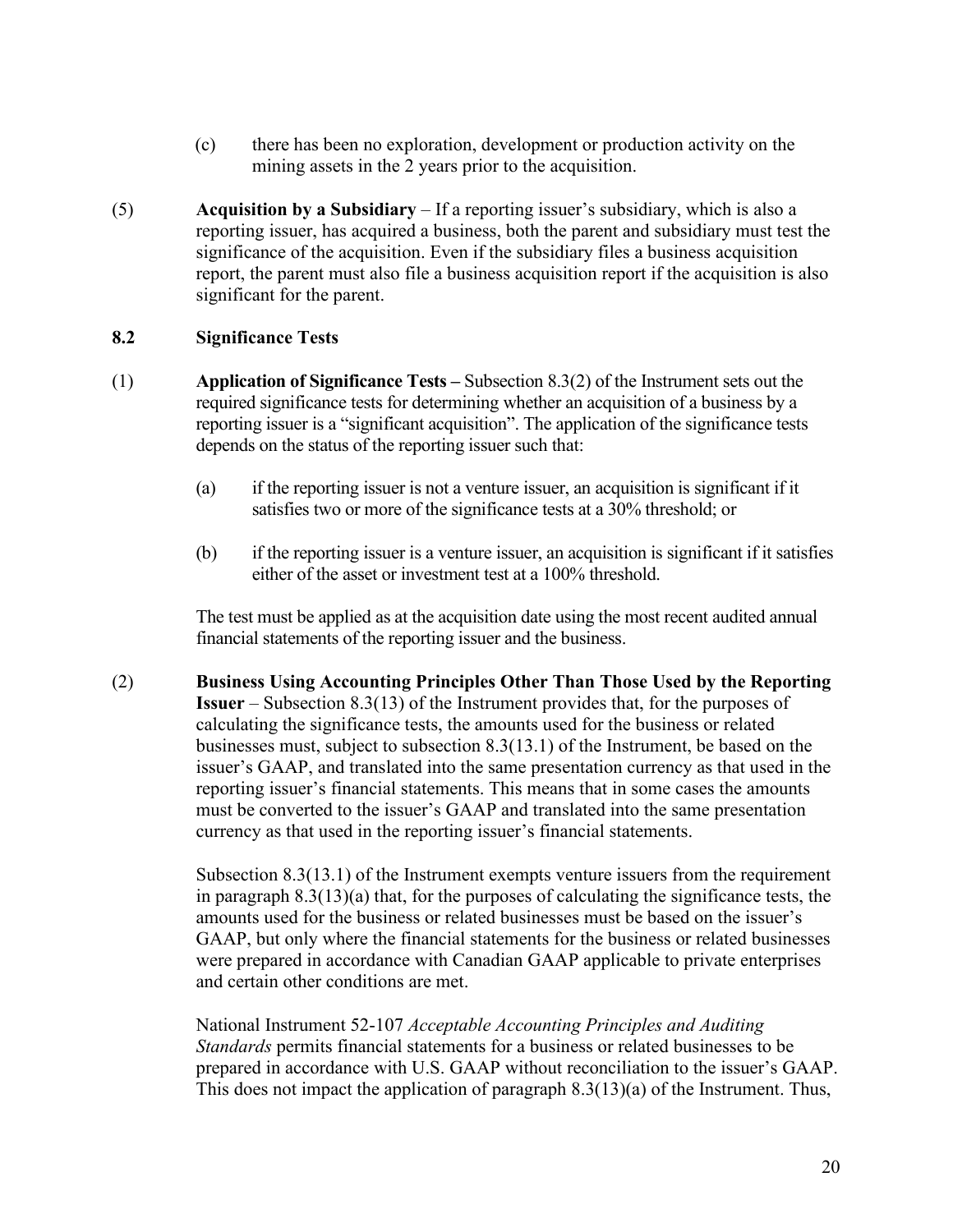(c) there has been no exploration, development or production activity on the mining assets in the 2 years prior to the acquisition.

(5) **Acquisition by a Subsidiary** – If a reporting issuer's subsidiary, which is also a reporting issuer, has acquired a business, both the parent and subsidiary must test the significance of the acquisition. Even if the subsidiary files a business acquisition report, the parent must also file a business acquisition report if the acquisition is also significant for the parent.

### 8.2 Significance Tests

(1) **Application of Significance Tests –** Subsection 8.3(2) of the Instrument sets out the required significance tests for determining whether an acquisition of a business by a reporting issuer is a "significant acquisition". The application of the significance tests depends on the status of the reporting issuer such that:

(a) if the reporting issuer is not a venture issuer, an acquisition is significant if it satisfies two or more of the significance tests at a 30% threshold; or

(b) if the reporting issuer is a venture issuer, an acquisition is significant if it satisfies either of the asset or investment test at a 100% threshold.

The test must be applied as at the acquisition date using the most recent audited annual financial statements of the reporting issuer and the business.

(2) **Business Using Accounting Principles Other Than Those Used by the Reporting Issuer** – Subsection 8.3(13) of the Instrument provides that, for the purposes of calculating the significance tests, the amounts used for the business or related businesses must, subject to subsection 8.3(13.1) of the Instrument, be based on the issuer's GAAP, and translated into the same presentation currency as that used in the reporting issuer's financial statements. This means that in some cases the amounts must be converted to the issuer's GAAP and translated into the same presentation currency as that used in the reporting issuer's financial statements.

Subsection 8.3(13.1) of the Instrument exempts venture issuers from the requirement in paragraph 8.3(13)(a) that, for the purposes of calculating the significance tests, the amounts used for the business or related businesses must be based on the issuer's GAAP, but only where the financial statements for the business or related businesses were prepared in accordance with Canadian GAAP applicable to private enterprises and certain other conditions are met.

National Instrument 52-107 *Acceptable Accounting Principles and Auditing Standards* permits financial statements for a business or related businesses to be prepared in accordance with U.S. GAAP without reconciliation to the issuer's GAAP. This does not impact the application of paragraph 8.3(13)(a) of the Instrument. Thus,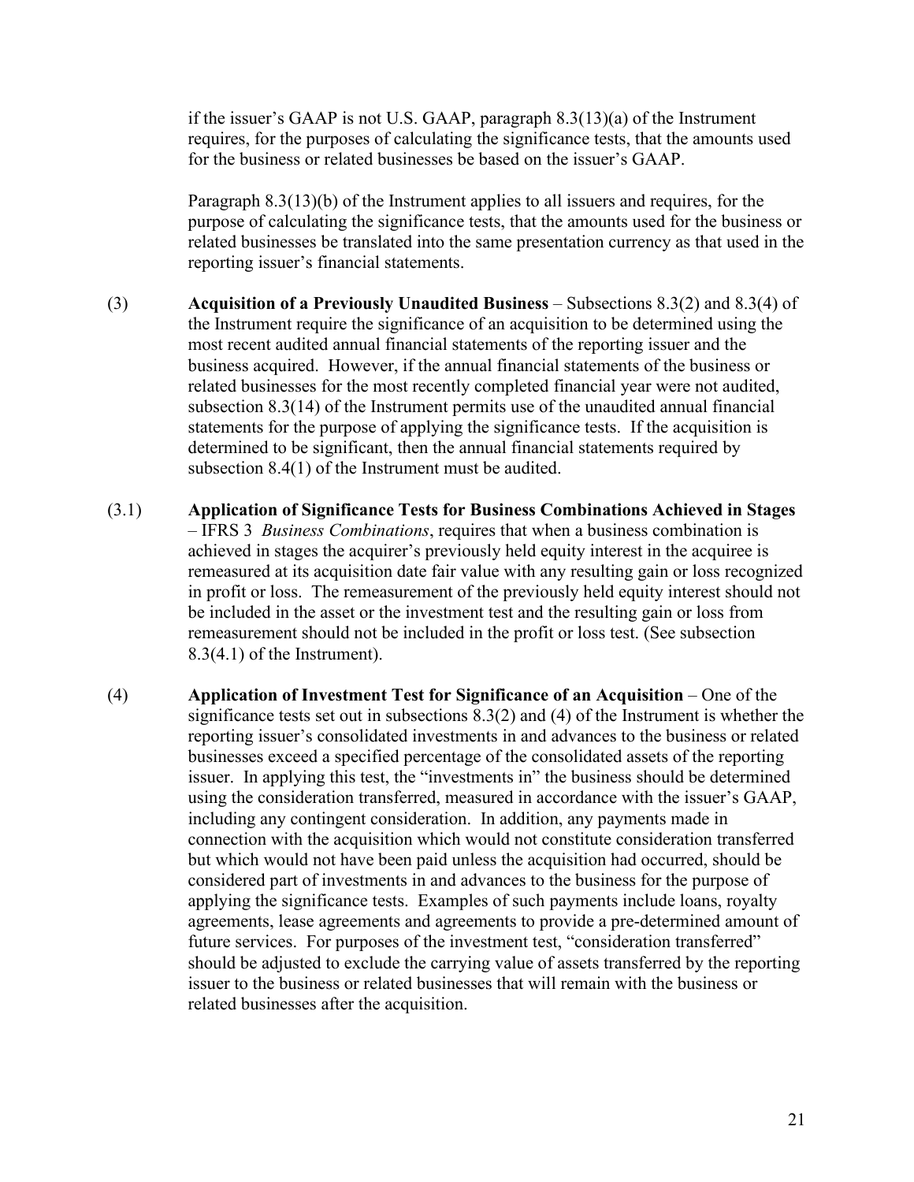if the issuer's GAAP is not U.S. GAAP, paragraph 8.3(13)(a) of the Instrument requires, for the purposes of calculating the significance tests, that the amounts used for the business or related businesses be based on the issuer's GAAP.

Paragraph 8.3(13)(b) of the Instrument applies to all issuers and requires, for the purpose of calculating the significance tests, that the amounts used for the business or related businesses be translated into the same presentation currency as that used in the reporting issuer's financial statements.

(3) **Acquisition of a Previously Unaudited Business** – Subsections 8.3(2) and 8.3(4) of the Instrument require the significance of an acquisition to be determined using the most recent audited annual financial statements of the reporting issuer and the business acquired. However, if the annual financial statements of the business or related businesses for the most recently completed financial year were not audited, subsection 8.3(14) of the Instrument permits use of the unaudited annual financial statements for the purpose of applying the significance tests. If the acquisition is determined to be significant, then the annual financial statements required by subsection 8.4(1) of the Instrument must be audited.

(3.1) **Application of Significance Tests for Business Combinations Achieved in Stages** – IFRS 3 *Business Combinations*, requires that when a business combination is achieved in stages the acquirer's previously held equity interest in the acquiree is remeasured at its acquisition date fair value with any resulting gain or loss recognized in profit or loss. The remeasurement of the previously held equity interest should not be included in the asset or the investment test and the resulting gain or loss from remeasurement should not be included in the profit or loss test. (See subsection 8.3(4.1) of the Instrument).

(4) **Application of Investment Test for Significance of an Acquisition** – One of the significance tests set out in subsections 8.3(2) and (4) of the Instrument is whether the reporting issuer's consolidated investments in and advances to the business or related businesses exceed a specified percentage of the consolidated assets of the reporting issuer. In applying this test, the "investments in" the business should be determined using the consideration transferred, measured in accordance with the issuer's GAAP, including any contingent consideration. In addition, any payments made in connection with the acquisition which would not constitute consideration transferred but which would not have been paid unless the acquisition had occurred, should be considered part of investments in and advances to the business for the purpose of applying the significance tests. Examples of such payments include loans, royalty agreements, lease agreements and agreements to provide a pre-determined amount of future services. For purposes of the investment test, "consideration transferred" should be adjusted to exclude the carrying value of assets transferred by the reporting issuer to the business or related businesses that will remain with the business or related businesses after the acquisition.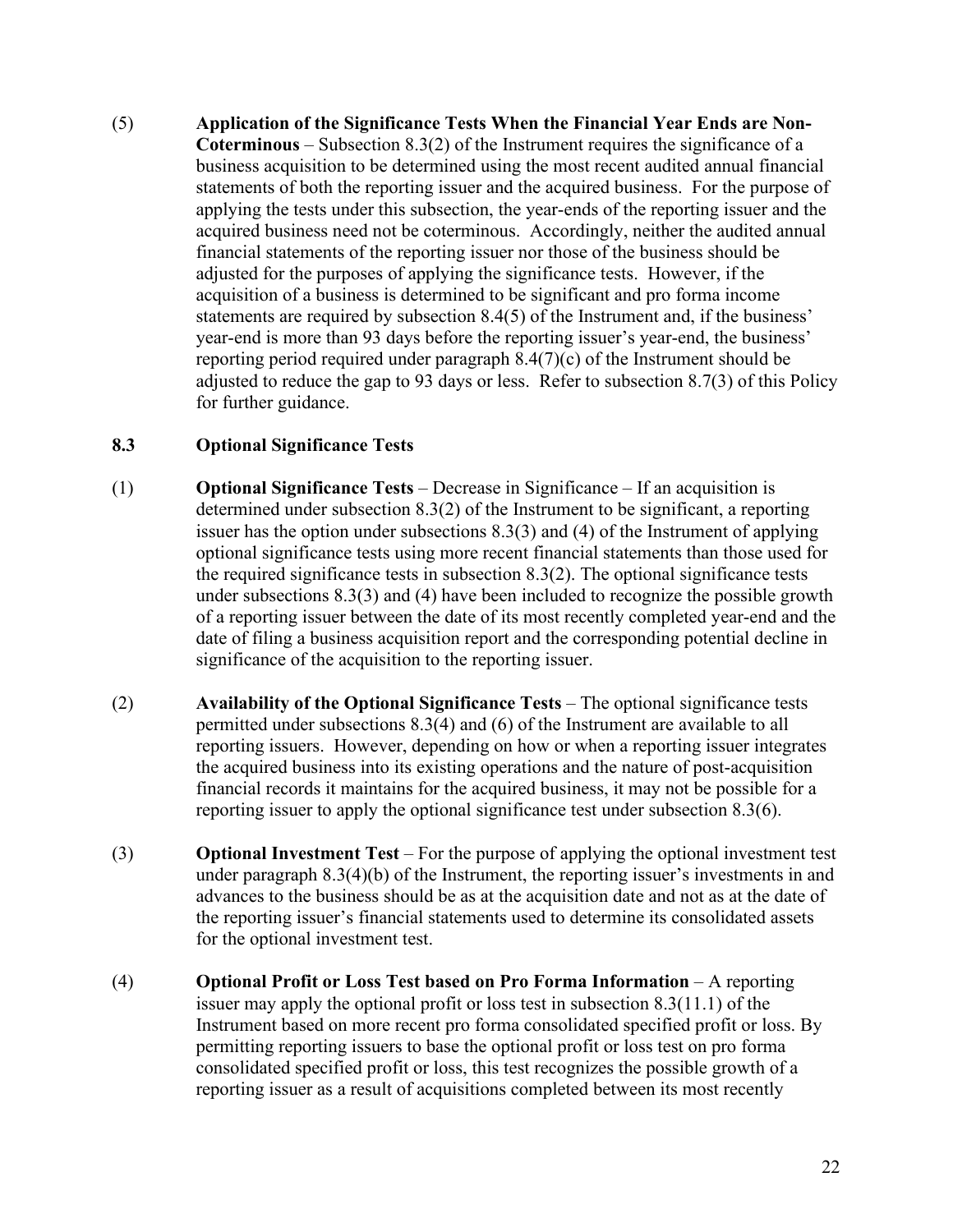(5) **Application of the Significance Tests When the Financial Year Ends are Non-Coterminous** – Subsection 8.3(2) of the Instrument requires the significance of a business acquisition to be determined using the most recent audited annual financial statements of both the reporting issuer and the acquired business. For the purpose of applying the tests under this subsection, the year-ends of the reporting issuer and the acquired business need not be coterminous. Accordingly, neither the audited annual financial statements of the reporting issuer nor those of the business should be adjusted for the purposes of applying the significance tests. However, if the acquisition of a business is determined to be significant and pro forma income statements are required by subsection 8.4(5) of the Instrument and, if the business' year-end is more than 93 days before the reporting issuer's year-end, the business' reporting period required under paragraph 8.4(7)(c) of the Instrument should be adjusted to reduce the gap to 93 days or less. Refer to subsection 8.7(3) of this Policy for further guidance.

### 8.3 Optional Significance Tests

(1) **Optional Significance Tests** – Decrease in Significance – If an acquisition is determined under subsection 8.3(2) of the Instrument to be significant, a reporting issuer has the option under subsections 8.3(3) and (4) of the Instrument of applying optional significance tests using more recent financial statements than those used for the required significance tests in subsection 8.3(2). The optional significance tests under subsections 8.3(3) and (4) have been included to recognize the possible growth of a reporting issuer between the date of its most recently completed year-end and the date of filing a business acquisition report and the corresponding potential decline in significance of the acquisition to the reporting issuer.

(2) **Availability of the Optional Significance Tests** – The optional significance tests permitted under subsections 8.3(4) and (6) of the Instrument are available to all reporting issuers. However, depending on how or when a reporting issuer integrates the acquired business into its existing operations and the nature of post-acquisition financial records it maintains for the acquired business, it may not be possible for a reporting issuer to apply the optional significance test under subsection 8.3(6).

(3) **Optional Investment Test** – For the purpose of applying the optional investment test under paragraph 8.3(4)(b) of the Instrument, the reporting issuer's investments in and advances to the business should be as at the acquisition date and not as at the date of the reporting issuer's financial statements used to determine its consolidated assets for the optional investment test.

(4) **Optional Profit or Loss Test based on Pro Forma Information** – A reporting issuer may apply the optional profit or loss test in subsection 8.3(11.1) of the Instrument based on more recent pro forma consolidated specified profit or loss. By permitting reporting issuers to base the optional profit or loss test on pro forma consolidated specified profit or loss, this test recognizes the possible growth of a reporting issuer as a result of acquisitions completed between its most recently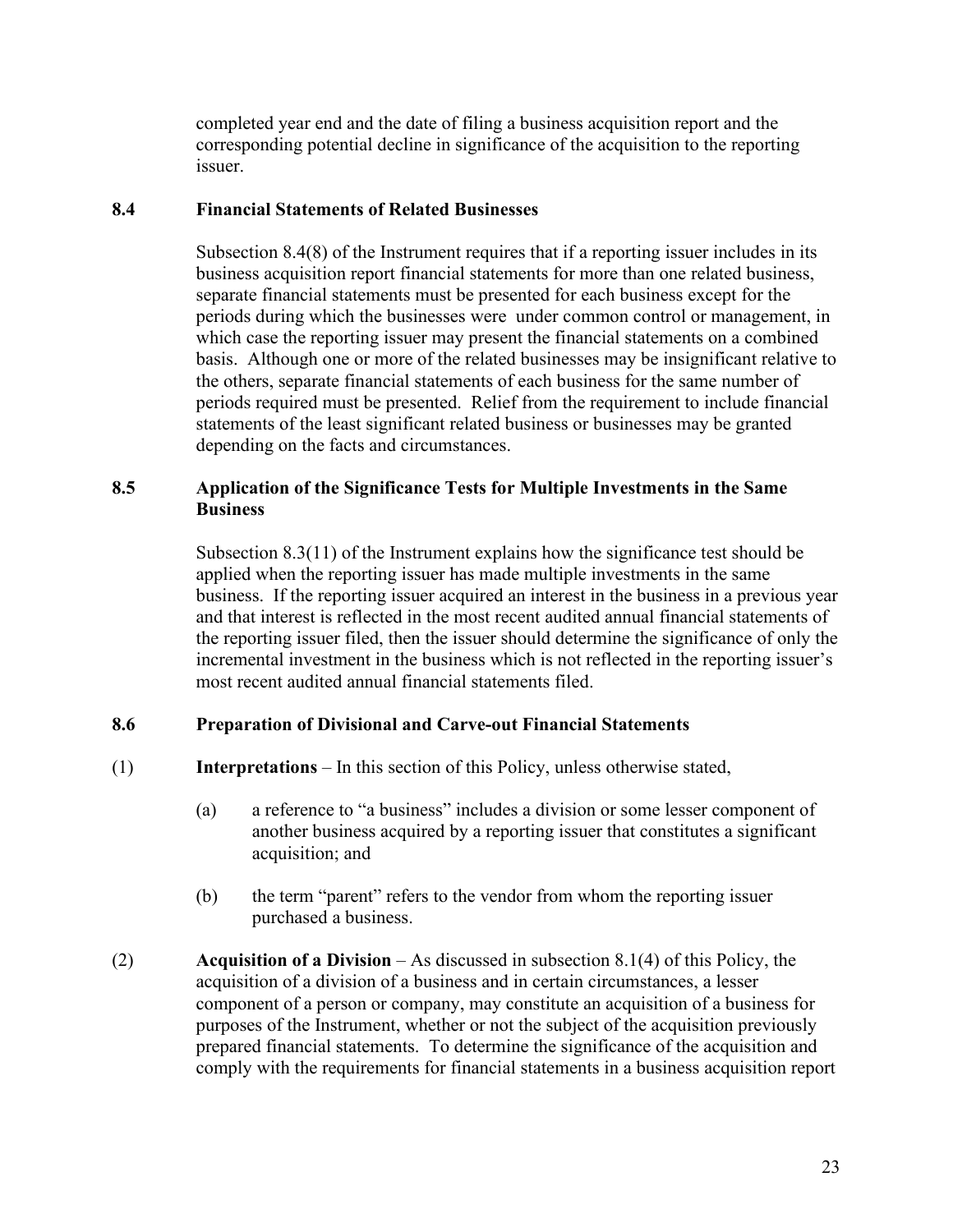completed year end and the date of filing a business acquisition report and the corresponding potential decline in significance of the acquisition to the reporting issuer.

### 8.4 Financial Statements of Related Businesses

Subsection 8.4(8) of the Instrument requires that if a reporting issuer includes in its business acquisition report financial statements for more than one related business, separate financial statements must be presented for each business except for the periods during which the businesses were under common control or management, in which case the reporting issuer may present the financial statements on a combined basis. Although one or more of the related businesses may be insignificant relative to the others, separate financial statements of each business for the same number of periods required must be presented. Relief from the requirement to include financial statements of the least significant related business or businesses may be granted depending on the facts and circumstances.

### 8.5 Application of the Significance Tests for Multiple Investments in the Same Business

Subsection 8.3(11) of the Instrument explains how the significance test should be applied when the reporting issuer has made multiple investments in the same business. If the reporting issuer acquired an interest in the business in a previous year and that interest is reflected in the most recent audited annual financial statements of the reporting issuer filed, then the issuer should determine the significance of only the incremental investment in the business which is not reflected in the reporting issuer's most recent audited annual financial statements filed.

### 8.6 Preparation of Divisional and Carve-out Financial Statements

(1) **Interpretations** – In this section of this Policy, unless otherwise stated,

(a) a reference to "a business" includes a division or some lesser component of another business acquired by a reporting issuer that constitutes a significant acquisition; and

(b) the term "parent" refers to the vendor from whom the reporting issuer purchased a business.

(2) **Acquisition of a Division** – As discussed in subsection 8.1(4) of this Policy, the acquisition of a division of a business and in certain circumstances, a lesser component of a person or company, may constitute an acquisition of a business for purposes of the Instrument, whether or not the subject of the acquisition previously prepared financial statements. To determine the significance of the acquisition and comply with the requirements for financial statements in a business acquisition report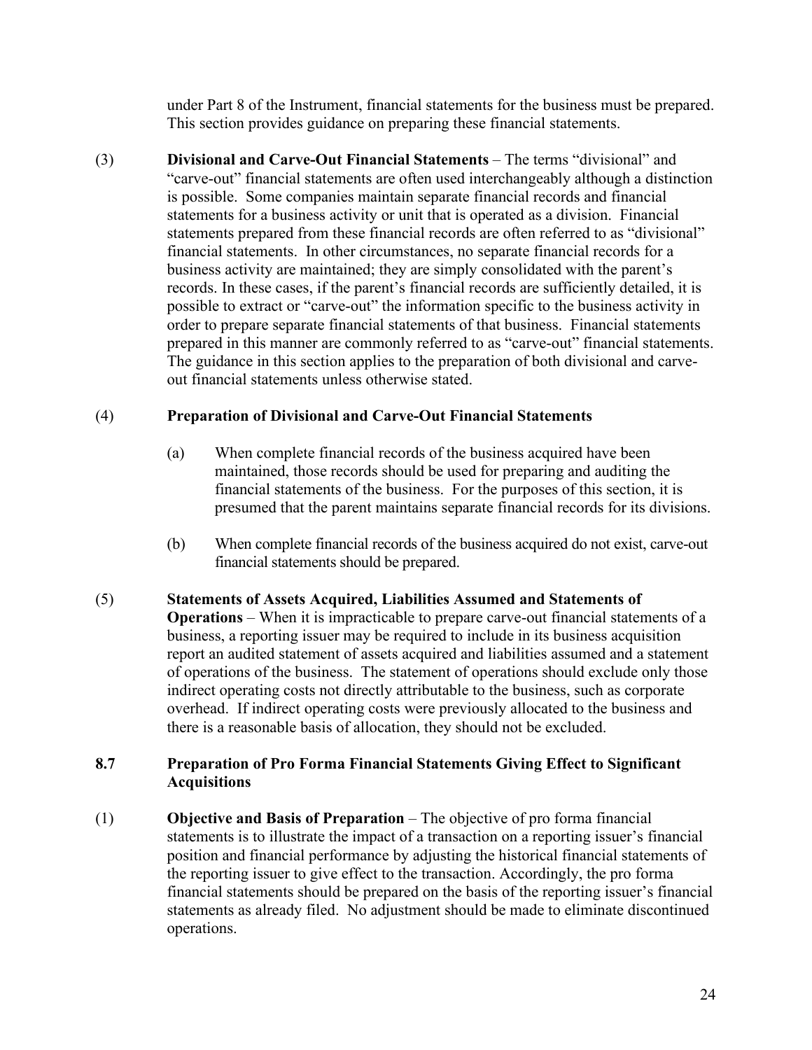under Part 8 of the Instrument, financial statements for the business must be prepared. This section provides guidance on preparing these financial statements.

(3) **Divisional and Carve-Out Financial Statements** – The terms "divisional" and "carve-out" financial statements are often used interchangeably although a distinction is possible. Some companies maintain separate financial records and financial statements for a business activity or unit that is operated as a division. Financial statements prepared from these financial records are often referred to as "divisional" financial statements. In other circumstances, no separate financial records for a business activity are maintained; they are simply consolidated with the parent's records. In these cases, if the parent's financial records are sufficiently detailed, it is possible to extract or "carve-out" the information specific to the business activity in order to prepare separate financial statements of that business. Financial statements prepared in this manner are commonly referred to as "carve-out" financial statements. The guidance in this section applies to the preparation of both divisional and carve-out financial statements unless otherwise stated.

(4) **Preparation of Divisional and Carve-Out Financial Statements**

(a) When complete financial records of the business acquired have been maintained, those records should be used for preparing and auditing the financial statements of the business. For the purposes of this section, it is presumed that the parent maintains separate financial records for its divisions.

(b) When complete financial records of the business acquired do not exist, carve-out financial statements should be prepared.

(5) **Statements of Assets Acquired, Liabilities Assumed and Statements of Operations** – When it is impracticable to prepare carve-out financial statements of a business, a reporting issuer may be required to include in its business acquisition report an audited statement of assets acquired and liabilities assumed and a statement of operations of the business. The statement of operations should exclude only those indirect operating costs not directly attributable to the business, such as corporate overhead. If indirect operating costs were previously allocated to the business and there is a reasonable basis of allocation, they should not be excluded.

### 8.7 Preparation of Pro Forma Financial Statements Giving Effect to Significant Acquisitions

(1) **Objective and Basis of Preparation** – The objective of pro forma financial statements is to illustrate the impact of a transaction on a reporting issuer's financial position and financial performance by adjusting the historical financial statements of the reporting issuer to give effect to the transaction. Accordingly, the pro forma financial statements should be prepared on the basis of the reporting issuer's financial statements as already filed. No adjustment should be made to eliminate discontinued operations.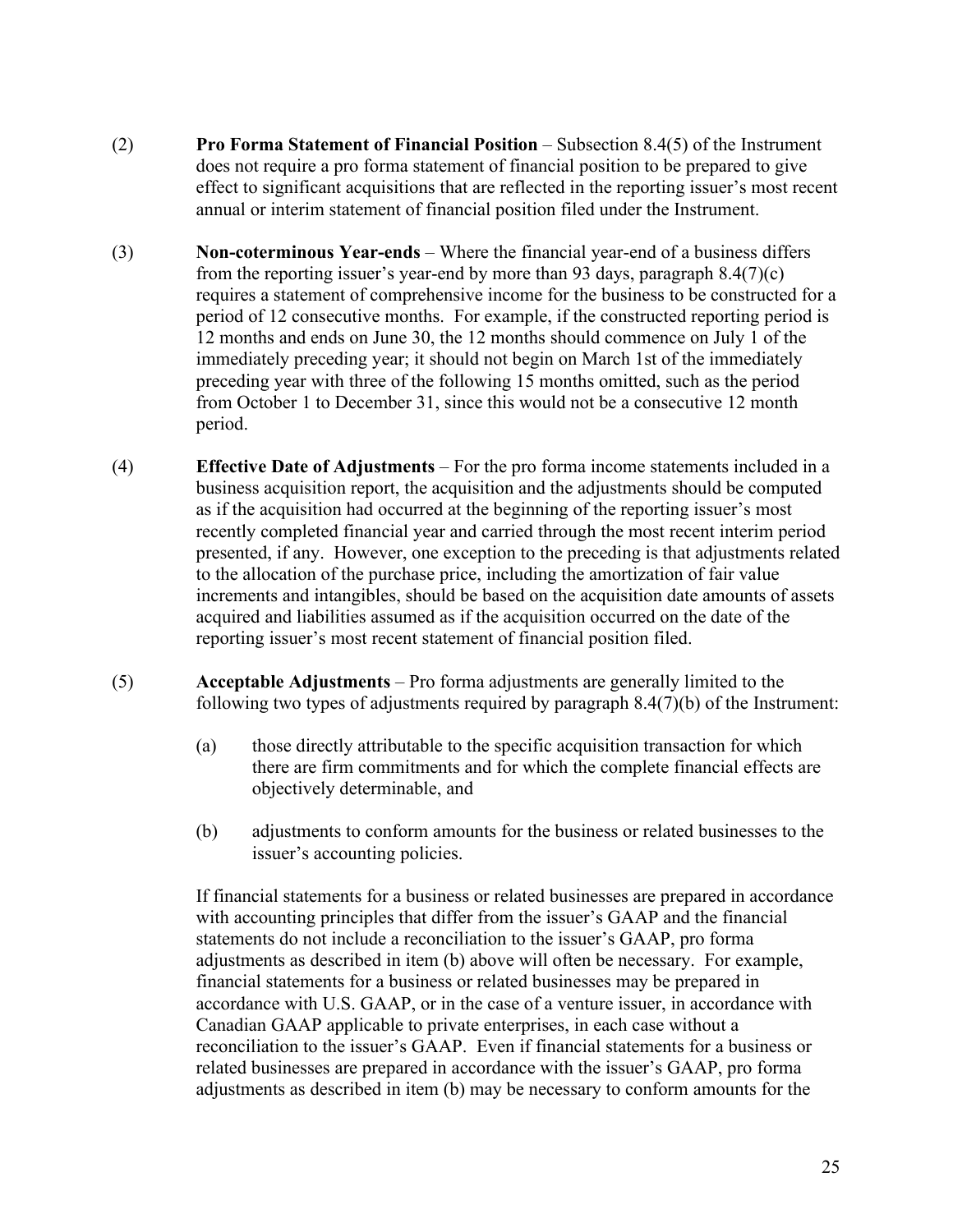(2) **Pro Forma Statement of Financial Position** – Subsection 8.4(5) of the Instrument does not require a pro forma statement of financial position to be prepared to give effect to significant acquisitions that are reflected in the reporting issuer's most recent annual or interim statement of financial position filed under the Instrument.

(3) **Non-coterminous Year-ends** – Where the financial year-end of a business differs from the reporting issuer's year-end by more than 93 days, paragraph 8.4(7)(c) requires a statement of comprehensive income for the business to be constructed for a period of 12 consecutive months. For example, if the constructed reporting period is 12 months and ends on June 30, the 12 months should commence on July 1 of the immediately preceding year; it should not begin on March 1st of the immediately preceding year with three of the following 15 months omitted, such as the period from October 1 to December 31, since this would not be a consecutive 12 month period.

(4) **Effective Date of Adjustments** – For the pro forma income statements included in a business acquisition report, the acquisition and the adjustments should be computed as if the acquisition had occurred at the beginning of the reporting issuer's most recently completed financial year and carried through the most recent interim period presented, if any. However, one exception to the preceding is that adjustments related to the allocation of the purchase price, including the amortization of fair value increments and intangibles, should be based on the acquisition date amounts of assets acquired and liabilities assumed as if the acquisition occurred on the date of the reporting issuer's most recent statement of financial position filed.

(5) **Acceptable Adjustments** – Pro forma adjustments are generally limited to the following two types of adjustments required by paragraph 8.4(7)(b) of the Instrument:

(a) those directly attributable to the specific acquisition transaction for which there are firm commitments and for which the complete financial effects are objectively determinable, and

(b) adjustments to conform amounts for the business or related businesses to the issuer's accounting policies.

If financial statements for a business or related businesses are prepared in accordance with accounting principles that differ from the issuer's GAAP and the financial statements do not include a reconciliation to the issuer's GAAP, pro forma adjustments as described in item (b) above will often be necessary. For example, financial statements for a business or related businesses may be prepared in accordance with U.S. GAAP, or in the case of a venture issuer, in accordance with Canadian GAAP applicable to private enterprises, in each case without a reconciliation to the issuer's GAAP. Even if financial statements for a business or related businesses are prepared in accordance with the issuer's GAAP, pro forma adjustments as described in item (b) may be necessary to conform amounts for the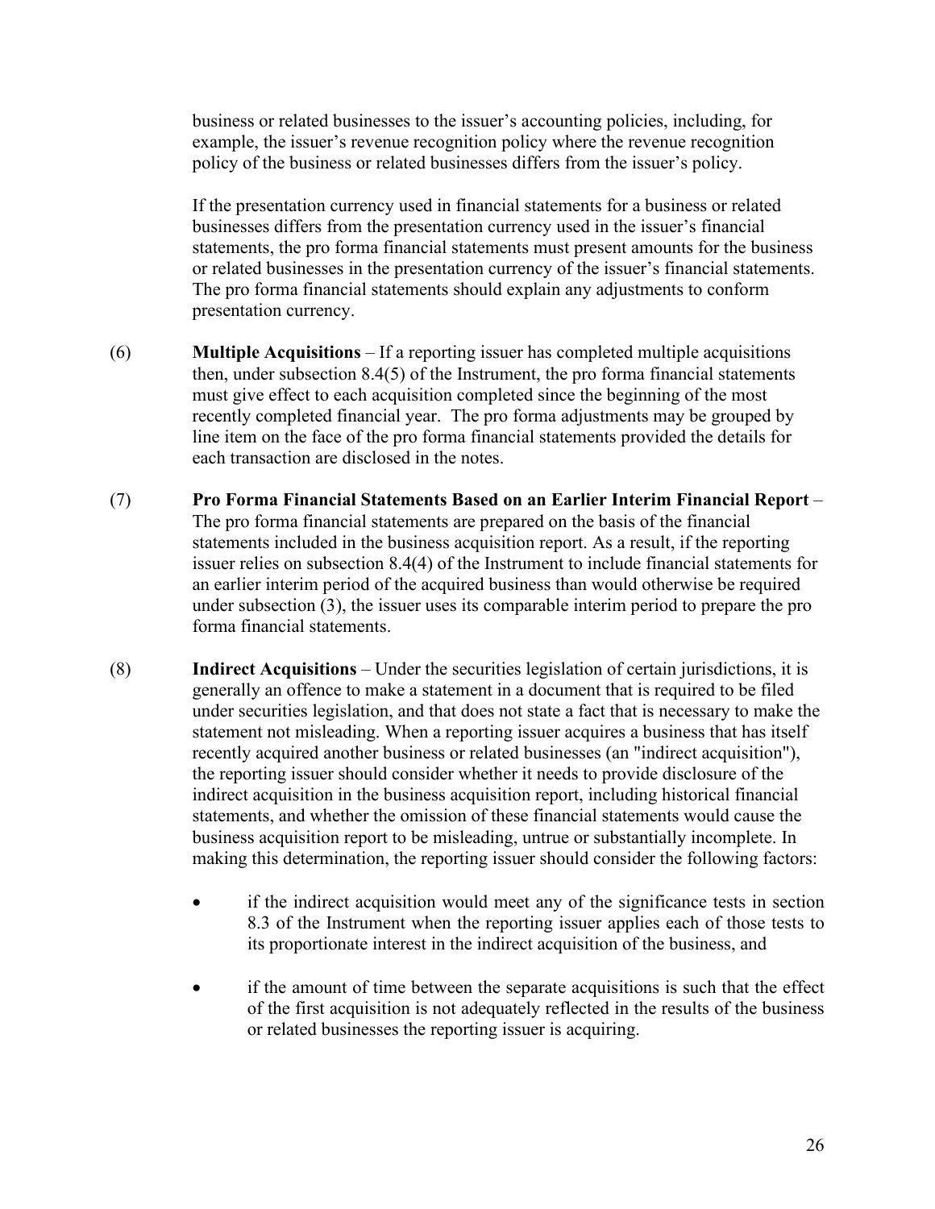business or related businesses to the issuer's accounting policies, including, for example, the issuer's revenue recognition policy where the revenue recognition policy of the business or related businesses differs from the issuer's policy.

If the presentation currency used in financial statements for a business or related businesses differs from the presentation currency used in the issuer's financial statements, the pro forma financial statements must present amounts for the business or related businesses in the presentation currency of the issuer's financial statements. The pro forma financial statements should explain any adjustments to conform presentation currency.

(6) **Multiple Acquisitions** – If a reporting issuer has completed multiple acquisitions then, under subsection 8.4(5) of the Instrument, the pro forma financial statements must give effect to each acquisition completed since the beginning of the most recently completed financial year. The pro forma adjustments may be grouped by line item on the face of the pro forma financial statements provided the details for each transaction are disclosed in the notes.

(7) **Pro Forma Financial Statements Based on an Earlier Interim Financial Report** – The pro forma financial statements are prepared on the basis of the financial statements included in the business acquisition report. As a result, if the reporting issuer relies on subsection 8.4(4) of the Instrument to include financial statements for an earlier interim period of the acquired business than would otherwise be required under subsection (3), the issuer uses its comparable interim period to prepare the pro forma financial statements.

(8) **Indirect Acquisitions** – Under the securities legislation of certain jurisdictions, it is generally an offence to make a statement in a document that is required to be filed under securities legislation, and that does not state a fact that is necessary to make the statement not misleading. When a reporting issuer acquires a business that has itself recently acquired another business or related businesses (an "indirect acquisition"), the reporting issuer should consider whether it needs to provide disclosure of the indirect acquisition in the business acquisition report, including historical financial statements, and whether the omission of these financial statements would cause the business acquisition report to be misleading, untrue or substantially incomplete. In making this determination, the reporting issuer should consider the following factors:

- if the indirect acquisition would meet any of the significance tests in section 8.3 of the Instrument when the reporting issuer applies each of those tests to its proportionate interest in the indirect acquisition of the business, and
- if the amount of time between the separate acquisitions is such that the effect of the first acquisition is not adequately reflected in the results of the business or related businesses the reporting issuer is acquiring.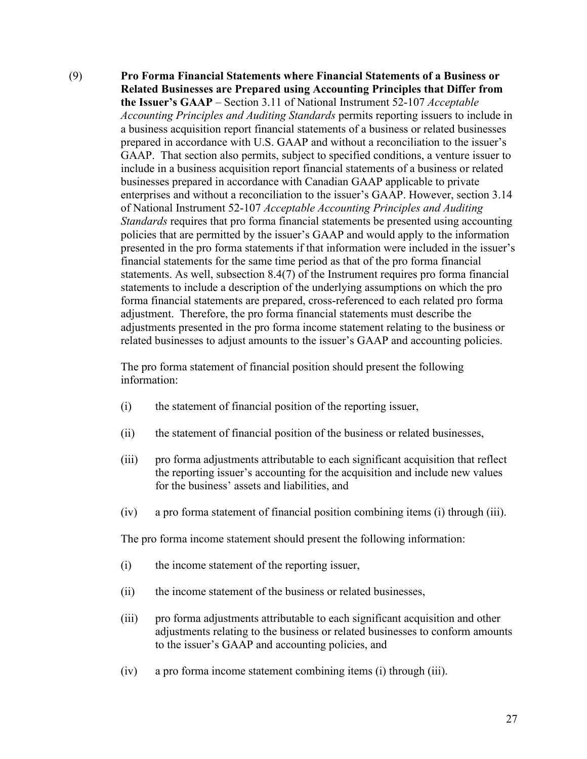(9) **Pro Forma Financial Statements where Financial Statements of a Business or Related Businesses are Prepared using Accounting Principles that Differ from the Issuer's GAAP** – Section 3.11 of National Instrument 52-107 *Acceptable Accounting Principles and Auditing Standards* permits reporting issuers to include in a business acquisition report financial statements of a business or related businesses prepared in accordance with U.S. GAAP and without a reconciliation to the issuer's GAAP. That section also permits, subject to specified conditions, a venture issuer to include in a business acquisition report financial statements of a business or related businesses prepared in accordance with Canadian GAAP applicable to private enterprises and without a reconciliation to the issuer's GAAP. However, section 3.14 of National Instrument 52-107 *Acceptable Accounting Principles and Auditing Standards* requires that pro forma financial statements be presented using accounting policies that are permitted by the issuer's GAAP and would apply to the information presented in the pro forma statements if that information were included in the issuer's financial statements for the same time period as that of the pro forma financial statements. As well, subsection 8.4(7) of the Instrument requires pro forma financial statements to include a description of the underlying assumptions on which the pro forma financial statements are prepared, cross-referenced to each related pro forma adjustment. Therefore, the pro forma financial statements must describe the adjustments presented in the pro forma income statement relating to the business or related businesses to adjust amounts to the issuer's GAAP and accounting policies.

The pro forma statement of financial position should present the following information:

(i) the statement of financial position of the reporting issuer,

(ii) the statement of financial position of the business or related businesses,

(iii) pro forma adjustments attributable to each significant acquisition that reflect the reporting issuer's accounting for the acquisition and include new values for the business' assets and liabilities, and

(iv) a pro forma statement of financial position combining items (i) through (iii).

The pro forma income statement should present the following information:

(i) the income statement of the reporting issuer,

(ii) the income statement of the business or related businesses,

(iii) pro forma adjustments attributable to each significant acquisition and other adjustments relating to the business or related businesses to conform amounts to the issuer's GAAP and accounting policies, and

(iv) a pro forma income statement combining items (i) through (iii).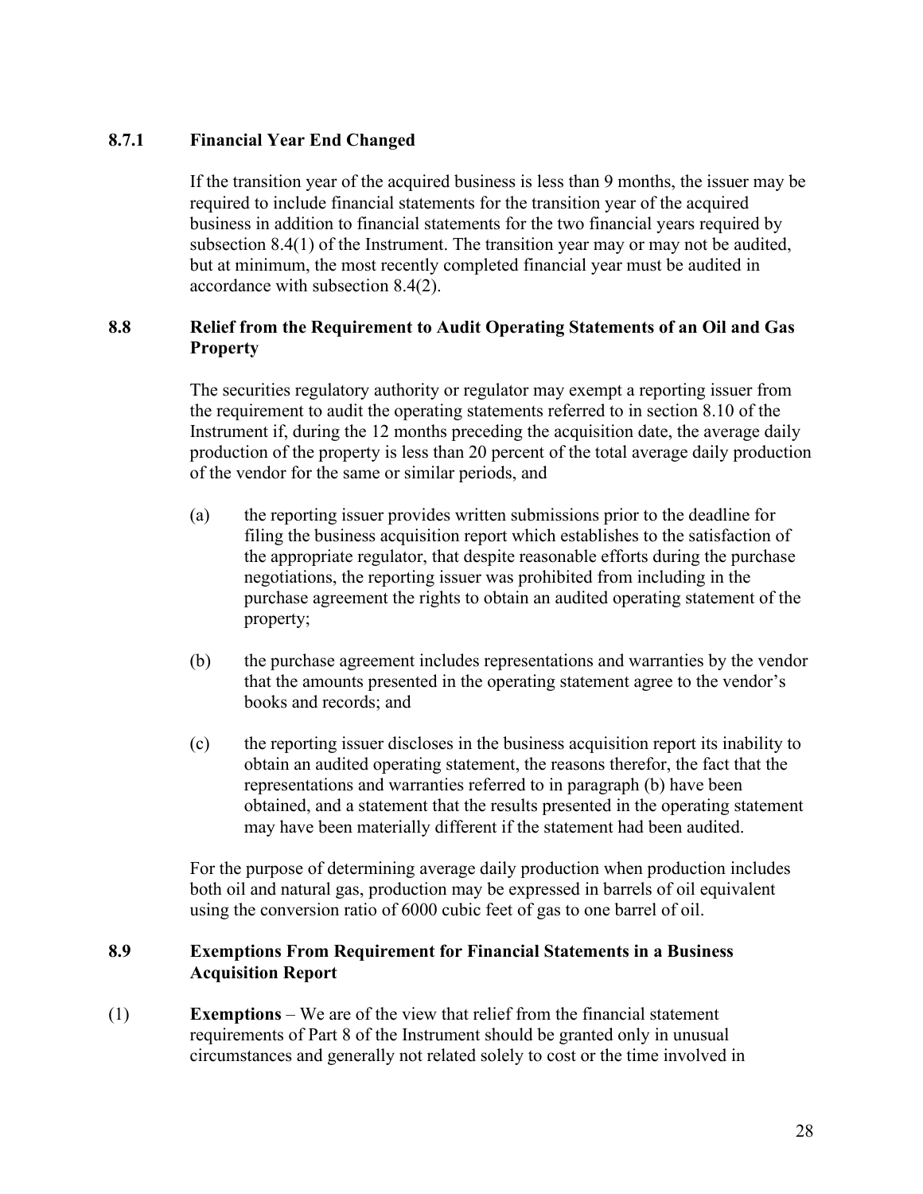### 8.7.1 Financial Year End Changed

If the transition year of the acquired business is less than 9 months, the issuer may be required to include financial statements for the transition year of the acquired business in addition to financial statements for the two financial years required by subsection 8.4(1) of the Instrument. The transition year may or may not be audited, but at minimum, the most recently completed financial year must be audited in accordance with subsection 8.4(2).

### 8.8 Relief from the Requirement to Audit Operating Statements of an Oil and Gas Property

The securities regulatory authority or regulator may exempt a reporting issuer from the requirement to audit the operating statements referred to in section 8.10 of the Instrument if, during the 12 months preceding the acquisition date, the average daily production of the property is less than 20 percent of the total average daily production of the vendor for the same or similar periods, and

(a) the reporting issuer provides written submissions prior to the deadline for filing the business acquisition report which establishes to the satisfaction of the appropriate regulator, that despite reasonable efforts during the purchase negotiations, the reporting issuer was prohibited from including in the purchase agreement the rights to obtain an audited operating statement of the property;

(b) the purchase agreement includes representations and warranties by the vendor that the amounts presented in the operating statement agree to the vendor's books and records; and

(c) the reporting issuer discloses in the business acquisition report its inability to obtain an audited operating statement, the reasons therefor, the fact that the representations and warranties referred to in paragraph (b) have been obtained, and a statement that the results presented in the operating statement may have been materially different if the statement had been audited.

For the purpose of determining average daily production when production includes both oil and natural gas, production may be expressed in barrels of oil equivalent using the conversion ratio of 6000 cubic feet of gas to one barrel of oil.

### 8.9 Exemptions From Requirement for Financial Statements in a Business Acquisition Report

(1) **Exemptions** – We are of the view that relief from the financial statement requirements of Part 8 of the Instrument should be granted only in unusual circumstances and generally not related solely to cost or the time involved in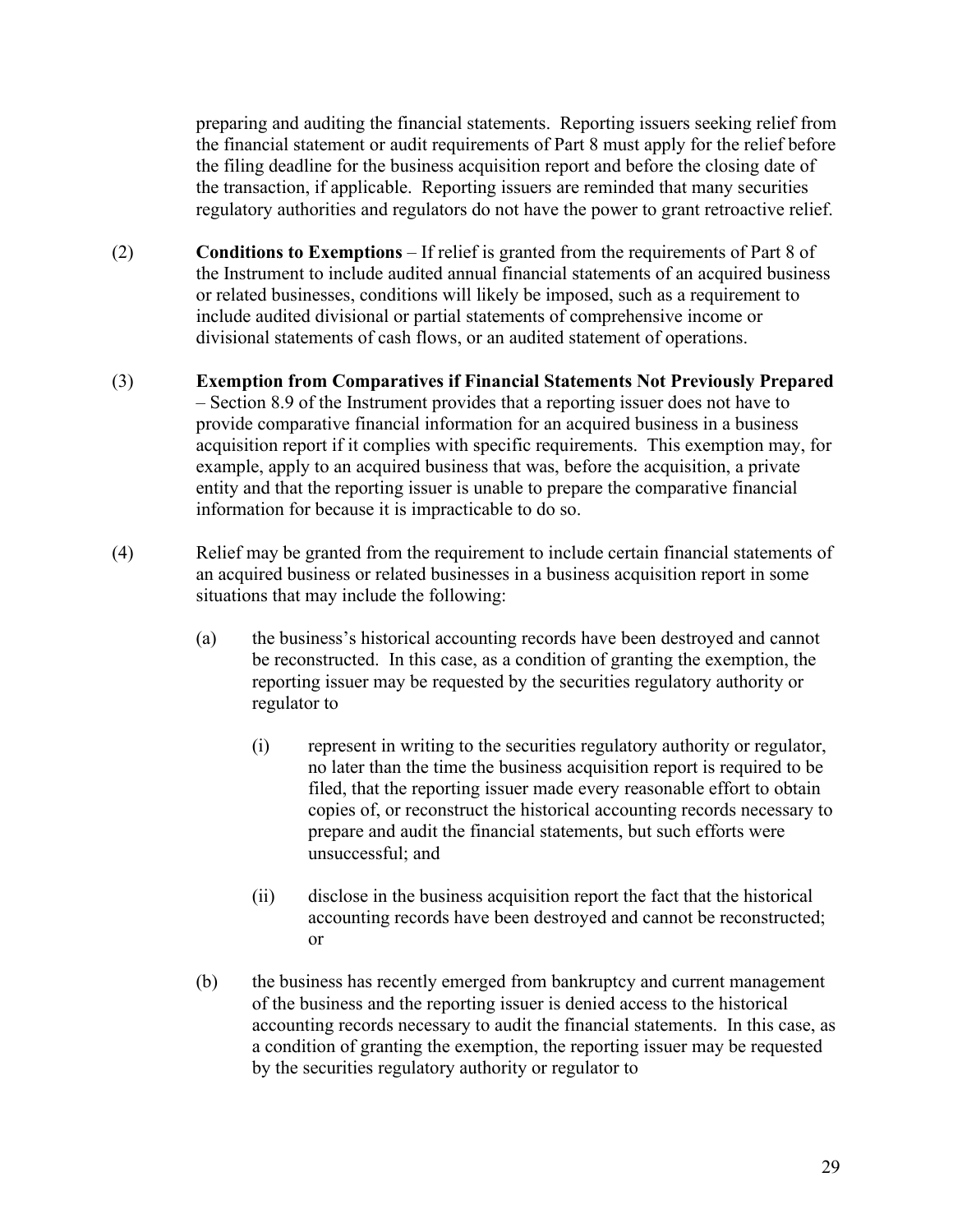preparing and auditing the financial statements. Reporting issuers seeking relief from the financial statement or audit requirements of Part 8 must apply for the relief before the filing deadline for the business acquisition report and before the closing date of the transaction, if applicable. Reporting issuers are reminded that many securities regulatory authorities and regulators do not have the power to grant retroactive relief.

(2) **Conditions to Exemptions** – If relief is granted from the requirements of Part 8 of the Instrument to include audited annual financial statements of an acquired business or related businesses, conditions will likely be imposed, such as a requirement to include audited divisional or partial statements of comprehensive income or divisional statements of cash flows, or an audited statement of operations.

(3) **Exemption from Comparatives if Financial Statements Not Previously Prepared** – Section 8.9 of the Instrument provides that a reporting issuer does not have to provide comparative financial information for an acquired business in a business acquisition report if it complies with specific requirements. This exemption may, for example, apply to an acquired business that was, before the acquisition, a private entity and that the reporting issuer is unable to prepare the comparative financial information for because it is impracticable to do so.

(4) Relief may be granted from the requirement to include certain financial statements of an acquired business or related businesses in a business acquisition report in some situations that may include the following:

(a) the business's historical accounting records have been destroyed and cannot be reconstructed. In this case, as a condition of granting the exemption, the reporting issuer may be requested by the securities regulatory authority or regulator to

(i) represent in writing to the securities regulatory authority or regulator, no later than the time the business acquisition report is required to be filed, that the reporting issuer made every reasonable effort to obtain copies of, or reconstruct the historical accounting records necessary to prepare and audit the financial statements, but such efforts were unsuccessful; and

(ii) disclose in the business acquisition report the fact that the historical accounting records have been destroyed and cannot be reconstructed; or

(b) the business has recently emerged from bankruptcy and current management of the business and the reporting issuer is denied access to the historical accounting records necessary to audit the financial statements. In this case, as a condition of granting the exemption, the reporting issuer may be requested by the securities regulatory authority or regulator to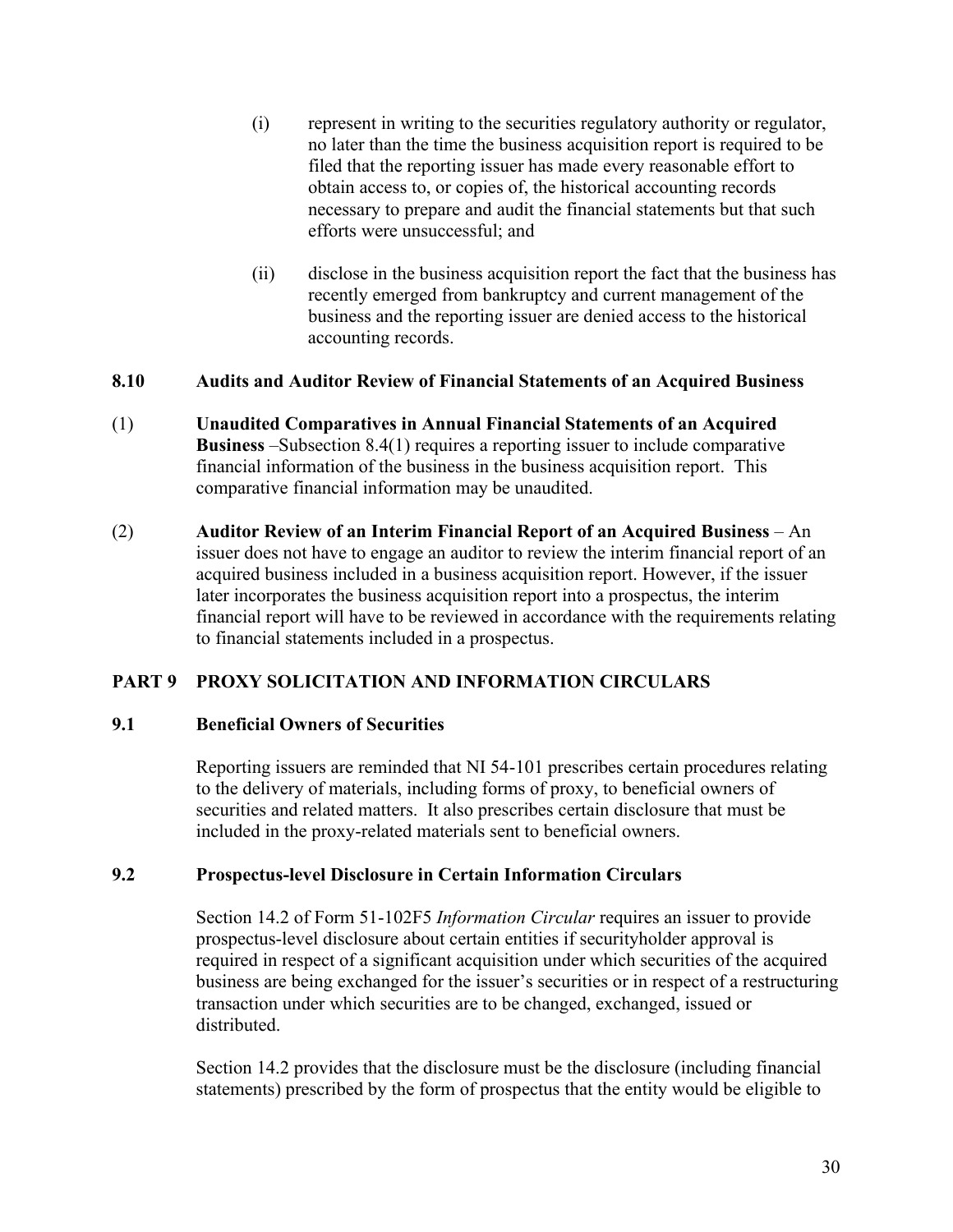(i) represent in writing to the securities regulatory authority or regulator, no later than the time the business acquisition report is required to be filed that the reporting issuer has made every reasonable effort to obtain access to, or copies of, the historical accounting records necessary to prepare and audit the financial statements but that such efforts were unsuccessful; and

(ii) disclose in the business acquisition report the fact that the business has recently emerged from bankruptcy and current management of the business and the reporting issuer are denied access to the historical accounting records.

### 8.10 Audits and Auditor Review of Financial Statements of an Acquired Business

(1) **Unaudited Comparatives in Annual Financial Statements of an Acquired Business** –Subsection 8.4(1) requires a reporting issuer to include comparative financial information of the business in the business acquisition report. This comparative financial information may be unaudited.

(2) **Auditor Review of an Interim Financial Report of an Acquired Business** – An issuer does not have to engage an auditor to review the interim financial report of an acquired business included in a business acquisition report. However, if the issuer later incorporates the business acquisition report into a prospectus, the interim financial report will have to be reviewed in accordance with the requirements relating to financial statements included in a prospectus.

## PART 9 PROXY SOLICITATION AND INFORMATION CIRCULARS

### 9.1 Beneficial Owners of Securities

Reporting issuers are reminded that NI 54-101 prescribes certain procedures relating to the delivery of materials, including forms of proxy, to beneficial owners of securities and related matters. It also prescribes certain disclosure that must be included in the proxy-related materials sent to beneficial owners.

### 9.2 Prospectus-level Disclosure in Certain Information Circulars

Section 14.2 of Form 51-102F5 *Information Circular* requires an issuer to provide prospectus-level disclosure about certain entities if securityholder approval is required in respect of a significant acquisition under which securities of the acquired business are being exchanged for the issuer's securities or in respect of a restructuring transaction under which securities are to be changed, exchanged, issued or distributed.

Section 14.2 provides that the disclosure must be the disclosure (including financial statements) prescribed by the form of prospectus that the entity would be eligible to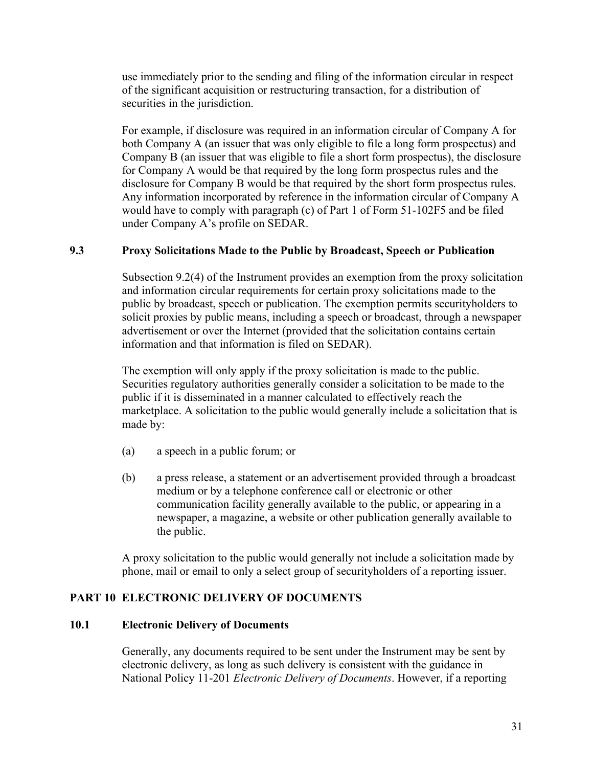use immediately prior to the sending and filing of the information circular in respect of the significant acquisition or restructuring transaction, for a distribution of securities in the jurisdiction.

For example, if disclosure was required in an information circular of Company A for both Company A (an issuer that was only eligible to file a long form prospectus) and Company B (an issuer that was eligible to file a short form prospectus), the disclosure for Company A would be that required by the long form prospectus rules and the disclosure for Company B would be that required by the short form prospectus rules. Any information incorporated by reference in the information circular of Company A would have to comply with paragraph (c) of Part 1 of Form 51-102F5 and be filed under Company A's profile on SEDAR.

### 9.3 Proxy Solicitations Made to the Public by Broadcast, Speech or Publication

Subsection 9.2(4) of the Instrument provides an exemption from the proxy solicitation and information circular requirements for certain proxy solicitations made to the public by broadcast, speech or publication. The exemption permits securityholders to solicit proxies by public means, including a speech or broadcast, through a newspaper advertisement or over the Internet (provided that the solicitation contains certain information and that information is filed on SEDAR).

The exemption will only apply if the proxy solicitation is made to the public. Securities regulatory authorities generally consider a solicitation to be made to the public if it is disseminated in a manner calculated to effectively reach the marketplace. A solicitation to the public would generally include a solicitation that is made by:

(a) a speech in a public forum; or

(b) a press release, a statement or an advertisement provided through a broadcast medium or by a telephone conference call or electronic or other communication facility generally available to the public, or appearing in a newspaper, a magazine, a website or other publication generally available to the public.

A proxy solicitation to the public would generally not include a solicitation made by phone, mail or email to only a select group of securityholders of a reporting issuer.

## PART 10 ELECTRONIC DELIVERY OF DOCUMENTS

### 10.1 Electronic Delivery of Documents

Generally, any documents required to be sent under the Instrument may be sent by electronic delivery, as long as such delivery is consistent with the guidance in National Policy 11-201 *Electronic Delivery of Documents*. However, if a reporting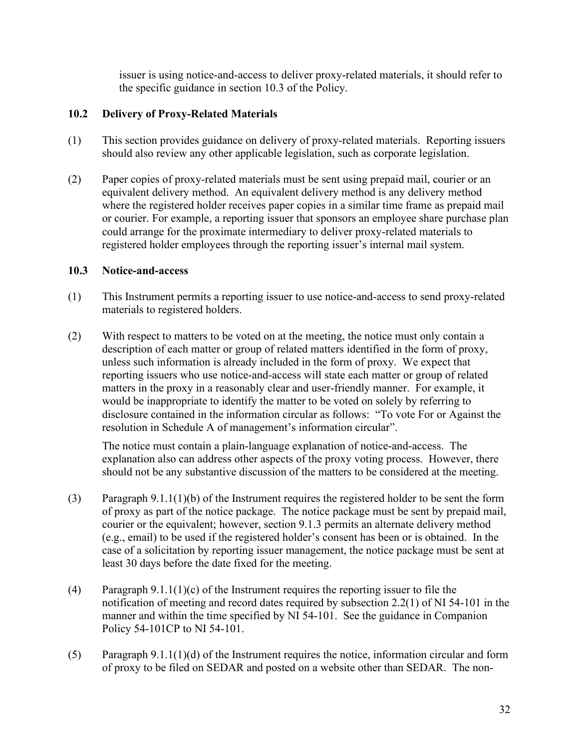issuer is using notice-and-access to deliver proxy-related materials, it should refer to the specific guidance in section 10.3 of the Policy.

### 10.2 Delivery of Proxy-Related Materials

(1) This section provides guidance on delivery of proxy-related materials. Reporting issuers should also review any other applicable legislation, such as corporate legislation.

(2) Paper copies of proxy-related materials must be sent using prepaid mail, courier or an equivalent delivery method. An equivalent delivery method is any delivery method where the registered holder receives paper copies in a similar time frame as prepaid mail or courier. For example, a reporting issuer that sponsors an employee share purchase plan could arrange for the proximate intermediary to deliver proxy-related materials to registered holder employees through the reporting issuer's internal mail system.

### 10.3 Notice-and-access

(1) This Instrument permits a reporting issuer to use notice-and-access to send proxy-related materials to registered holders.

(2) With respect to matters to be voted on at the meeting, the notice must only contain a description of each matter or group of related matters identified in the form of proxy, unless such information is already included in the form of proxy. We expect that reporting issuers who use notice-and-access will state each matter or group of related matters in the proxy in a reasonably clear and user-friendly manner. For example, it would be inappropriate to identify the matter to be voted on solely by referring to disclosure contained in the information circular as follows: "To vote For or Against the resolution in Schedule A of management's information circular".

The notice must contain a plain-language explanation of notice-and-access. The explanation also can address other aspects of the proxy voting process. However, there should not be any substantive discussion of the matters to be considered at the meeting.

(3) Paragraph 9.1.1(1)(b) of the Instrument requires the registered holder to be sent the form of proxy as part of the notice package. The notice package must be sent by prepaid mail, courier or the equivalent; however, section 9.1.3 permits an alternate delivery method (e.g., email) to be used if the registered holder's consent has been or is obtained. In the case of a solicitation by reporting issuer management, the notice package must be sent at least 30 days before the date fixed for the meeting.

(4) Paragraph 9.1.1(1)(c) of the Instrument requires the reporting issuer to file the notification of meeting and record dates required by subsection 2.2(1) of NI 54-101 in the manner and within the time specified by NI 54-101. See the guidance in Companion Policy 54-101CP to NI 54-101.

(5) Paragraph 9.1.1(1)(d) of the Instrument requires the notice, information circular and form of proxy to be filed on SEDAR and posted on a website other than SEDAR. The non-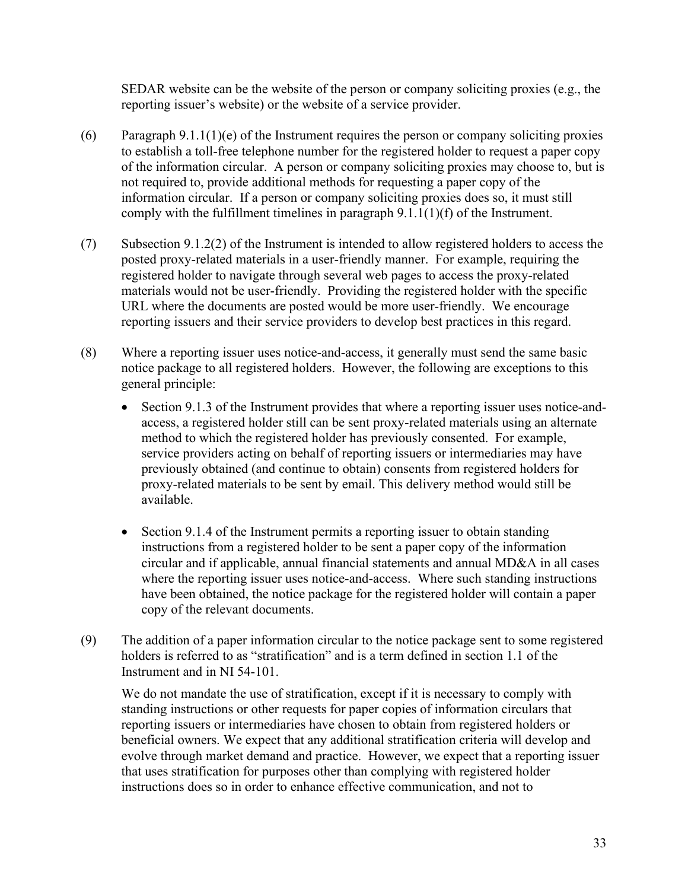SEDAR website can be the website of the person or company soliciting proxies (e.g., the reporting issuer's website) or the website of a service provider.

(6) Paragraph 9.1.1(1)(e) of the Instrument requires the person or company soliciting proxies to establish a toll-free telephone number for the registered holder to request a paper copy of the information circular. A person or company soliciting proxies may choose to, but is not required to, provide additional methods for requesting a paper copy of the information circular. If a person or company soliciting proxies does so, it must still comply with the fulfillment timelines in paragraph 9.1.1(1)(f) of the Instrument.

(7) Subsection 9.1.2(2) of the Instrument is intended to allow registered holders to access the posted proxy-related materials in a user-friendly manner. For example, requiring the registered holder to navigate through several web pages to access the proxy-related materials would not be user-friendly. Providing the registered holder with the specific URL where the documents are posted would be more user-friendly. We encourage reporting issuers and their service providers to develop best practices in this regard.

(8) Where a reporting issuer uses notice-and-access, it generally must send the same basic notice package to all registered holders. However, the following are exceptions to this general principle:

- Section 9.1.3 of the Instrument provides that where a reporting issuer uses notice-and-access, a registered holder still can be sent proxy-related materials using an alternate method to which the registered holder has previously consented. For example, service providers acting on behalf of reporting issuers or intermediaries may have previously obtained (and continue to obtain) consents from registered holders for proxy-related materials to be sent by email. This delivery method would still be available.

- Section 9.1.4 of the Instrument permits a reporting issuer to obtain standing instructions from a registered holder to be sent a paper copy of the information circular and if applicable, annual financial statements and annual MD&A in all cases where the reporting issuer uses notice-and-access. Where such standing instructions have been obtained, the notice package for the registered holder will contain a paper copy of the relevant documents.

(9) The addition of a paper information circular to the notice package sent to some registered holders is referred to as "stratification" and is a term defined in section 1.1 of the Instrument and in NI 54-101.

We do not mandate the use of stratification, except if it is necessary to comply with standing instructions or other requests for paper copies of information circulars that reporting issuers or intermediaries have chosen to obtain from registered holders or beneficial owners. We expect that any additional stratification criteria will develop and evolve through market demand and practice. However, we expect that a reporting issuer that uses stratification for purposes other than complying with registered holder instructions does so in order to enhance effective communication, and not to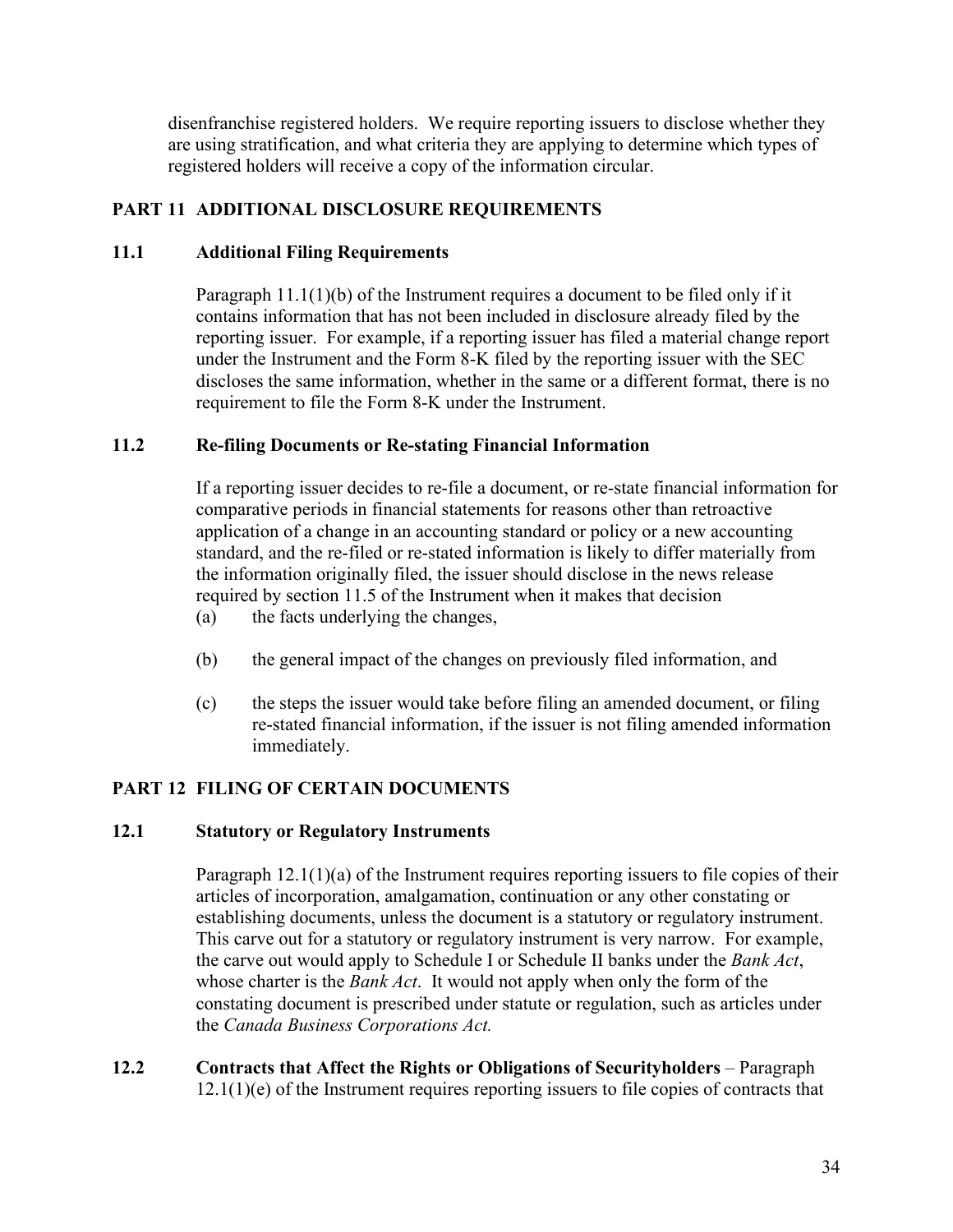disenfranchise registered holders. We require reporting issuers to disclose whether they are using stratification, and what criteria they are applying to determine which types of registered holders will receive a copy of the information circular.

## PART 11 ADDITIONAL DISCLOSURE REQUIREMENTS

### 11.1 Additional Filing Requirements

Paragraph 11.1(1)(b) of the Instrument requires a document to be filed only if it contains information that has not been included in disclosure already filed by the reporting issuer. For example, if a reporting issuer has filed a material change report under the Instrument and the Form 8-K filed by the reporting issuer with the SEC discloses the same information, whether in the same or a different format, there is no requirement to file the Form 8-K under the Instrument.

### 11.2 Re-filing Documents or Re-stating Financial Information

If a reporting issuer decides to re-file a document, or re-state financial information for comparative periods in financial statements for reasons other than retroactive application of a change in an accounting standard or policy or a new accounting standard, and the re-filed or re-stated information is likely to differ materially from the information originally filed, the issuer should disclose in the news release required by section 11.5 of the Instrument when it makes that decision

(a) the facts underlying the changes,

(b) the general impact of the changes on previously filed information, and

(c) the steps the issuer would take before filing an amended document, or filing re-stated financial information, if the issuer is not filing amended information immediately.

## PART 12 FILING OF CERTAIN DOCUMENTS

### 12.1 Statutory or Regulatory Instruments

Paragraph 12.1(1)(a) of the Instrument requires reporting issuers to file copies of their articles of incorporation, amalgamation, continuation or any other constating or establishing documents, unless the document is a statutory or regulatory instrument. This carve out for a statutory or regulatory instrument is very narrow. For example, the carve out would apply to Schedule I or Schedule II banks under the *Bank Act*, whose charter is the *Bank Act*. It would not apply when only the form of the constating document is prescribed under statute or regulation, such as articles under the *Canada Business Corporations Act.*

**12.2 Contracts that Affect the Rights or Obligations of Securityholders** – Paragraph 12.1(1)(e) of the Instrument requires reporting issuers to file copies of contracts that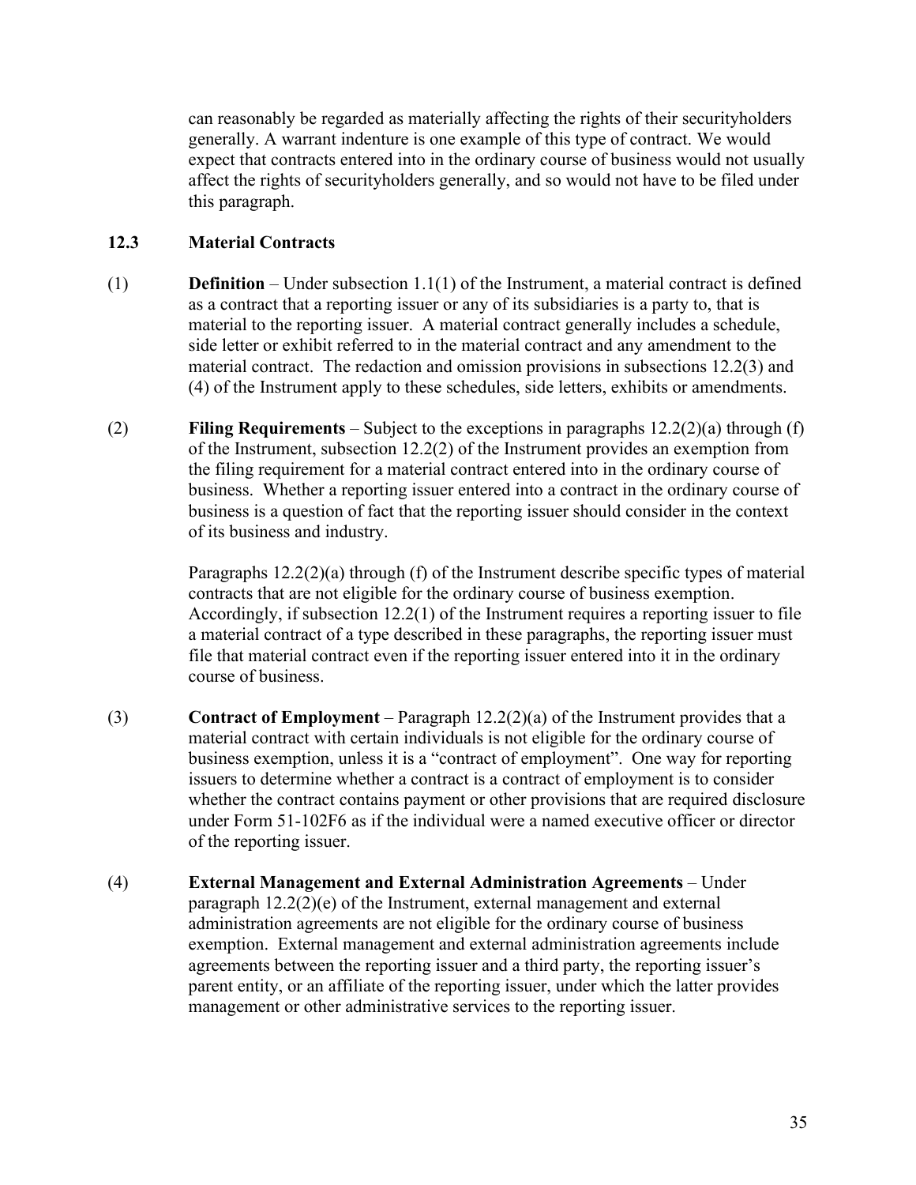can reasonably be regarded as materially affecting the rights of their securityholders generally. A warrant indenture is one example of this type of contract. We would expect that contracts entered into in the ordinary course of business would not usually affect the rights of securityholders generally, and so would not have to be filed under this paragraph.

### 12.3 Material Contracts

(1) **Definition** – Under subsection 1.1(1) of the Instrument, a material contract is defined as a contract that a reporting issuer or any of its subsidiaries is a party to, that is material to the reporting issuer. A material contract generally includes a schedule, side letter or exhibit referred to in the material contract and any amendment to the material contract. The redaction and omission provisions in subsections 12.2(3) and (4) of the Instrument apply to these schedules, side letters, exhibits or amendments.

(2) **Filing Requirements** – Subject to the exceptions in paragraphs 12.2(2)(a) through (f) of the Instrument, subsection 12.2(2) of the Instrument provides an exemption from the filing requirement for a material contract entered into in the ordinary course of business. Whether a reporting issuer entered into a contract in the ordinary course of business is a question of fact that the reporting issuer should consider in the context of its business and industry.

Paragraphs 12.2(2)(a) through (f) of the Instrument describe specific types of material contracts that are not eligible for the ordinary course of business exemption. Accordingly, if subsection 12.2(1) of the Instrument requires a reporting issuer to file a material contract of a type described in these paragraphs, the reporting issuer must file that material contract even if the reporting issuer entered into it in the ordinary course of business.

(3) **Contract of Employment** – Paragraph 12.2(2)(a) of the Instrument provides that a material contract with certain individuals is not eligible for the ordinary course of business exemption, unless it is a "contract of employment". One way for reporting issuers to determine whether a contract is a contract of employment is to consider whether the contract contains payment or other provisions that are required disclosure under Form 51-102F6 as if the individual were a named executive officer or director of the reporting issuer.

(4) **External Management and External Administration Agreements** – Under paragraph 12.2(2)(e) of the Instrument, external management and external administration agreements are not eligible for the ordinary course of business exemption. External management and external administration agreements include agreements between the reporting issuer and a third party, the reporting issuer's parent entity, or an affiliate of the reporting issuer, under which the latter provides management or other administrative services to the reporting issuer.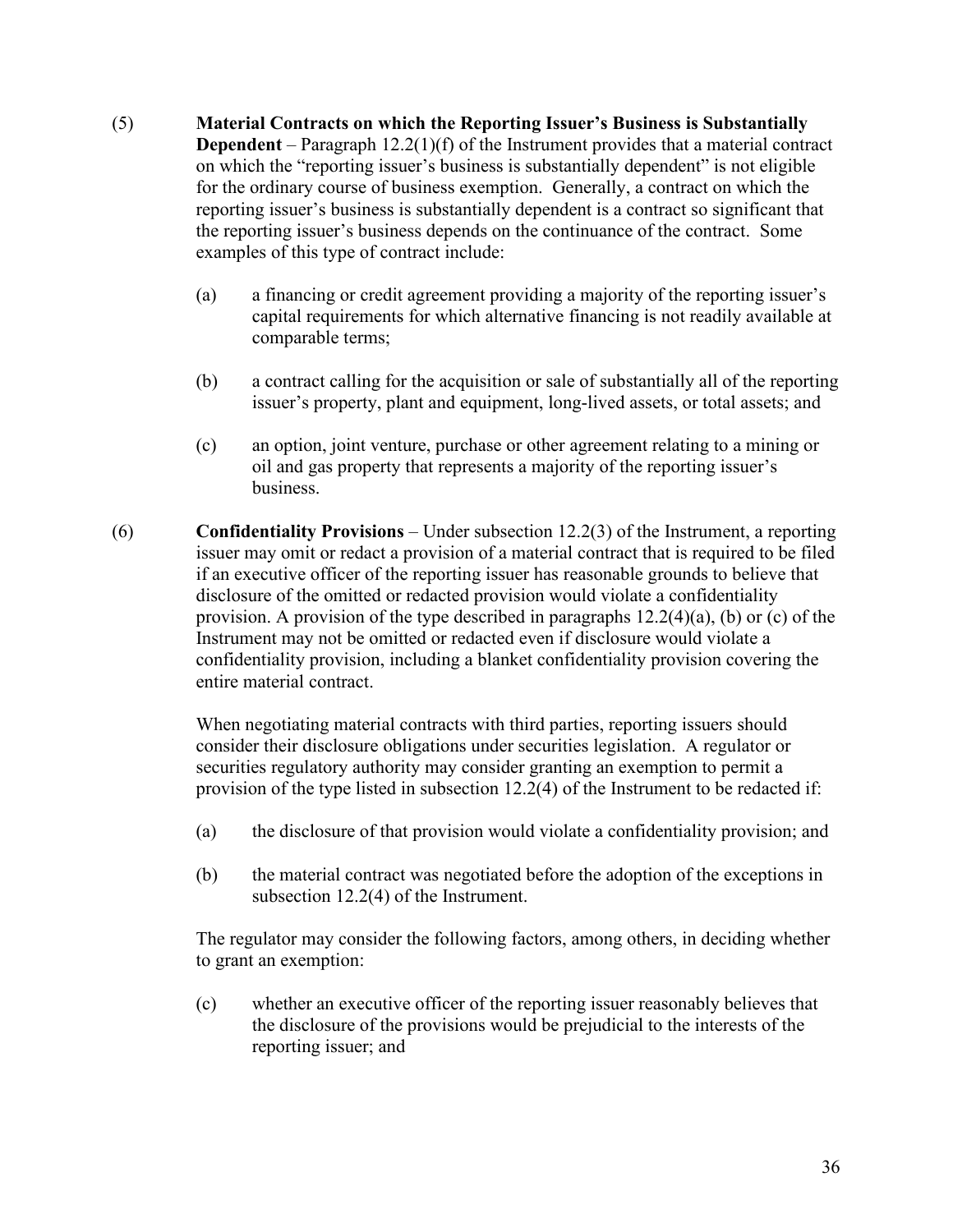(5) **Material Contracts on which the Reporting Issuer's Business is Substantially Dependent** – Paragraph 12.2(1)(f) of the Instrument provides that a material contract on which the "reporting issuer's business is substantially dependent" is not eligible for the ordinary course of business exemption. Generally, a contract on which the reporting issuer's business is substantially dependent is a contract so significant that the reporting issuer's business depends on the continuance of the contract. Some examples of this type of contract include:

   (a) a financing or credit agreement providing a majority of the reporting issuer's capital requirements for which alternative financing is not readily available at comparable terms;

   (b) a contract calling for the acquisition or sale of substantially all of the reporting issuer's property, plant and equipment, long-lived assets, or total assets; and

   (c) an option, joint venture, purchase or other agreement relating to a mining or oil and gas property that represents a majority of the reporting issuer's business.

(6) **Confidentiality Provisions** – Under subsection 12.2(3) of the Instrument, a reporting issuer may omit or redact a provision of a material contract that is required to be filed if an executive officer of the reporting issuer has reasonable grounds to believe that disclosure of the omitted or redacted provision would violate a confidentiality provision. A provision of the type described in paragraphs 12.2(4)(a), (b) or (c) of the Instrument may not be omitted or redacted even if disclosure would violate a confidentiality provision, including a blanket confidentiality provision covering the entire material contract.

   When negotiating material contracts with third parties, reporting issuers should consider their disclosure obligations under securities legislation. A regulator or securities regulatory authority may consider granting an exemption to permit a provision of the type listed in subsection 12.2(4) of the Instrument to be redacted if:

   (a) the disclosure of that provision would violate a confidentiality provision; and

   (b) the material contract was negotiated before the adoption of the exceptions in subsection 12.2(4) of the Instrument.

   The regulator may consider the following factors, among others, in deciding whether to grant an exemption:

   (c) whether an executive officer of the reporting issuer reasonably believes that the disclosure of the provisions would be prejudicial to the interests of the reporting issuer; and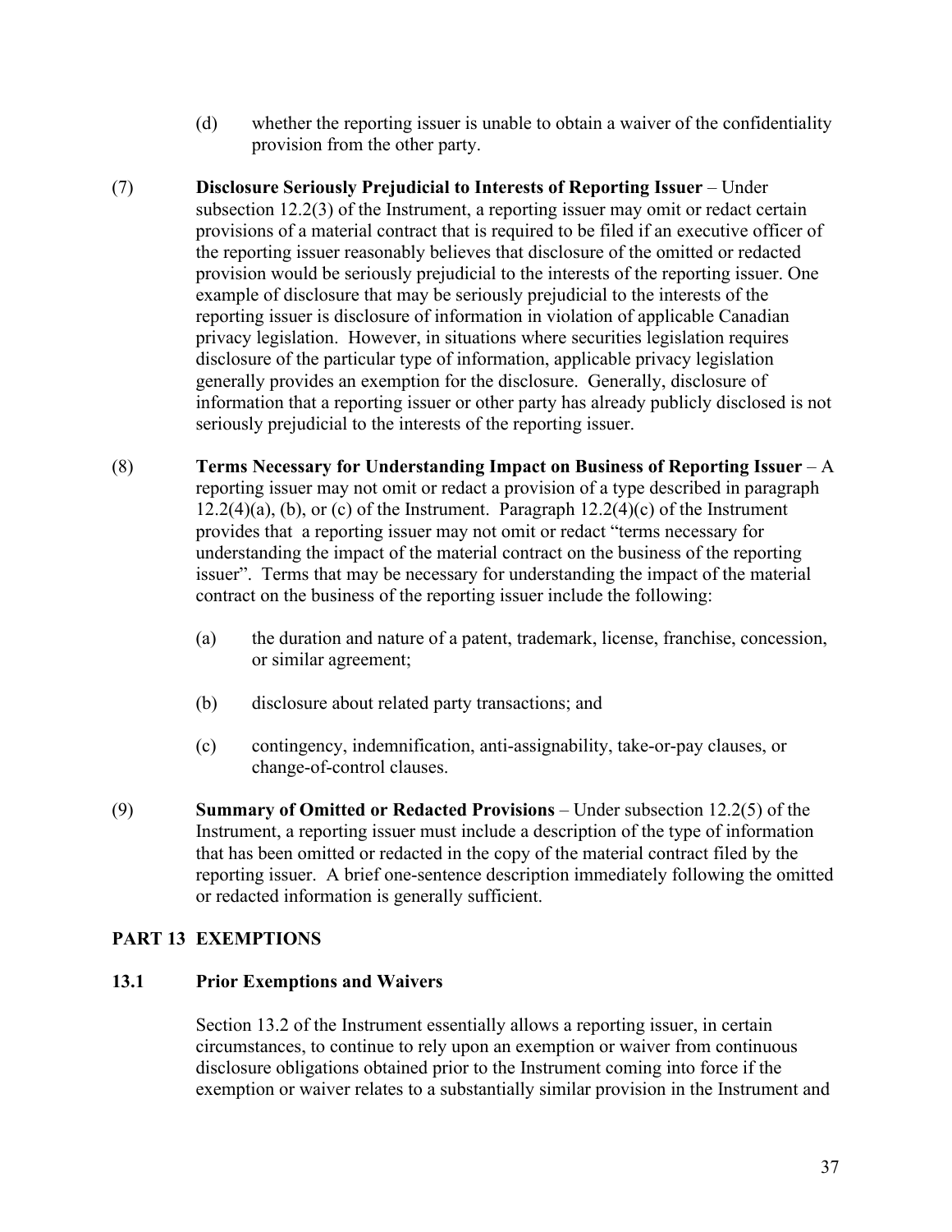(d) whether the reporting issuer is unable to obtain a waiver of the confidentiality provision from the other party.

(7) **Disclosure Seriously Prejudicial to Interests of Reporting Issuer** – Under subsection 12.2(3) of the Instrument, a reporting issuer may omit or redact certain provisions of a material contract that is required to be filed if an executive officer of the reporting issuer reasonably believes that disclosure of the omitted or redacted provision would be seriously prejudicial to the interests of the reporting issuer. One example of disclosure that may be seriously prejudicial to the interests of the reporting issuer is disclosure of information in violation of applicable Canadian privacy legislation. However, in situations where securities legislation requires disclosure of the particular type of information, applicable privacy legislation generally provides an exemption for the disclosure. Generally, disclosure of information that a reporting issuer or other party has already publicly disclosed is not seriously prejudicial to the interests of the reporting issuer.

(8) **Terms Necessary for Understanding Impact on Business of Reporting Issuer** – A reporting issuer may not omit or redact a provision of a type described in paragraph 12.2(4)(a), (b), or (c) of the Instrument. Paragraph 12.2(4)(c) of the Instrument provides that a reporting issuer may not omit or redact "terms necessary for understanding the impact of the material contract on the business of the reporting issuer". Terms that may be necessary for understanding the impact of the material contract on the business of the reporting issuer include the following:

(a) the duration and nature of a patent, trademark, license, franchise, concession, or similar agreement;

(b) disclosure about related party transactions; and

(c) contingency, indemnification, anti-assignability, take-or-pay clauses, or change-of-control clauses.

(9) **Summary of Omitted or Redacted Provisions** – Under subsection 12.2(5) of the Instrument, a reporting issuer must include a description of the type of information that has been omitted or redacted in the copy of the material contract filed by the reporting issuer. A brief one-sentence description immediately following the omitted or redacted information is generally sufficient.

## PART 13 EXEMPTIONS

### 13.1 Prior Exemptions and Waivers

Section 13.2 of the Instrument essentially allows a reporting issuer, in certain circumstances, to continue to rely upon an exemption or waiver from continuous disclosure obligations obtained prior to the Instrument coming into force if the exemption or waiver relates to a substantially similar provision in the Instrument and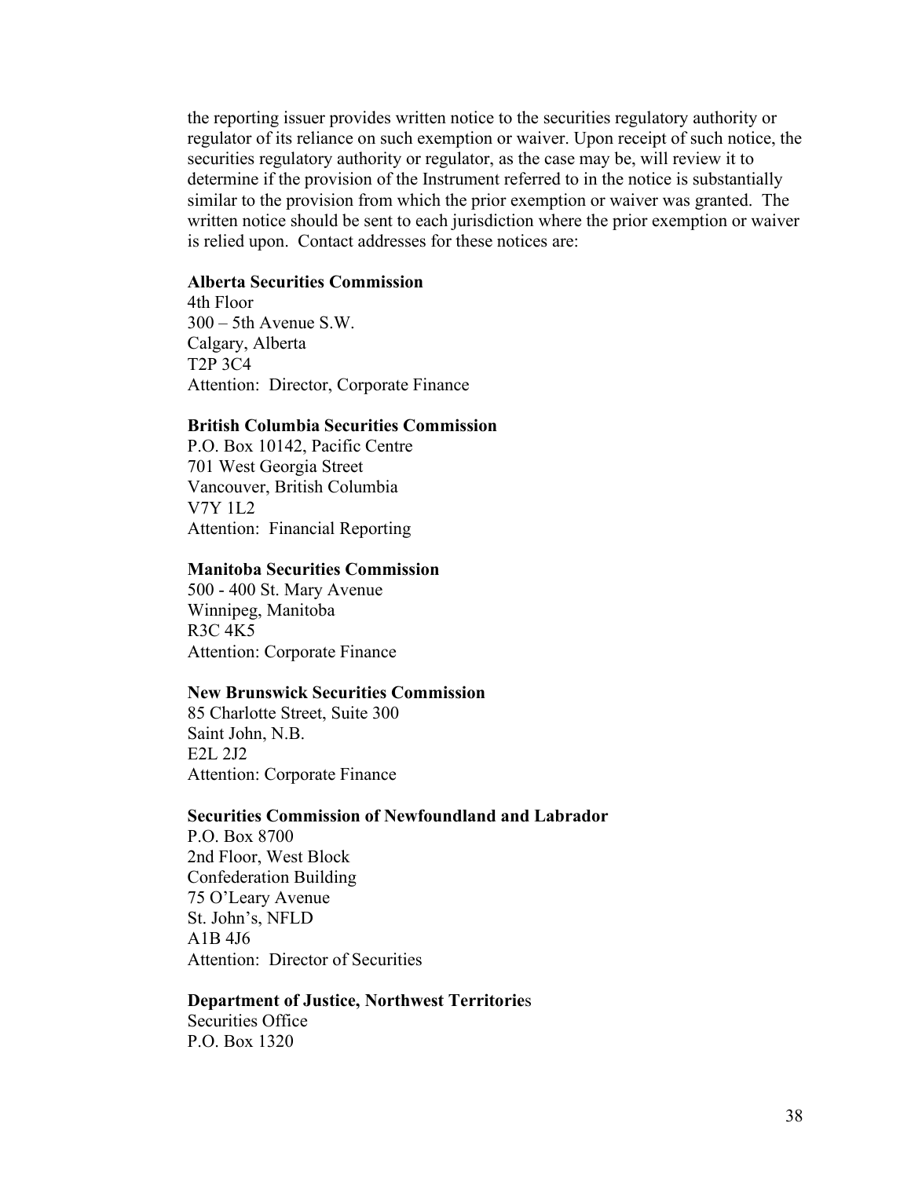the reporting issuer provides written notice to the securities regulatory authority or regulator of its reliance on such exemption or waiver. Upon receipt of such notice, the securities regulatory authority or regulator, as the case may be, will review it to determine if the provision of the Instrument referred to in the notice is substantially similar to the provision from which the prior exemption or waiver was granted. The written notice should be sent to each jurisdiction where the prior exemption or waiver is relied upon. Contact addresses for these notices are:

**Alberta Securities Commission**
4th Floor
300 – 5th Avenue S.W.
Calgary, Alberta
T2P 3C4
Attention: Director, Corporate Finance

**British Columbia Securities Commission**
P.O. Box 10142, Pacific Centre
701 West Georgia Street
Vancouver, British Columbia
V7Y 1L2
Attention: Financial Reporting

**Manitoba Securities Commission**
500 - 400 St. Mary Avenue
Winnipeg, Manitoba
R3C 4K5
Attention: Corporate Finance

**New Brunswick Securities Commission**
85 Charlotte Street, Suite 300
Saint John, N.B.
E2L 2J2
Attention: Corporate Finance

**Securities Commission of Newfoundland and Labrador**
P.O. Box 8700
2nd Floor, West Block
Confederation Building
75 O'Leary Avenue
St. John's, NFLD
A1B 4J6
Attention: Director of Securities

**Department of Justice, Northwest Territories**
Securities Office
P.O. Box 1320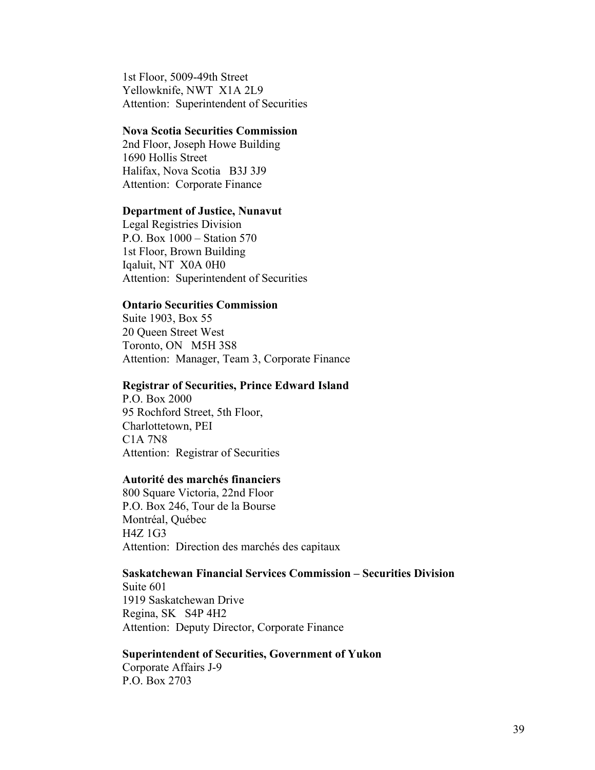1st Floor, 5009-49th Street
Yellowknife, NWT  X1A 2L9
Attention:  Superintendent of Securities

**Nova Scotia Securities Commission**
2nd Floor, Joseph Howe Building
1690 Hollis Street
Halifax, Nova Scotia   B3J 3J9
Attention:  Corporate Finance

**Department of Justice, Nunavut**
Legal Registries Division
P.O. Box 1000 – Station 570
1st Floor, Brown Building
Iqaluit, NT  X0A 0H0
Attention:  Superintendent of Securities

**Ontario Securities Commission**
Suite 1903, Box 55
20 Queen Street West
Toronto, ON   M5H 3S8
Attention:  Manager, Team 3, Corporate Finance

**Registrar of Securities, Prince Edward Island**
P.O. Box 2000
95 Rochford Street, 5th Floor,
Charlottetown, PEI
C1A 7N8
Attention:  Registrar of Securities

**Autorité des marchés financiers**
800 Square Victoria, 22nd Floor
P.O. Box 246, Tour de la Bourse
Montréal, Québec
H4Z 1G3
Attention:  Direction des marchés des capitaux

**Saskatchewan Financial Services Commission – Securities Division**
Suite 601
1919 Saskatchewan Drive
Regina, SK   S4P 4H2
Attention:  Deputy Director, Corporate Finance

**Superintendent of Securities, Government of Yukon**
Corporate Affairs J-9
P.O. Box 2703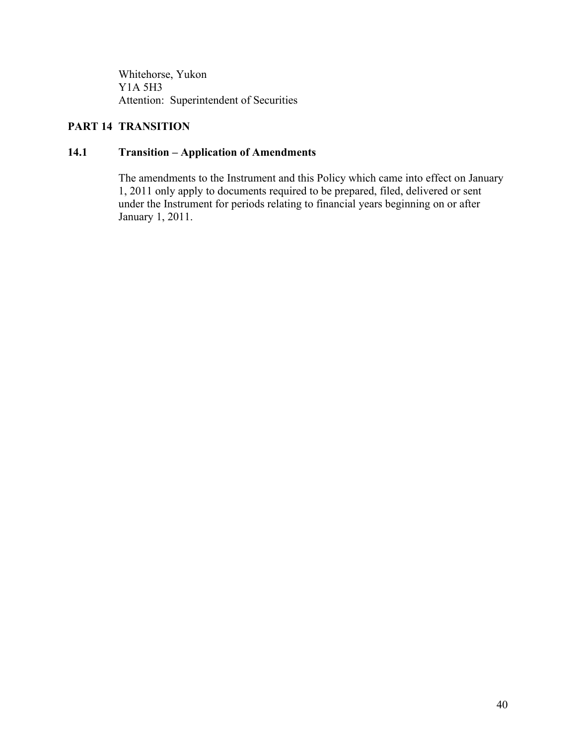Whitehorse, Yukon  
Y1A 5H3  
Attention: Superintendent of Securities

## PART 14 TRANSITION

### 14.1 Transition – Application of Amendments

The amendments to the Instrument and this Policy which came into effect on January 1, 2011 only apply to documents required to be prepared, filed, delivered or sent under the Instrument for periods relating to financial years beginning on or after January 1, 2011.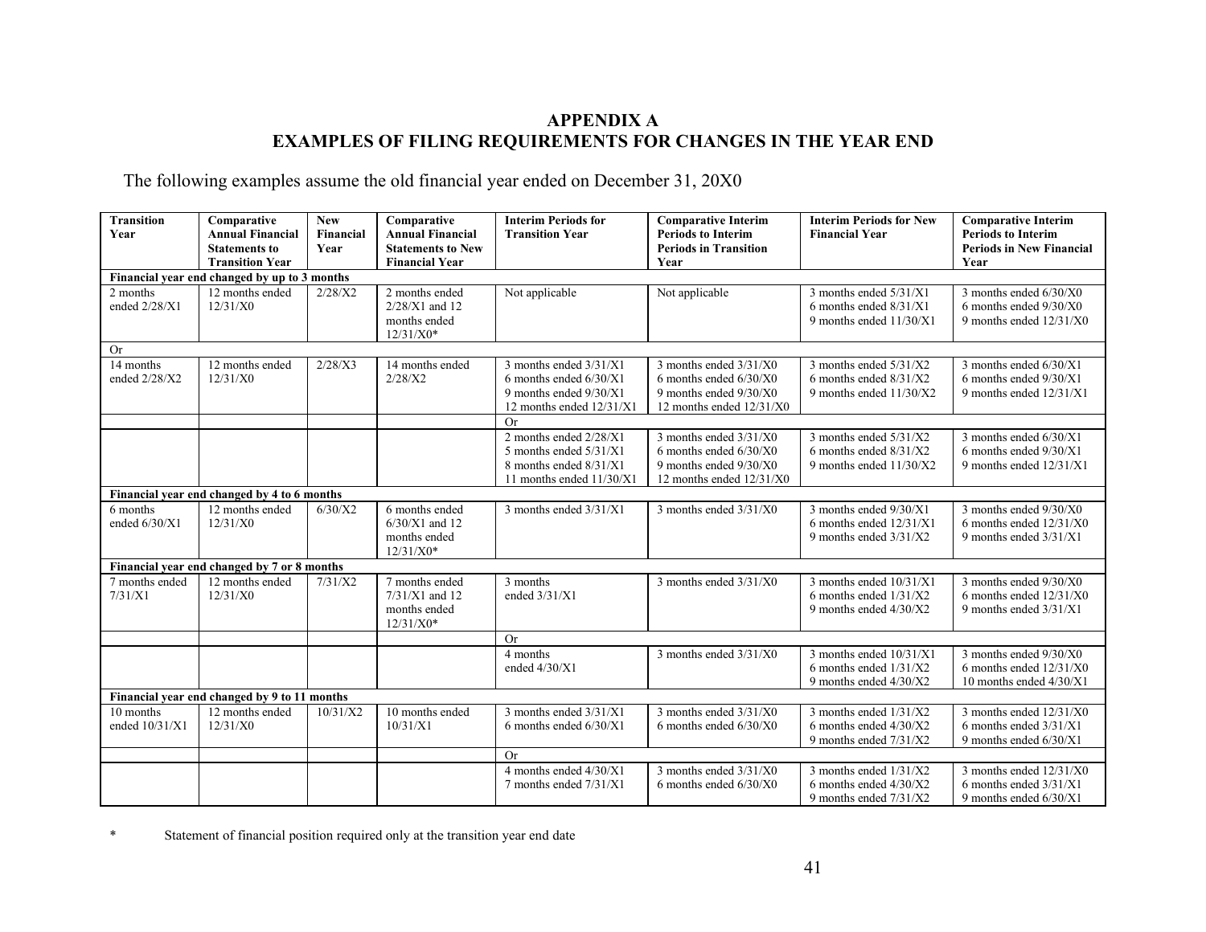## APPENDIX A
## EXAMPLES OF FILING REQUIREMENTS FOR CHANGES IN THE YEAR END

The following examples assume the old financial year ended on December 31, 20X0

| Transition Year | Comparative Annual Financial Statements to Transition Year | New Financial Year | Comparative Annual Financial Statements to New Financial Year | Interim Periods for Transition Year | Comparative Interim Periods to Interim Periods in Transition Year | Interim Periods for New Financial Year | Comparative Interim Periods to Interim Periods in New Financial Year |
|---|---|---|---|---|---|---|---|
| **Financial year end changed by up to 3 months** | | | | | | | |
| 2 months ended 2/28/X1 | 12 months ended 12/31/X0 | 2/28/X2 | 2 months ended 2/28/X1 and 12 months ended 12/31/X0* | Not applicable | Not applicable | 3 months ended 5/31/X1<br>6 months ended 8/31/X1<br>9 months ended 11/30/X1 | 3 months ended 6/30/X0<br>6 months ended 9/30/X0<br>9 months ended 12/31/X0 |
| Or | | | | | | | |
| 14 months ended 2/28/X2 | 12 months ended 12/31/X0 | 2/28/X3 | 14 months ended 2/28/X2 | 3 months ended 3/31/X1<br>6 months ended 6/30/X1<br>9 months ended 9/30/X1<br>12 months ended 12/31/X1 | 3 months ended 3/31/X0<br>6 months ended 6/30/X0<br>9 months ended 9/30/X0<br>12 months ended 12/31/X0 | 3 months ended 5/31/X2<br>6 months ended 8/31/X2<br>9 months ended 11/30/X2 | 3 months ended 6/30/X1<br>6 months ended 9/30/X1<br>9 months ended 12/31/X1 |
| | | | | Or | | | |
| | | | | 2 months ended 2/28/X1<br>5 months ended 5/31/X1<br>8 months ended 8/31/X1<br>11 months ended 11/30/X1 | 3 months ended 3/31/X0<br>6 months ended 6/30/X0<br>9 months ended 9/30/X0<br>12 months ended 12/31/X0 | 3 months ended 5/31/X2<br>6 months ended 8/31/X2<br>9 months ended 11/30/X2 | 3 months ended 6/30/X1<br>6 months ended 9/30/X1<br>9 months ended 12/31/X1 |
| **Financial year end changed by 4 to 6 months** | | | | | | | |
| 6 months ended 6/30/X1 | 12 months ended 12/31/X0 | 6/30/X2 | 6 months ended 6/30/X1 and 12 months ended 12/31/X0* | 3 months ended 3/31/X1 | 3 months ended 3/31/X0 | 3 months ended 9/30/X1<br>6 months ended 12/31/X1<br>9 months ended 3/31/X2 | 3 months ended 9/30/X0<br>6 months ended 12/31/X0<br>9 months ended 3/31/X1 |
| **Financial year end changed by 7 or 8 months** | | | | | | | |
| 7 months ended 7/31/X1 | 12 months ended 12/31/X0 | 7/31/X2 | 7 months ended 7/31/X1 and 12 months ended 12/31/X0* | 3 months ended 3/31/X1 | 3 months ended 3/31/X0 | 3 months ended 10/31/X1<br>6 months ended 1/31/X2<br>9 months ended 4/30/X2 | 3 months ended 9/30/X0<br>6 months ended 12/31/X0<br>9 months ended 3/31/X1 |
| | | | | Or | | | |
| | | | | 4 months ended 4/30/X1 | 3 months ended 3/31/X0 | 3 months ended 10/31/X1<br>6 months ended 1/31/X2<br>9 months ended 4/30/X2 | 3 months ended 9/30/X0<br>6 months ended 12/31/X0<br>10 months ended 4/30/X1 |
| **Financial year end changed by 9 to 11 months** | | | | | | | |
| 10 months ended 10/31/X1 | 12 months ended 12/31/X0 | 10/31/X2 | 10 months ended 10/31/X1 | 3 months ended 3/31/X1<br>6 months ended 6/30/X1 | 3 months ended 3/31/X0<br>6 months ended 6/30/X0 | 3 months ended 1/31/X2<br>6 months ended 4/30/X2<br>9 months ended 7/31/X2 | 3 months ended 12/31/X0<br>6 months ended 3/31/X1<br>9 months ended 6/30/X1 |
| | | | | Or | | | |
| | | | | 4 months ended 4/30/X1<br>7 months ended 7/31/X1 | 3 months ended 3/31/X0<br>6 months ended 6/30/X0 | 3 months ended 1/31/X2<br>6 months ended 4/30/X2<br>9 months ended 7/31/X2 | 3 months ended 12/31/X0<br>6 months ended 3/31/X1<br>9 months ended 6/30/X1 |

\* Statement of financial position required only at the transition year end date